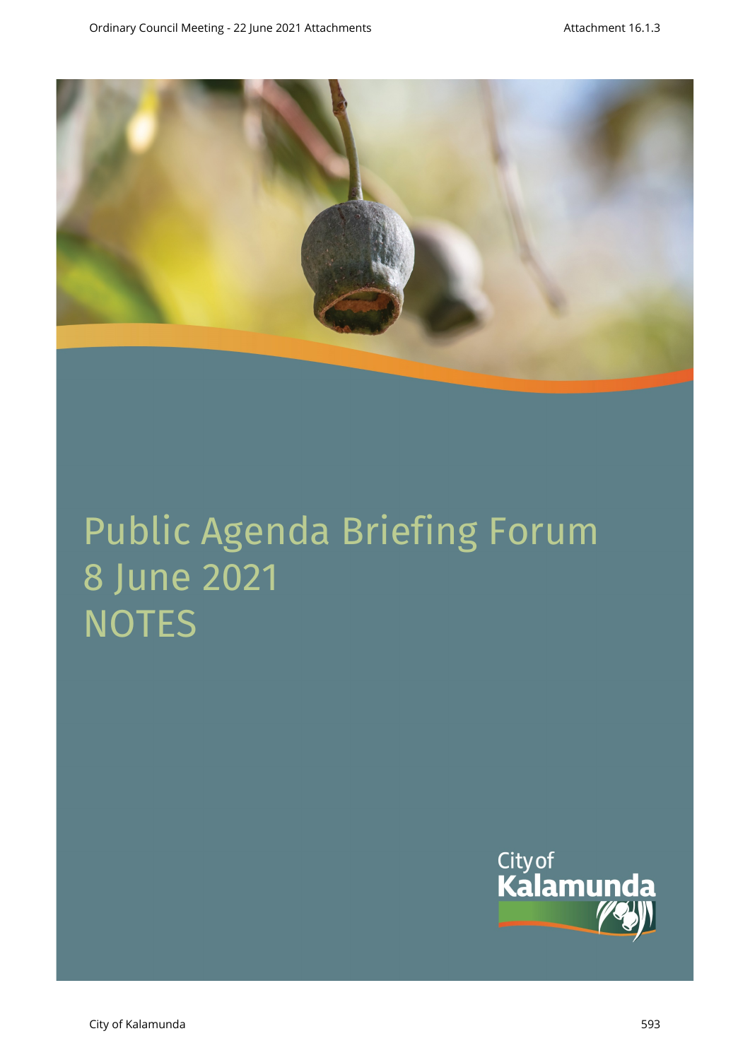# Public Agenda Briefing Forum
# 8 June 2021
# NOTES

City of Kalamunda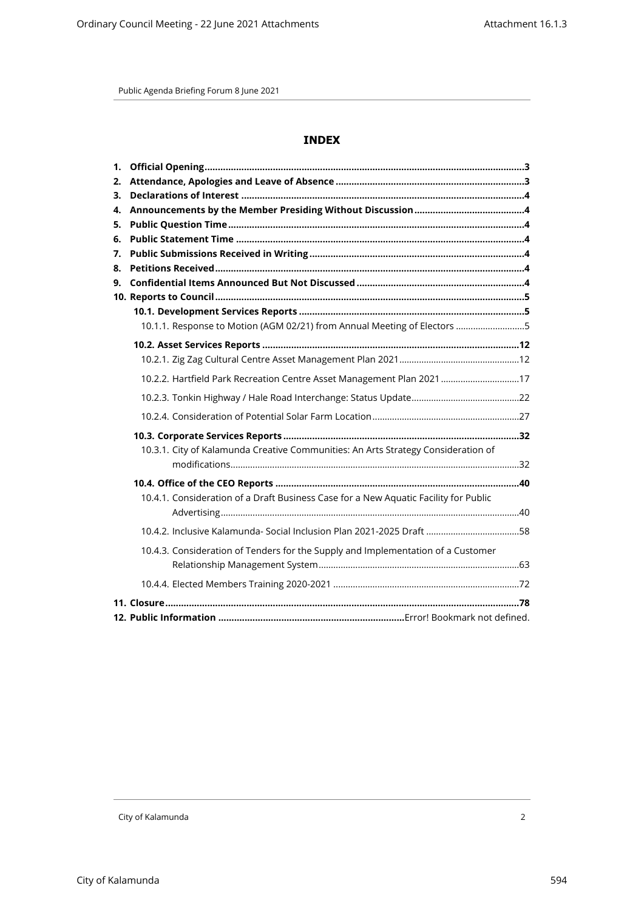## INDEX

**1. Official Opening**......................................................................................................................3
**2. Attendance, Apologies and Leave of Absence**.......................................................................3
**3. Declarations of Interest**..........................................................................................................4
**4. Announcements by the Member Presiding Without Discussion**..........................................4
**5. Public Question Time**...............................................................................................................4
**6. Public Statement Time**.............................................................................................................4
**7. Public Submissions Received in Writing**.................................................................................4
**8. Petitions Received**....................................................................................................................4
**9. Confidential Items Announced But Not Discussed**................................................................4
**10. Reports to Council**....................................................................................................................5

- **10.1. Development Services Reports**......................................................................................5
  - 10.1.1. Response to Motion (AGM 02/21) from Annual Meeting of Electors ...........................5
- **10.2. Asset Services Reports**.................................................................................................12
  - 10.2.1. Zig Zag Cultural Centre Asset Management Plan 2021................................................12
  - 10.2.2. Hartfield Park Recreation Centre Asset Management Plan 2021 ................................17
  - 10.2.3. Tonkin Highway / Hale Road Interchange: Status Update............................................22
  - 10.2.4. Consideration of Potential Solar Farm Location...........................................................27
- **10.3. Corporate Services Reports**.........................................................................................32
  - 10.3.1. City of Kalamunda Creative Communities: An Arts Strategy Consideration of modifications....................................................................................................................32
- **10.4. Office of the CEO Reports**............................................................................................40
  - 10.4.1. Consideration of a Draft Business Case for a New Aquatic Facility for Public Advertising.......................................................................................................................40
  - 10.4.2. Inclusive Kalamunda- Social Inclusion Plan 2021-2025 Draft ......................................58
  - 10.4.3. Consideration of Tenders for the Supply and Implementation of a Customer Relationship Management System.................................................................................63
  - 10.4.4. Elected Members Training 2020-2021 ..........................................................................72

**11. Closure**.....................................................................................................................................78
**12. Public Information** .......................................................................Error! Bookmark not defined.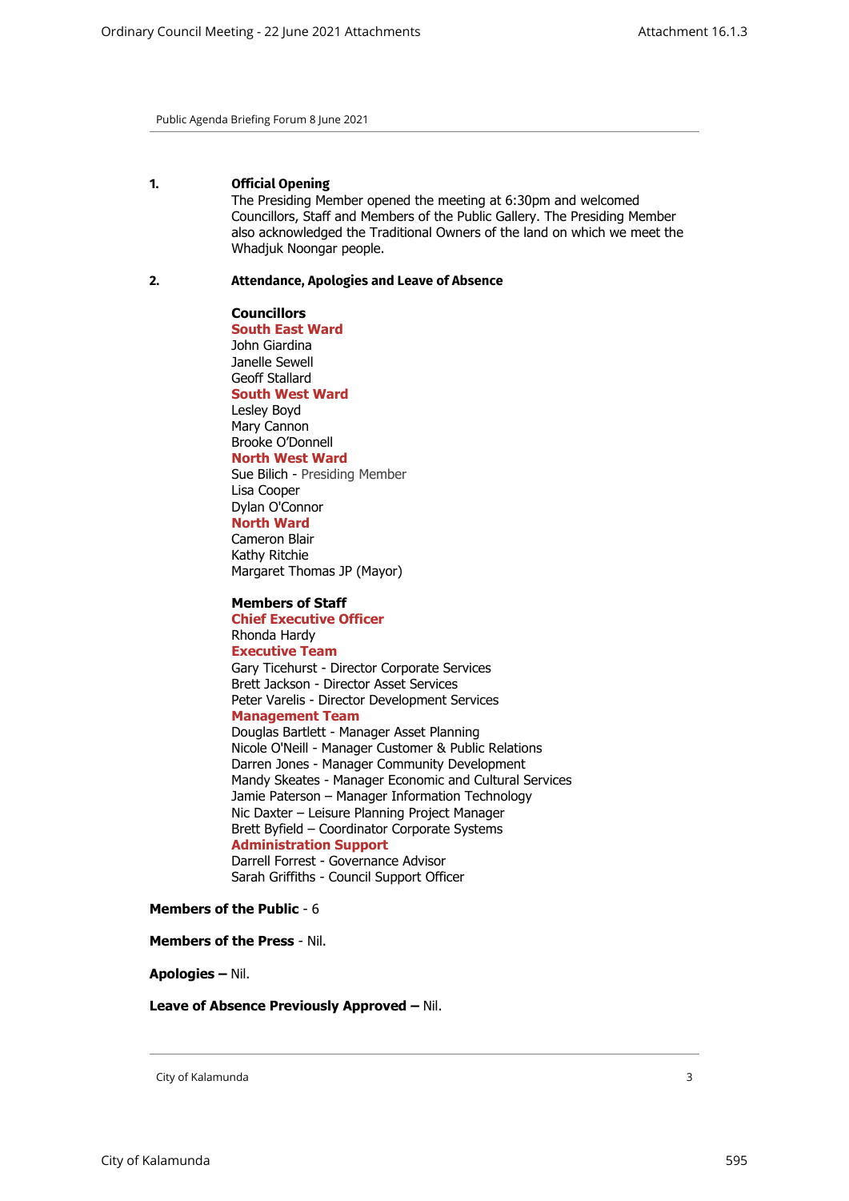Public Agenda Briefing Forum 8 June 2021

## 1. Official Opening

The Presiding Member opened the meeting at 6:30pm and welcomed Councillors, Staff and Members of the Public Gallery. The Presiding Member also acknowledged the Traditional Owners of the land on which we meet the Whadjuk Noongar people.

## 2. Attendance, Apologies and Leave of Absence

**Councillors**

**South East Ward**
John Giardina
Janelle Sewell
Geoff Stallard

**South West Ward**
Lesley Boyd
Mary Cannon
Brooke O'Donnell

**North West Ward**
Sue Bilich - Presiding Member
Lisa Cooper
Dylan O'Connor

**North Ward**
Cameron Blair
Kathy Ritchie
Margaret Thomas JP (Mayor)

**Members of Staff**

**Chief Executive Officer**
Rhonda Hardy

**Executive Team**
Gary Ticehurst - Director Corporate Services
Brett Jackson - Director Asset Services
Peter Varelis - Director Development Services

**Management Team**
Douglas Bartlett - Manager Asset Planning
Nicole O'Neill - Manager Customer & Public Relations
Darren Jones - Manager Community Development
Mandy Skeates - Manager Economic and Cultural Services
Jamie Paterson – Manager Information Technology
Nic Daxter – Leisure Planning Project Manager
Brett Byfield – Coordinator Corporate Systems

**Administration Support**
Darrell Forrest - Governance Advisor
Sarah Griffiths - Council Support Officer

**Members of the Public** - 6

**Members of the Press** - Nil.

**Apologies –** Nil.

**Leave of Absence Previously Approved –** Nil.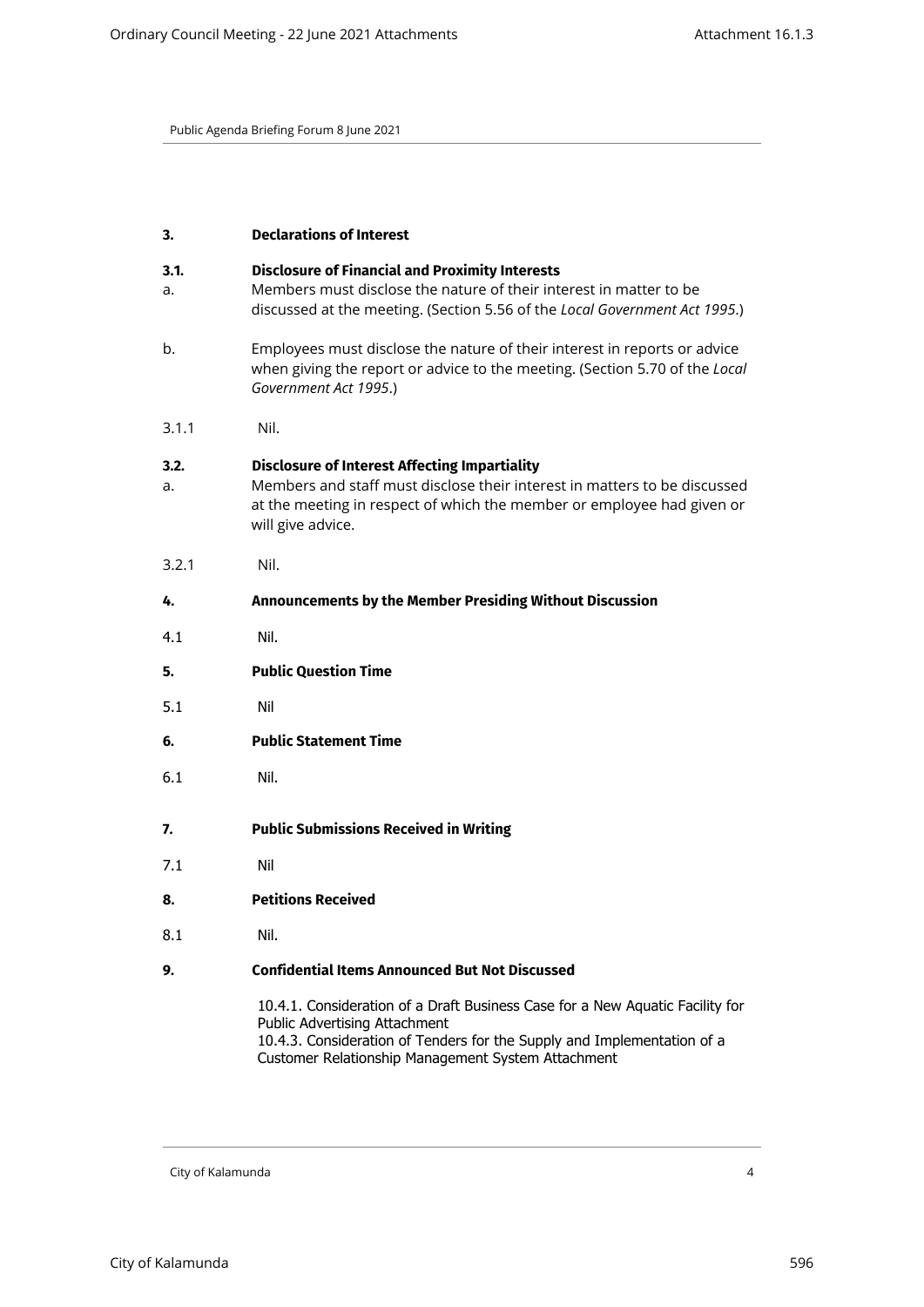## 3. Declarations of Interest

### 3.1. Disclosure of Financial and Proximity Interests

a. Members must disclose the nature of their interest in matter to be discussed at the meeting. (Section 5.56 of the *Local Government Act 1995*.)

b. Employees must disclose the nature of their interest in reports or advice when giving the report or advice to the meeting. (Section 5.70 of the *Local Government Act 1995*.)

3.1.1 Nil.

### 3.2. Disclosure of Interest Affecting Impartiality

a. Members and staff must disclose their interest in matters to be discussed at the meeting in respect of which the member or employee had given or will give advice.

3.2.1 Nil.

## 4. Announcements by the Member Presiding Without Discussion

4.1 Nil.

## 5. Public Question Time

5.1 Nil

## 6. Public Statement Time

6.1 Nil.

## 7. Public Submissions Received in Writing

7.1 Nil

## 8. Petitions Received

8.1 Nil.

## 9. Confidential Items Announced But Not Discussed

10.4.1. Consideration of a Draft Business Case for a New Aquatic Facility for Public Advertising Attachment
10.4.3. Consideration of Tenders for the Supply and Implementation of a Customer Relationship Management System Attachment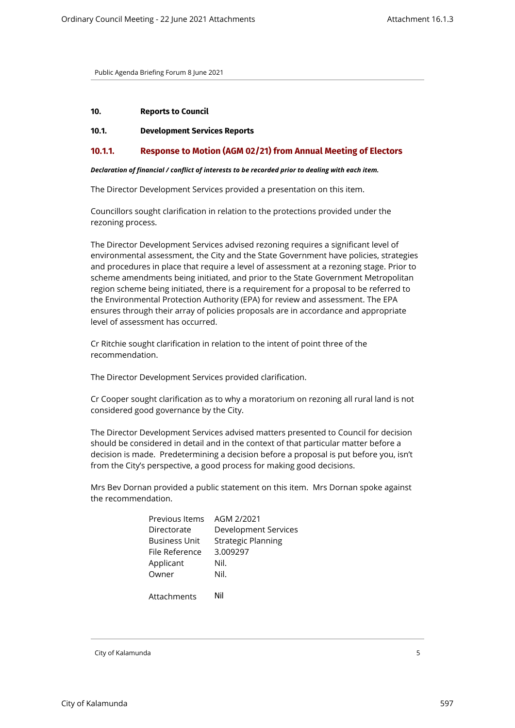## 10. Reports to Council

### 10.1. Development Services Reports

### 10.1.1. Response to Motion (AGM 02/21) from Annual Meeting of Electors

***Declaration of financial / conflict of interests to be recorded prior to dealing with each item.***

The Director Development Services provided a presentation on this item.

Councillors sought clarification in relation to the protections provided under the rezoning process.

The Director Development Services advised rezoning requires a significant level of environmental assessment, the City and the State Government have policies, strategies and procedures in place that require a level of assessment at a rezoning stage. Prior to scheme amendments being initiated, and prior to the State Government Metropolitan region scheme being initiated, there is a requirement for a proposal to be referred to the Environmental Protection Authority (EPA) for review and assessment. The EPA ensures through their array of policies proposals are in accordance and appropriate level of assessment has occurred.

Cr Ritchie sought clarification in relation to the intent of point three of the recommendation.

The Director Development Services provided clarification.

Cr Cooper sought clarification as to why a moratorium on rezoning all rural land is not considered good governance by the City.

The Director Development Services advised matters presented to Council for decision should be considered in detail and in the context of that particular matter before a decision is made. Predetermining a decision before a proposal is put before you, isn't from the City's perspective, a good process for making good decisions.

Mrs Bev Dornan provided a public statement on this item. Mrs Dornan spoke against the recommendation.

| | |
|---|---|
| Previous Items | AGM 2/2021 |
| Directorate | Development Services |
| Business Unit | Strategic Planning |
| File Reference | 3.009297 |
| Applicant | Nil. |
| Owner | Nil. |
| Attachments | Nil |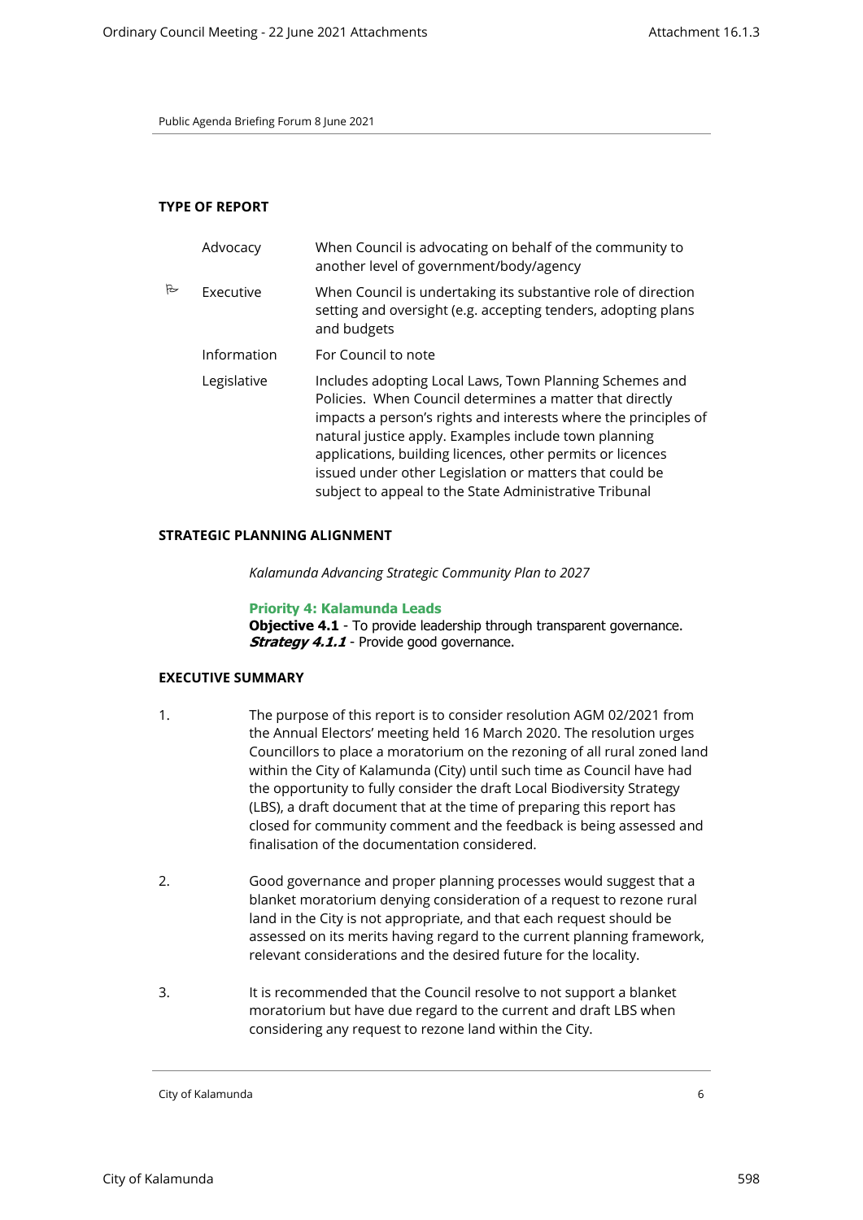**TYPE OF REPORT**

| | | |
|---|---|---|
| | Advocacy | When Council is advocating on behalf of the community to another level of government/body/agency |
| ✓ | Executive | When Council is undertaking its substantive role of direction setting and oversight (e.g. accepting tenders, adopting plans and budgets |
| | Information | For Council to note |
| | Legislative | Includes adopting Local Laws, Town Planning Schemes and Policies. When Council determines a matter that directly impacts a person's rights and interests where the principles of natural justice apply. Examples include town planning applications, building licences, other permits or licences issued under other Legislation or matters that could be subject to appeal to the State Administrative Tribunal |

**STRATEGIC PLANNING ALIGNMENT**

*Kalamunda Advancing Strategic Community Plan to 2027*

**Priority 4: Kalamunda Leads**
**Objective 4.1** - To provide leadership through transparent governance.
***Strategy 4.1.1*** - Provide good governance.

**EXECUTIVE SUMMARY**

1. The purpose of this report is to consider resolution AGM 02/2021 from the Annual Electors' meeting held 16 March 2020. The resolution urges Councillors to place a moratorium on the rezoning of all rural zoned land within the City of Kalamunda (City) until such time as Council have had the opportunity to fully consider the draft Local Biodiversity Strategy (LBS), a draft document that at the time of preparing this report has closed for community comment and the feedback is being assessed and finalisation of the documentation considered.

2. Good governance and proper planning processes would suggest that a blanket moratorium denying consideration of a request to rezone rural land in the City is not appropriate, and that each request should be assessed on its merits having regard to the current planning framework, relevant considerations and the desired future for the locality.

3. It is recommended that the Council resolve to not support a blanket moratorium but have due regard to the current and draft LBS when considering any request to rezone land within the City.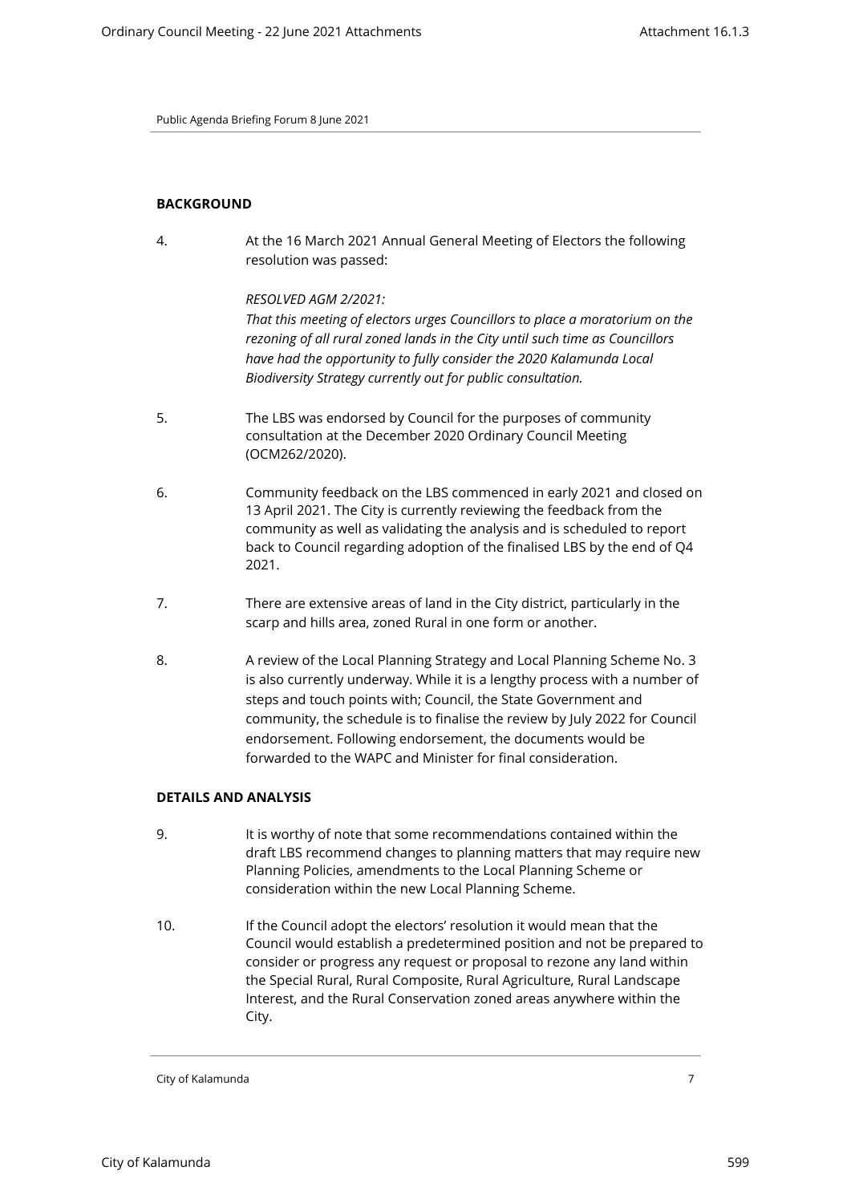## BACKGROUND

4. At the 16 March 2021 Annual General Meeting of Electors the following resolution was passed:

   *RESOLVED AGM 2/2021:*
   *That this meeting of electors urges Councillors to place a moratorium on the rezoning of all rural zoned lands in the City until such time as Councillors have had the opportunity to fully consider the 2020 Kalamunda Local Biodiversity Strategy currently out for public consultation.*

5. The LBS was endorsed by Council for the purposes of community consultation at the December 2020 Ordinary Council Meeting (OCM262/2020).

6. Community feedback on the LBS commenced in early 2021 and closed on 13 April 2021. The City is currently reviewing the feedback from the community as well as validating the analysis and is scheduled to report back to Council regarding adoption of the finalised LBS by the end of Q4 2021.

7. There are extensive areas of land in the City district, particularly in the scarp and hills area, zoned Rural in one form or another.

8. A review of the Local Planning Strategy and Local Planning Scheme No. 3 is also currently underway. While it is a lengthy process with a number of steps and touch points with; Council, the State Government and community, the schedule is to finalise the review by July 2022 for Council endorsement. Following endorsement, the documents would be forwarded to the WAPC and Minister for final consideration.

## DETAILS AND ANALYSIS

9. It is worthy of note that some recommendations contained within the draft LBS recommend changes to planning matters that may require new Planning Policies, amendments to the Local Planning Scheme or consideration within the new Local Planning Scheme.

10. If the Council adopt the electors' resolution it would mean that the Council would establish a predetermined position and not be prepared to consider or progress any request or proposal to rezone any land within the Special Rural, Rural Composite, Rural Agriculture, Rural Landscape Interest, and the Rural Conservation zoned areas anywhere within the City.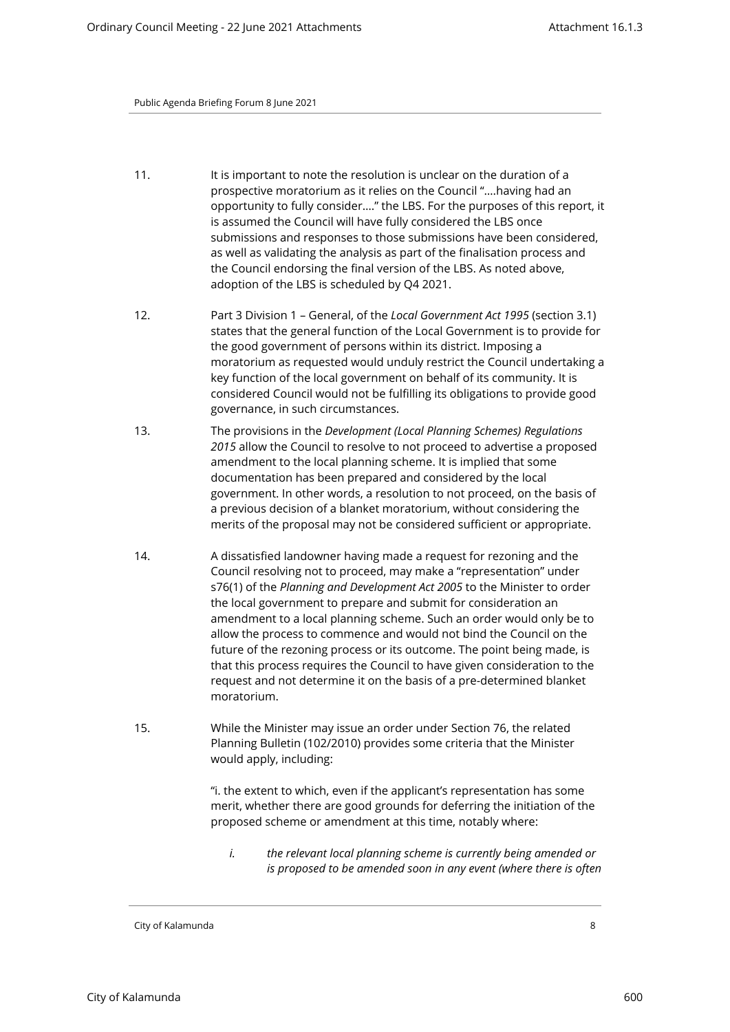11. It is important to note the resolution is unclear on the duration of a prospective moratorium as it relies on the Council "….having had an opportunity to fully consider…." the LBS. For the purposes of this report, it is assumed the Council will have fully considered the LBS once submissions and responses to those submissions have been considered, as well as validating the analysis as part of the finalisation process and the Council endorsing the final version of the LBS. As noted above, adoption of the LBS is scheduled by Q4 2021.

12. Part 3 Division 1 – General, of the *Local Government Act 1995* (section 3.1) states that the general function of the Local Government is to provide for the good government of persons within its district. Imposing a moratorium as requested would unduly restrict the Council undertaking a key function of the local government on behalf of its community. It is considered Council would not be fulfilling its obligations to provide good governance, in such circumstances.

13. The provisions in the *Development (Local Planning Schemes) Regulations 2015* allow the Council to resolve to not proceed to advertise a proposed amendment to the local planning scheme. It is implied that some documentation has been prepared and considered by the local government. In other words, a resolution to not proceed, on the basis of a previous decision of a blanket moratorium, without considering the merits of the proposal may not be considered sufficient or appropriate.

14. A dissatisfied landowner having made a request for rezoning and the Council resolving not to proceed, may make a "representation" under s76(1) of the *Planning and Development Act 2005* to the Minister to order the local government to prepare and submit for consideration an amendment to a local planning scheme. Such an order would only be to allow the process to commence and would not bind the Council on the future of the rezoning process or its outcome. The point being made, is that this process requires the Council to have given consideration to the request and not determine it on the basis of a pre-determined blanket moratorium.

15. While the Minister may issue an order under Section 76, the related Planning Bulletin (102/2010) provides some criteria that the Minister would apply, including:

    "i. the extent to which, even if the applicant's representation has some merit, whether there are good grounds for deferring the initiation of the proposed scheme or amendment at this time, notably where:

    *i. the relevant local planning scheme is currently being amended or is proposed to be amended soon in any event (where there is often*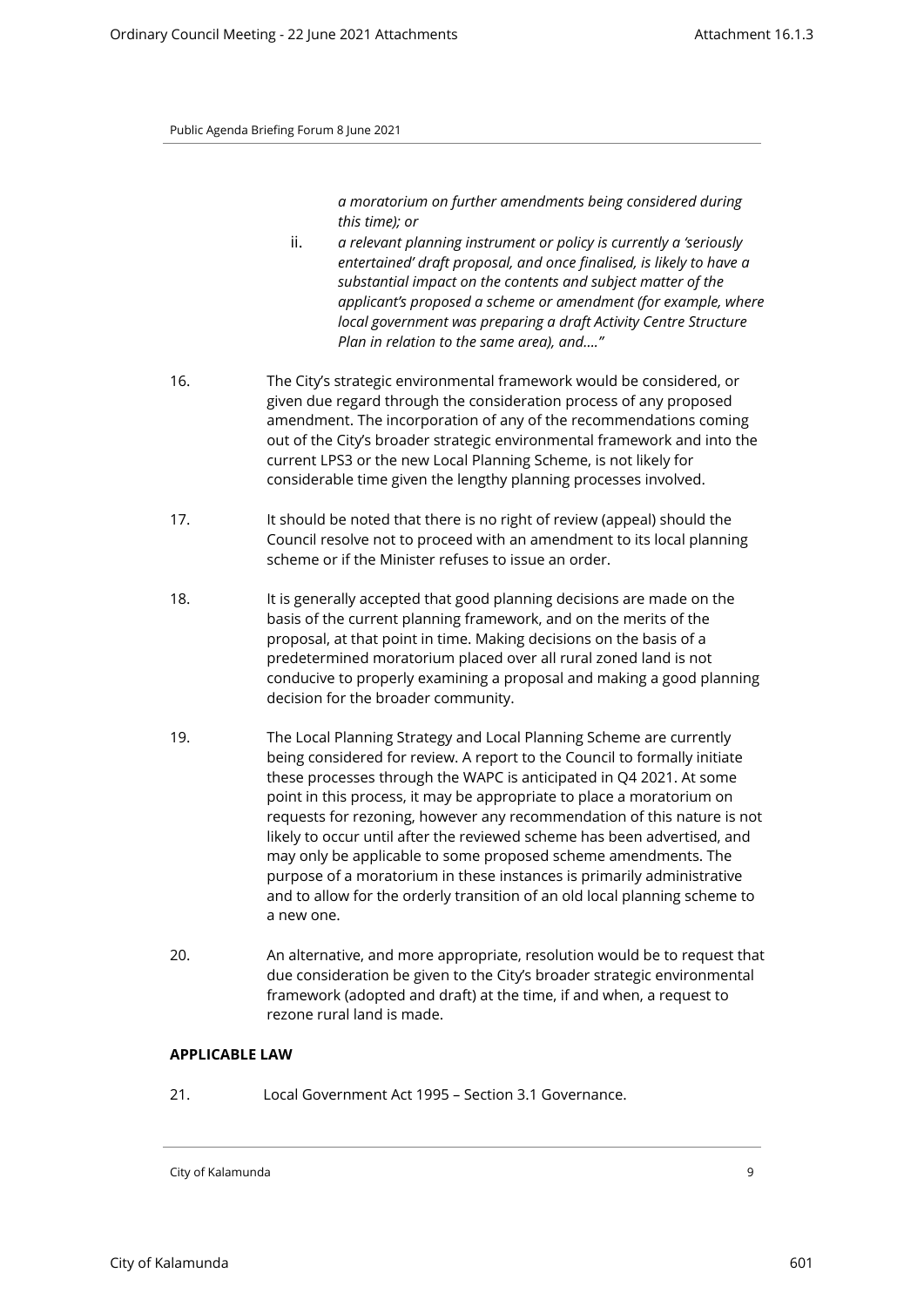*a moratorium on further amendments being considered during this time); or*

ii. *a relevant planning instrument or policy is currently a 'seriously entertained' draft proposal, and once finalised, is likely to have a substantial impact on the contents and subject matter of the applicant's proposed a scheme or amendment (for example, where local government was preparing a draft Activity Centre Structure Plan in relation to the same area), and…."*

16. The City's strategic environmental framework would be considered, or given due regard through the consideration process of any proposed amendment. The incorporation of any of the recommendations coming out of the City's broader strategic environmental framework and into the current LPS3 or the new Local Planning Scheme, is not likely for considerable time given the lengthy planning processes involved.

17. It should be noted that there is no right of review (appeal) should the Council resolve not to proceed with an amendment to its local planning scheme or if the Minister refuses to issue an order.

18. It is generally accepted that good planning decisions are made on the basis of the current planning framework, and on the merits of the proposal, at that point in time. Making decisions on the basis of a predetermined moratorium placed over all rural zoned land is not conducive to properly examining a proposal and making a good planning decision for the broader community.

19. The Local Planning Strategy and Local Planning Scheme are currently being considered for review. A report to the Council to formally initiate these processes through the WAPC is anticipated in Q4 2021. At some point in this process, it may be appropriate to place a moratorium on requests for rezoning, however any recommendation of this nature is not likely to occur until after the reviewed scheme has been advertised, and may only be applicable to some proposed scheme amendments. The purpose of a moratorium in these instances is primarily administrative and to allow for the orderly transition of an old local planning scheme to a new one.

20. An alternative, and more appropriate, resolution would be to request that due consideration be given to the City's broader strategic environmental framework (adopted and draft) at the time, if and when, a request to rezone rural land is made.

**APPLICABLE LAW**

21. Local Government Act 1995 – Section 3.1 Governance.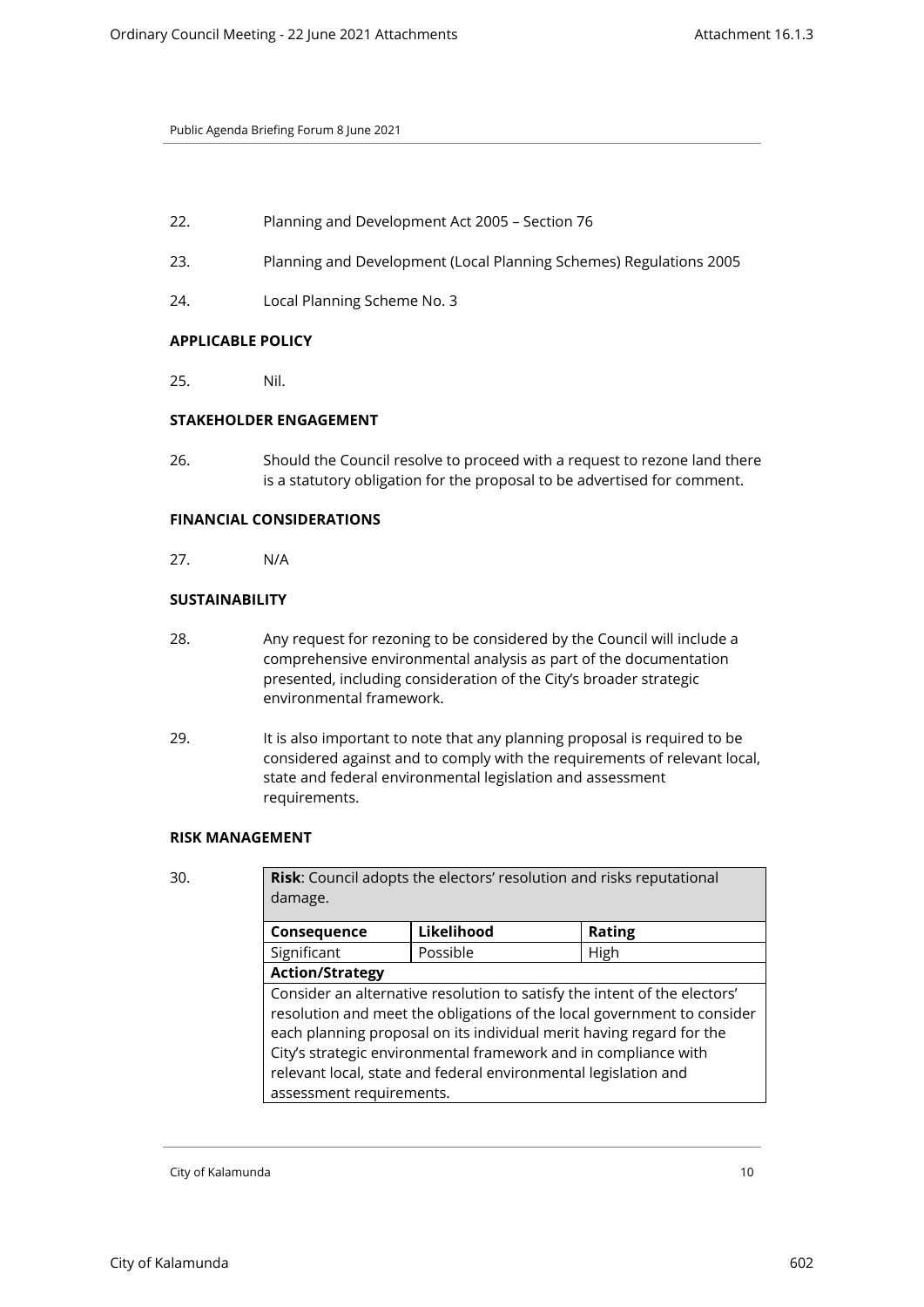22. Planning and Development Act 2005 – Section 76

23. Planning and Development (Local Planning Schemes) Regulations 2005

24. Local Planning Scheme No. 3

**APPLICABLE POLICY**

25. Nil.

**STAKEHOLDER ENGAGEMENT**

26. Should the Council resolve to proceed with a request to rezone land there is a statutory obligation for the proposal to be advertised for comment.

**FINANCIAL CONSIDERATIONS**

27. N/A

**SUSTAINABILITY**

28. Any request for rezoning to be considered by the Council will include a comprehensive environmental analysis as part of the documentation presented, including consideration of the City's broader strategic environmental framework.

29. It is also important to note that any planning proposal is required to be considered against and to comply with the requirements of relevant local, state and federal environmental legislation and assessment requirements.

**RISK MANAGEMENT**

30.

| **Risk**: Council adopts the electors' resolution and risks reputational damage. | | |
|---|---|---|
| **Consequence** | **Likelihood** | **Rating** |
| Significant | Possible | High |
| **Action/Strategy** | | |
| Consider an alternative resolution to satisfy the intent of the electors' resolution and meet the obligations of the local government to consider each planning proposal on its individual merit having regard for the City's strategic environmental framework and in compliance with relevant local, state and federal environmental legislation and assessment requirements. | | |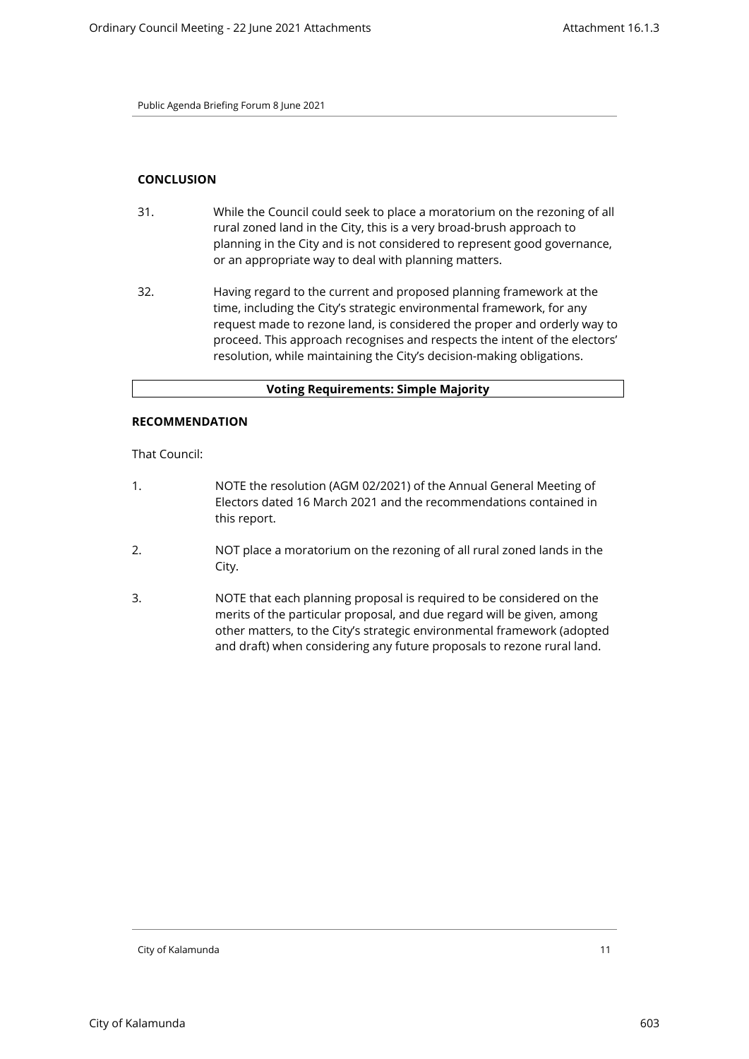## CONCLUSION

31. While the Council could seek to place a moratorium on the rezoning of all rural zoned land in the City, this is a very broad-brush approach to planning in the City and is not considered to represent good governance, or an appropriate way to deal with planning matters.

32. Having regard to the current and proposed planning framework at the time, including the City's strategic environmental framework, for any request made to rezone land, is considered the proper and orderly way to proceed. This approach recognises and respects the intent of the electors' resolution, while maintaining the City's decision-making obligations.

**Voting Requirements: Simple Majority**

## RECOMMENDATION

That Council:

1. NOTE the resolution (AGM 02/2021) of the Annual General Meeting of Electors dated 16 March 2021 and the recommendations contained in this report.

2. NOT place a moratorium on the rezoning of all rural zoned lands in the City.

3. NOTE that each planning proposal is required to be considered on the merits of the particular proposal, and due regard will be given, among other matters, to the City's strategic environmental framework (adopted and draft) when considering any future proposals to rezone rural land.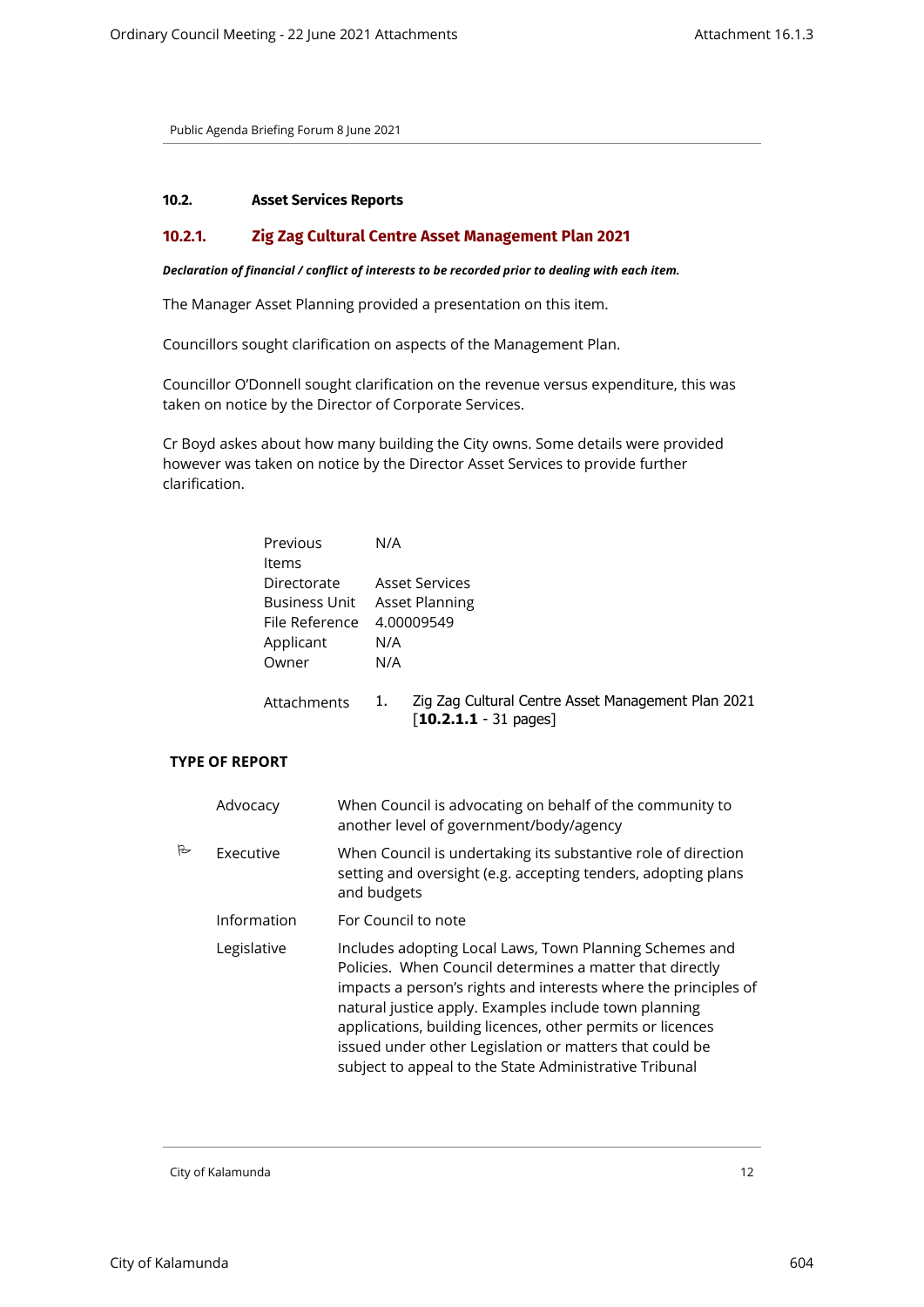### 10.2. Asset Services Reports

### 10.2.1. Zig Zag Cultural Centre Asset Management Plan 2021

***Declaration of financial / conflict of interests to be recorded prior to dealing with each item.***

The Manager Asset Planning provided a presentation on this item.

Councillors sought clarification on aspects of the Management Plan.

Councillor O'Donnell sought clarification on the revenue versus expenditure, this was taken on notice by the Director of Corporate Services.

Cr Boyd askes about how many building the City owns. Some details were provided however was taken on notice by the Director Asset Services to provide further clarification.

| | |
|---|---|
| Previous Items | N/A |
| Directorate | Asset Services |
| Business Unit | Asset Planning |
| File Reference | 4.00009549 |
| Applicant | N/A |
| Owner | N/A |
| Attachments | 1. Zig Zag Cultural Centre Asset Management Plan 2021 [**10.2.1.1** - 31 pages] |

**TYPE OF REPORT**

| | | |
|---|---|---|
| | Advocacy | When Council is advocating on behalf of the community to another level of government/body/agency |
| ✓ | Executive | When Council is undertaking its substantive role of direction setting and oversight (e.g. accepting tenders, adopting plans and budgets |
| | Information | For Council to note |
| | Legislative | Includes adopting Local Laws, Town Planning Schemes and Policies. When Council determines a matter that directly impacts a person's rights and interests where the principles of natural justice apply. Examples include town planning applications, building licences, other permits or licences issued under other Legislation or matters that could be subject to appeal to the State Administrative Tribunal |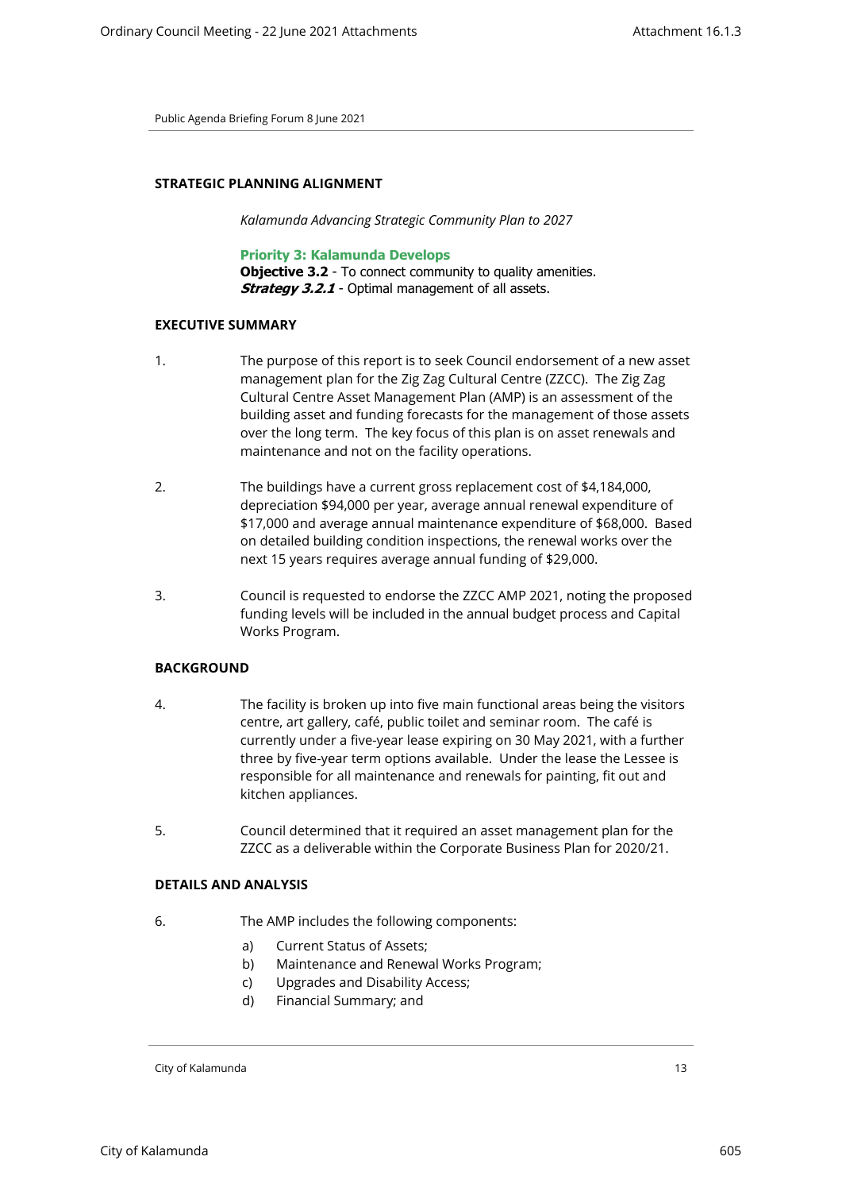## STRATEGIC PLANNING ALIGNMENT

*Kalamunda Advancing Strategic Community Plan to 2027*

**Priority 3: Kalamunda Develops**
**Objective 3.2** - To connect community to quality amenities.
***Strategy 3.2.1*** - Optimal management of all assets.

## EXECUTIVE SUMMARY

1. The purpose of this report is to seek Council endorsement of a new asset management plan for the Zig Zag Cultural Centre (ZZCC). The Zig Zag Cultural Centre Asset Management Plan (AMP) is an assessment of the building asset and funding forecasts for the management of those assets over the long term. The key focus of this plan is on asset renewals and maintenance and not on the facility operations.

2. The buildings have a current gross replacement cost of $4,184,000, depreciation $94,000 per year, average annual renewal expenditure of $17,000 and average annual maintenance expenditure of $68,000. Based on detailed building condition inspections, the renewal works over the next 15 years requires average annual funding of $29,000.

3. Council is requested to endorse the ZZCC AMP 2021, noting the proposed funding levels will be included in the annual budget process and Capital Works Program.

## BACKGROUND

4. The facility is broken up into five main functional areas being the visitors centre, art gallery, café, public toilet and seminar room. The café is currently under a five-year lease expiring on 30 May 2021, with a further three by five-year term options available. Under the lease the Lessee is responsible for all maintenance and renewals for painting, fit out and kitchen appliances.

5. Council determined that it required an asset management plan for the ZZCC as a deliverable within the Corporate Business Plan for 2020/21.

## DETAILS AND ANALYSIS

6. The AMP includes the following components:

   a) Current Status of Assets;
   b) Maintenance and Renewal Works Program;
   c) Upgrades and Disability Access;
   d) Financial Summary; and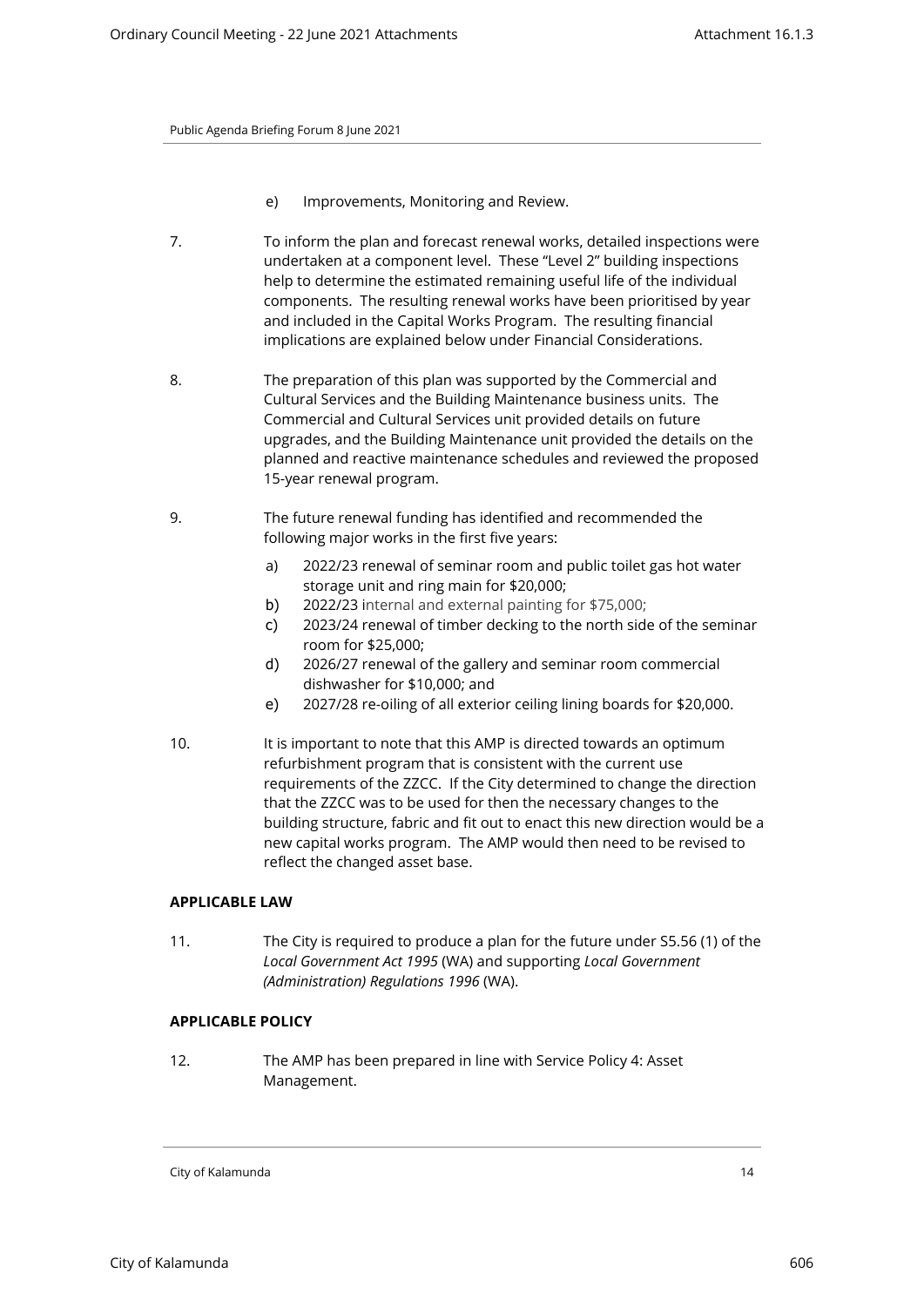e) Improvements, Monitoring and Review.

7. To inform the plan and forecast renewal works, detailed inspections were undertaken at a component level. These "Level 2" building inspections help to determine the estimated remaining useful life of the individual components. The resulting renewal works have been prioritised by year and included in the Capital Works Program. The resulting financial implications are explained below under Financial Considerations.

8. The preparation of this plan was supported by the Commercial and Cultural Services and the Building Maintenance business units. The Commercial and Cultural Services unit provided details on future upgrades, and the Building Maintenance unit provided the details on the planned and reactive maintenance schedules and reviewed the proposed 15-year renewal program.

9. The future renewal funding has identified and recommended the following major works in the first five years:

   a) 2022/23 renewal of seminar room and public toilet gas hot water storage unit and ring main for $20,000;
   b) 2022/23 internal and external painting for $75,000;
   c) 2023/24 renewal of timber decking to the north side of the seminar room for $25,000;
   d) 2026/27 renewal of the gallery and seminar room commercial dishwasher for $10,000; and
   e) 2027/28 re-oiling of all exterior ceiling lining boards for $20,000.

10. It is important to note that this AMP is directed towards an optimum refurbishment program that is consistent with the current use requirements of the ZZCC. If the City determined to change the direction that the ZZCC was to be used for then the necessary changes to the building structure, fabric and fit out to enact this new direction would be a new capital works program. The AMP would then need to be revised to reflect the changed asset base.

**APPLICABLE LAW**

11. The City is required to produce a plan for the future under S5.56 (1) of the *Local Government Act 1995* (WA) and supporting *Local Government (Administration) Regulations 1996* (WA).

**APPLICABLE POLICY**

12. The AMP has been prepared in line with Service Policy 4: Asset Management.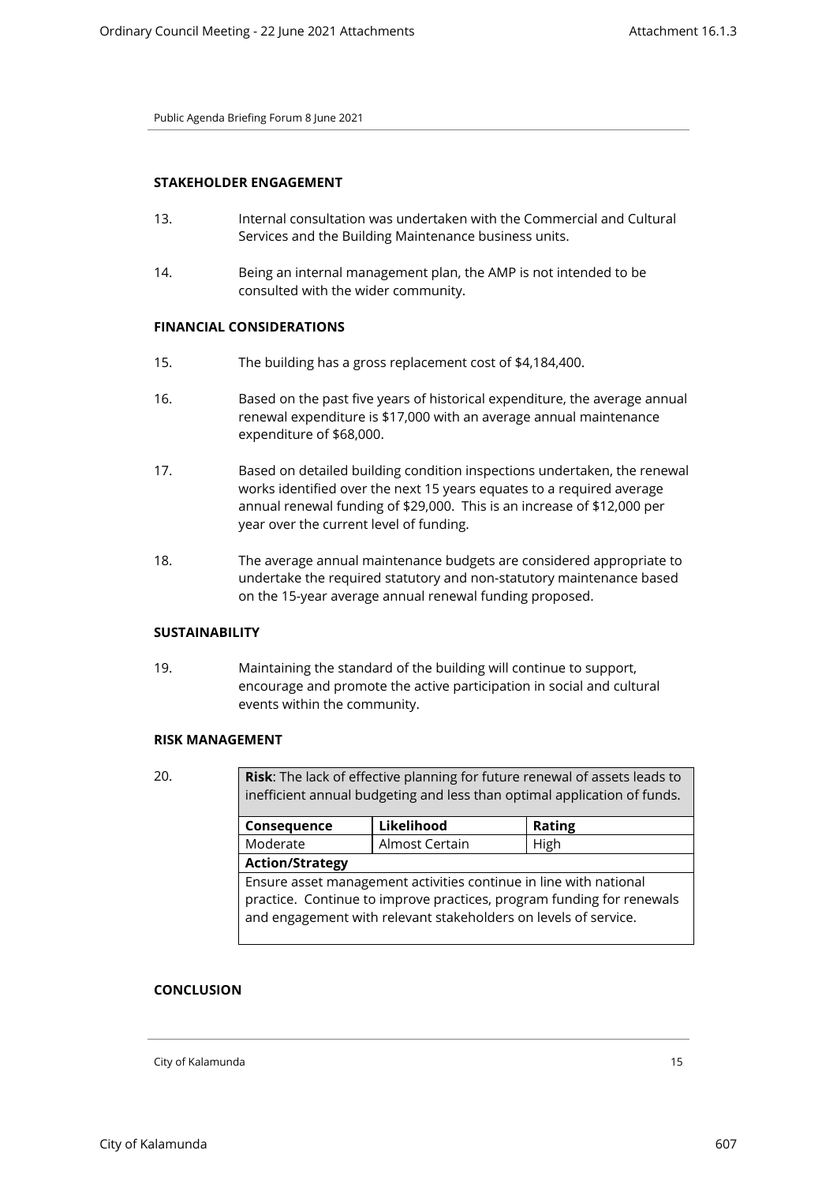**STAKEHOLDER ENGAGEMENT**

13. Internal consultation was undertaken with the Commercial and Cultural Services and the Building Maintenance business units.

14. Being an internal management plan, the AMP is not intended to be consulted with the wider community.

**FINANCIAL CONSIDERATIONS**

15. The building has a gross replacement cost of $4,184,400.

16. Based on the past five years of historical expenditure, the average annual renewal expenditure is $17,000 with an average annual maintenance expenditure of $68,000.

17. Based on detailed building condition inspections undertaken, the renewal works identified over the next 15 years equates to a required average annual renewal funding of $29,000. This is an increase of $12,000 per year over the current level of funding.

18. The average annual maintenance budgets are considered appropriate to undertake the required statutory and non-statutory maintenance based on the 15-year average annual renewal funding proposed.

**SUSTAINABILITY**

19. Maintaining the standard of the building will continue to support, encourage and promote the active participation in social and cultural events within the community.

**RISK MANAGEMENT**

20.

| **Risk**: The lack of effective planning for future renewal of assets leads to inefficient annual budgeting and less than optimal application of funds. | | |
|---|---|---|
| **Consequence** | **Likelihood** | **Rating** |
| Moderate | Almost Certain | High |
| **Action/Strategy** | | |
| Ensure asset management activities continue in line with national practice. Continue to improve practices, program funding for renewals and engagement with relevant stakeholders on levels of service. | | |

**CONCLUSION**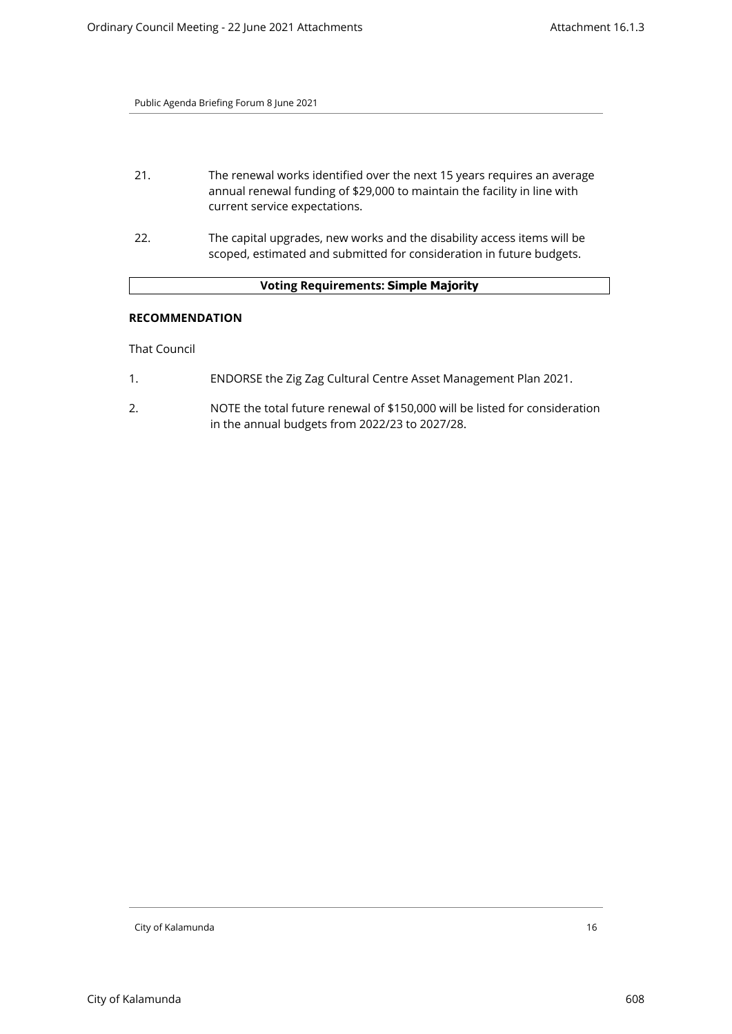21. The renewal works identified over the next 15 years requires an average annual renewal funding of $29,000 to maintain the facility in line with current service expectations.

22. The capital upgrades, new works and the disability access items will be scoped, estimated and submitted for consideration in future budgets.

| **Voting Requirements: Simple Majority** |
| --- |

**RECOMMENDATION**

That Council

1. ENDORSE the Zig Zag Cultural Centre Asset Management Plan 2021.

2. NOTE the total future renewal of $150,000 will be listed for consideration in the annual budgets from 2022/23 to 2027/28.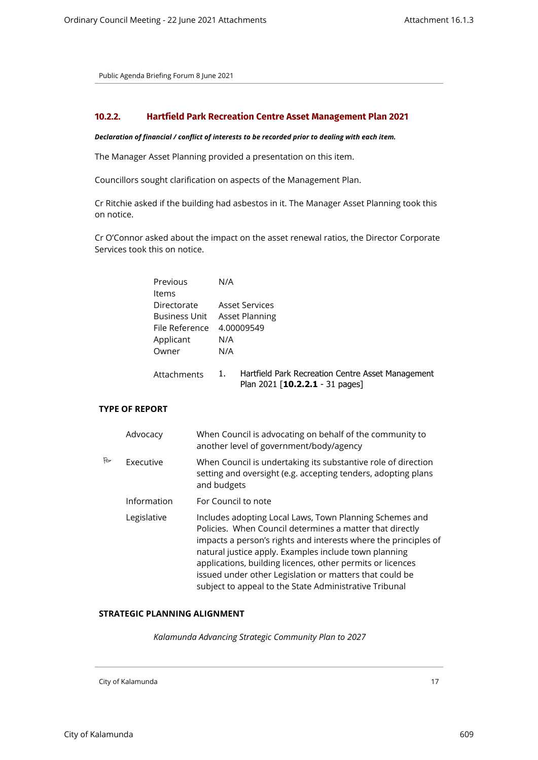## 10.2.2. Hartfield Park Recreation Centre Asset Management Plan 2021

***Declaration of financial / conflict of interests to be recorded prior to dealing with each item.***

The Manager Asset Planning provided a presentation on this item.

Councillors sought clarification on aspects of the Management Plan.

Cr Ritchie asked if the building had asbestos in it. The Manager Asset Planning took this on notice.

Cr O'Connor asked about the impact on the asset renewal ratios, the Director Corporate Services took this on notice.

| | |
|---|---|
| Previous Items | N/A |
| Directorate | Asset Services |
| Business Unit | Asset Planning |
| File Reference | 4.00009549 |
| Applicant | N/A |
| Owner | N/A |
| Attachments | 1. Hartfield Park Recreation Centre Asset Management Plan 2021 [**10.2.2.1** - 31 pages] |

**TYPE OF REPORT**

| | | |
|---|---|---|
| | Advocacy | When Council is advocating on behalf of the community to another level of government/body/agency |
| ✓ | Executive | When Council is undertaking its substantive role of direction setting and oversight (e.g. accepting tenders, adopting plans and budgets |
| | Information | For Council to note |
| | Legislative | Includes adopting Local Laws, Town Planning Schemes and Policies. When Council determines a matter that directly impacts a person's rights and interests where the principles of natural justice apply. Examples include town planning applications, building licences, other permits or licences issued under other Legislation or matters that could be subject to appeal to the State Administrative Tribunal |

**STRATEGIC PLANNING ALIGNMENT**

*Kalamunda Advancing Strategic Community Plan to 2027*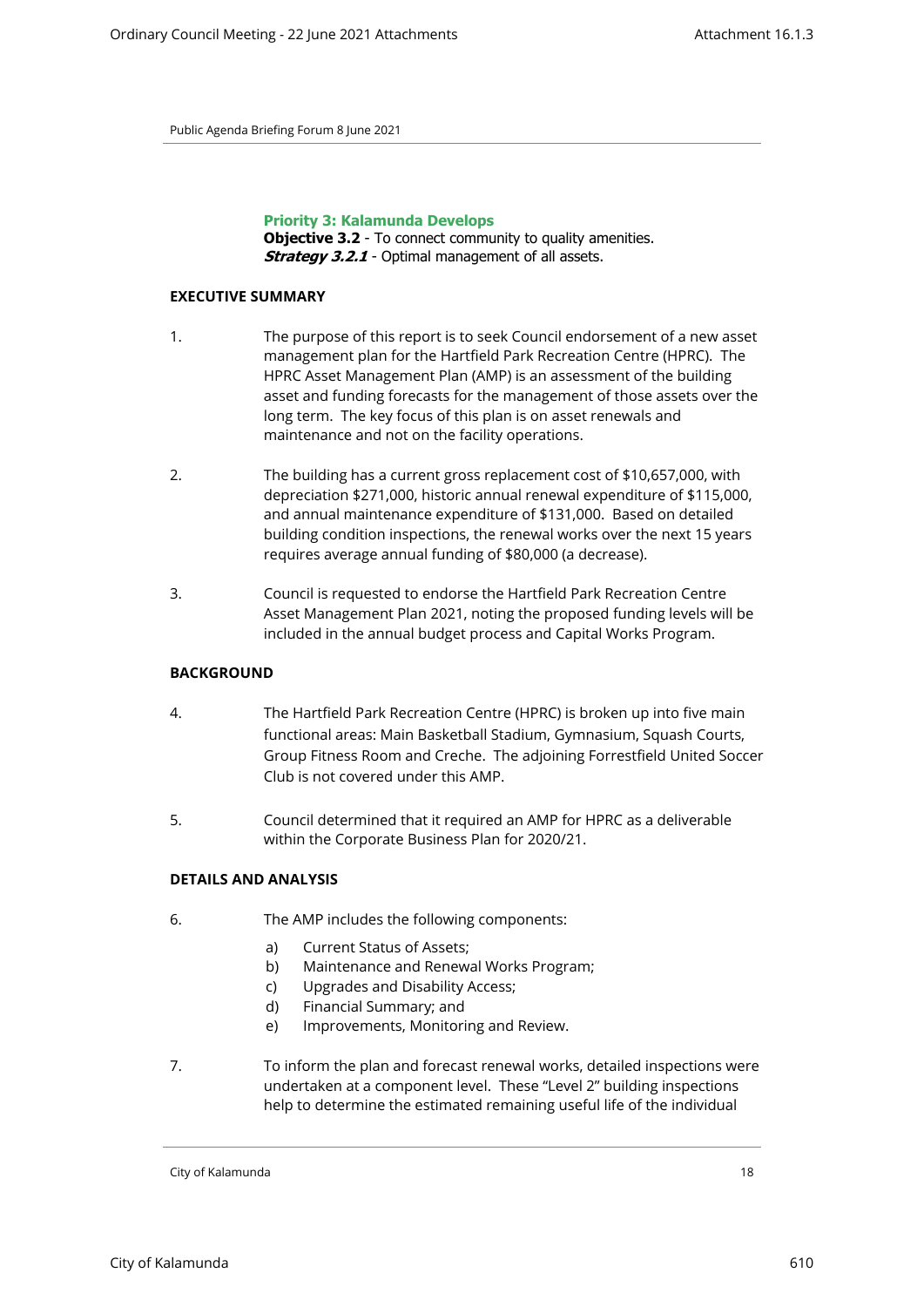**Priority 3: Kalamunda Develops**
**Objective 3.2** - To connect community to quality amenities.
***Strategy 3.2.1*** - Optimal management of all assets.

## EXECUTIVE SUMMARY

1. The purpose of this report is to seek Council endorsement of a new asset management plan for the Hartfield Park Recreation Centre (HPRC). The HPRC Asset Management Plan (AMP) is an assessment of the building asset and funding forecasts for the management of those assets over the long term. The key focus of this plan is on asset renewals and maintenance and not on the facility operations.

2. The building has a current gross replacement cost of $10,657,000, with depreciation $271,000, historic annual renewal expenditure of $115,000, and annual maintenance expenditure of $131,000. Based on detailed building condition inspections, the renewal works over the next 15 years requires average annual funding of $80,000 (a decrease).

3. Council is requested to endorse the Hartfield Park Recreation Centre Asset Management Plan 2021, noting the proposed funding levels will be included in the annual budget process and Capital Works Program.

## BACKGROUND

4. The Hartfield Park Recreation Centre (HPRC) is broken up into five main functional areas: Main Basketball Stadium, Gymnasium, Squash Courts, Group Fitness Room and Creche. The adjoining Forrestfield United Soccer Club is not covered under this AMP.

5. Council determined that it required an AMP for HPRC as a deliverable within the Corporate Business Plan for 2020/21.

## DETAILS AND ANALYSIS

6. The AMP includes the following components:

   a) Current Status of Assets;
   b) Maintenance and Renewal Works Program;
   c) Upgrades and Disability Access;
   d) Financial Summary; and
   e) Improvements, Monitoring and Review.

7. To inform the plan and forecast renewal works, detailed inspections were undertaken at a component level. These "Level 2" building inspections help to determine the estimated remaining useful life of the individual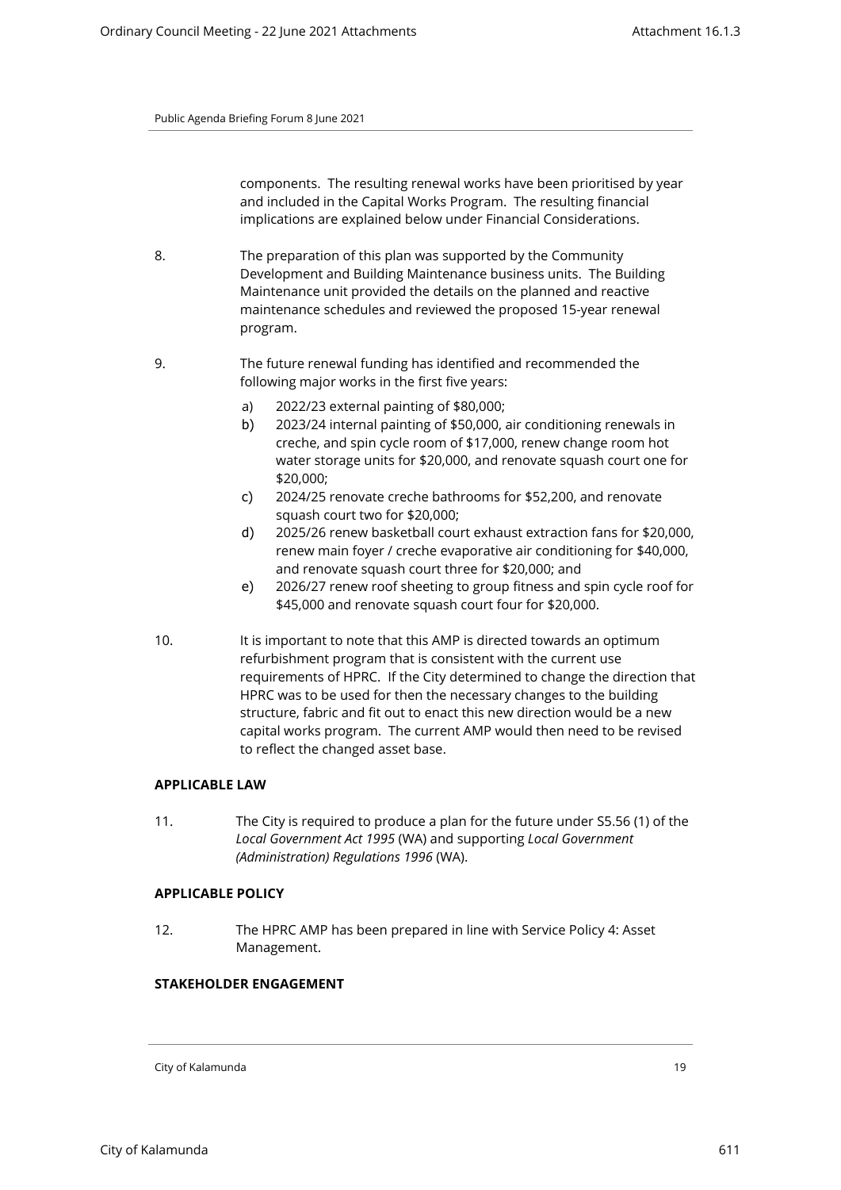components. The resulting renewal works have been prioritised by year and included in the Capital Works Program. The resulting financial implications are explained below under Financial Considerations.

8. The preparation of this plan was supported by the Community Development and Building Maintenance business units. The Building Maintenance unit provided the details on the planned and reactive maintenance schedules and reviewed the proposed 15-year renewal program.

9. The future renewal funding has identified and recommended the following major works in the first five years:

   a) 2022/23 external painting of $80,000;
   b) 2023/24 internal painting of $50,000, air conditioning renewals in creche, and spin cycle room of $17,000, renew change room hot water storage units for $20,000, and renovate squash court one for $20,000;
   c) 2024/25 renovate creche bathrooms for $52,200, and renovate squash court two for $20,000;
   d) 2025/26 renew basketball court exhaust extraction fans for $20,000, renew main foyer / creche evaporative air conditioning for $40,000, and renovate squash court three for $20,000; and
   e) 2026/27 renew roof sheeting to group fitness and spin cycle roof for $45,000 and renovate squash court four for $20,000.

10. It is important to note that this AMP is directed towards an optimum refurbishment program that is consistent with the current use requirements of HPRC. If the City determined to change the direction that HPRC was to be used for then the necessary changes to the building structure, fabric and fit out to enact this new direction would be a new capital works program. The current AMP would then need to be revised to reflect the changed asset base.

**APPLICABLE LAW**

11. The City is required to produce a plan for the future under S5.56 (1) of the *Local Government Act 1995* (WA) and supporting *Local Government (Administration) Regulations 1996* (WA).

**APPLICABLE POLICY**

12. The HPRC AMP has been prepared in line with Service Policy 4: Asset Management.

**STAKEHOLDER ENGAGEMENT**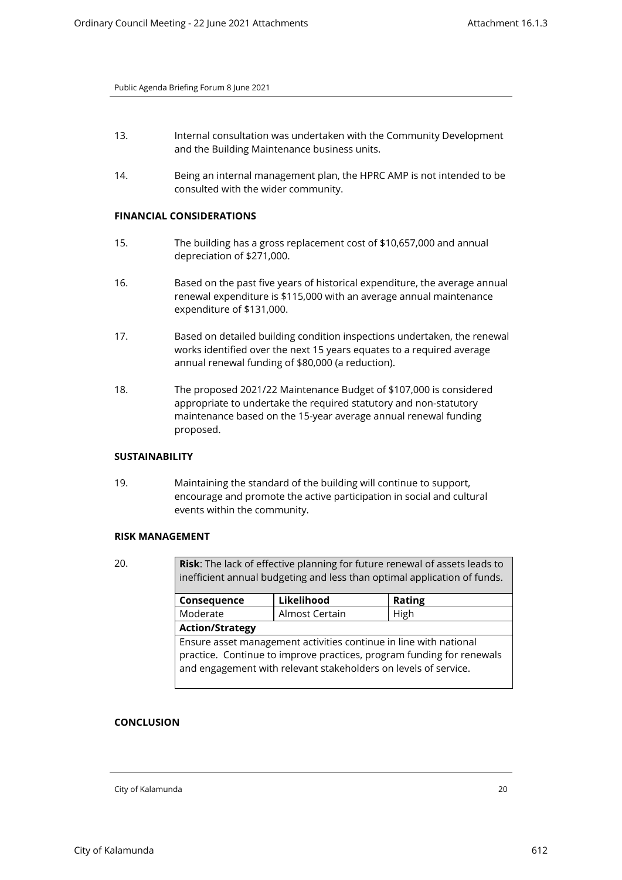13. Internal consultation was undertaken with the Community Development and the Building Maintenance business units.

14. Being an internal management plan, the HPRC AMP is not intended to be consulted with the wider community.

**FINANCIAL CONSIDERATIONS**

15. The building has a gross replacement cost of $10,657,000 and annual depreciation of $271,000.

16. Based on the past five years of historical expenditure, the average annual renewal expenditure is $115,000 with an average annual maintenance expenditure of $131,000.

17. Based on detailed building condition inspections undertaken, the renewal works identified over the next 15 years equates to a required average annual renewal funding of $80,000 (a reduction).

18. The proposed 2021/22 Maintenance Budget of $107,000 is considered appropriate to undertake the required statutory and non-statutory maintenance based on the 15-year average annual renewal funding proposed.

**SUSTAINABILITY**

19. Maintaining the standard of the building will continue to support, encourage and promote the active participation in social and cultural events within the community.

**RISK MANAGEMENT**

20.

| **Risk**: The lack of effective planning for future renewal of assets leads to inefficient annual budgeting and less than optimal application of funds. | | |
|---|---|---|
| **Consequence** | **Likelihood** | **Rating** |
| Moderate | Almost Certain | High |
| **Action/Strategy** | | |
| Ensure asset management activities continue in line with national practice. Continue to improve practices, program funding for renewals and engagement with relevant stakeholders on levels of service. | | |

**CONCLUSION**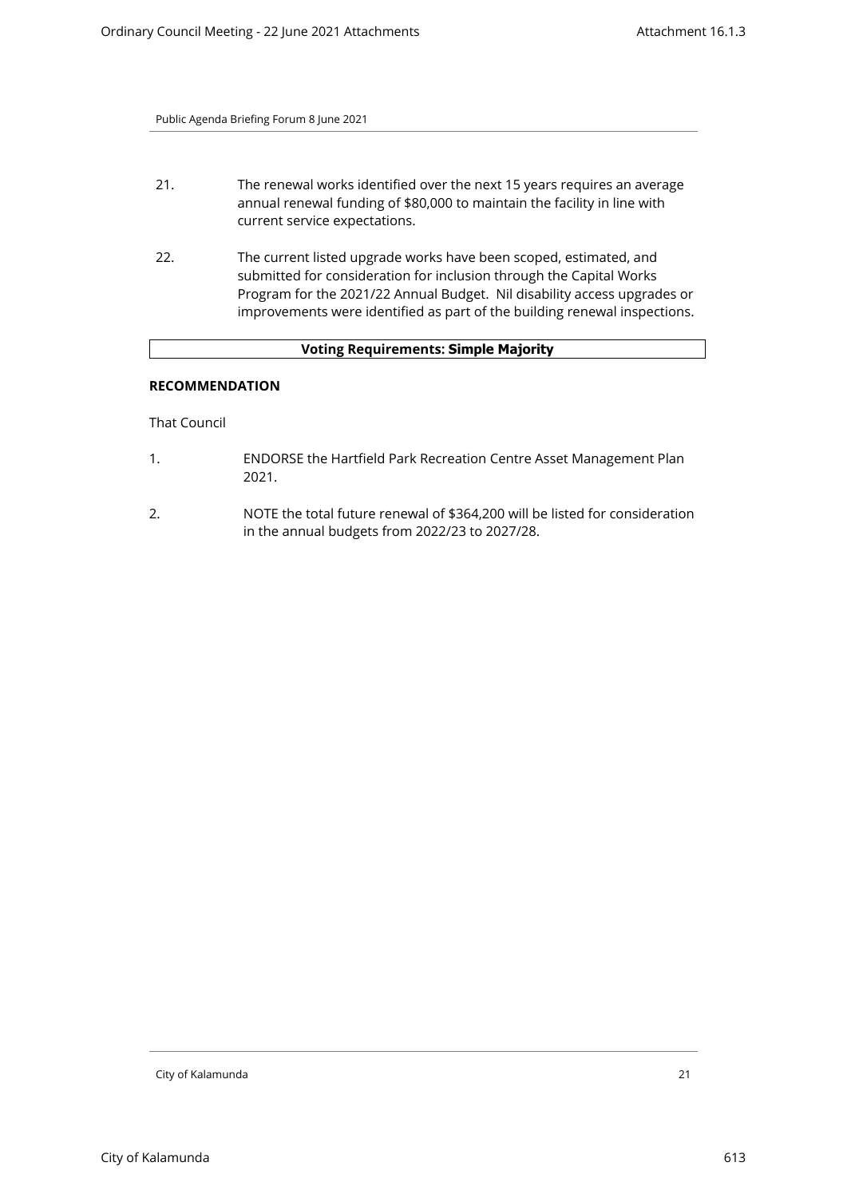21. The renewal works identified over the next 15 years requires an average annual renewal funding of $80,000 to maintain the facility in line with current service expectations.

22. The current listed upgrade works have been scoped, estimated, and submitted for consideration for inclusion through the Capital Works Program for the 2021/22 Annual Budget. Nil disability access upgrades or improvements were identified as part of the building renewal inspections.

| Voting Requirements: Simple Majority |
|---|

**RECOMMENDATION**

That Council

1. ENDORSE the Hartfield Park Recreation Centre Asset Management Plan 2021.

2. NOTE the total future renewal of $364,200 will be listed for consideration in the annual budgets from 2022/23 to 2027/28.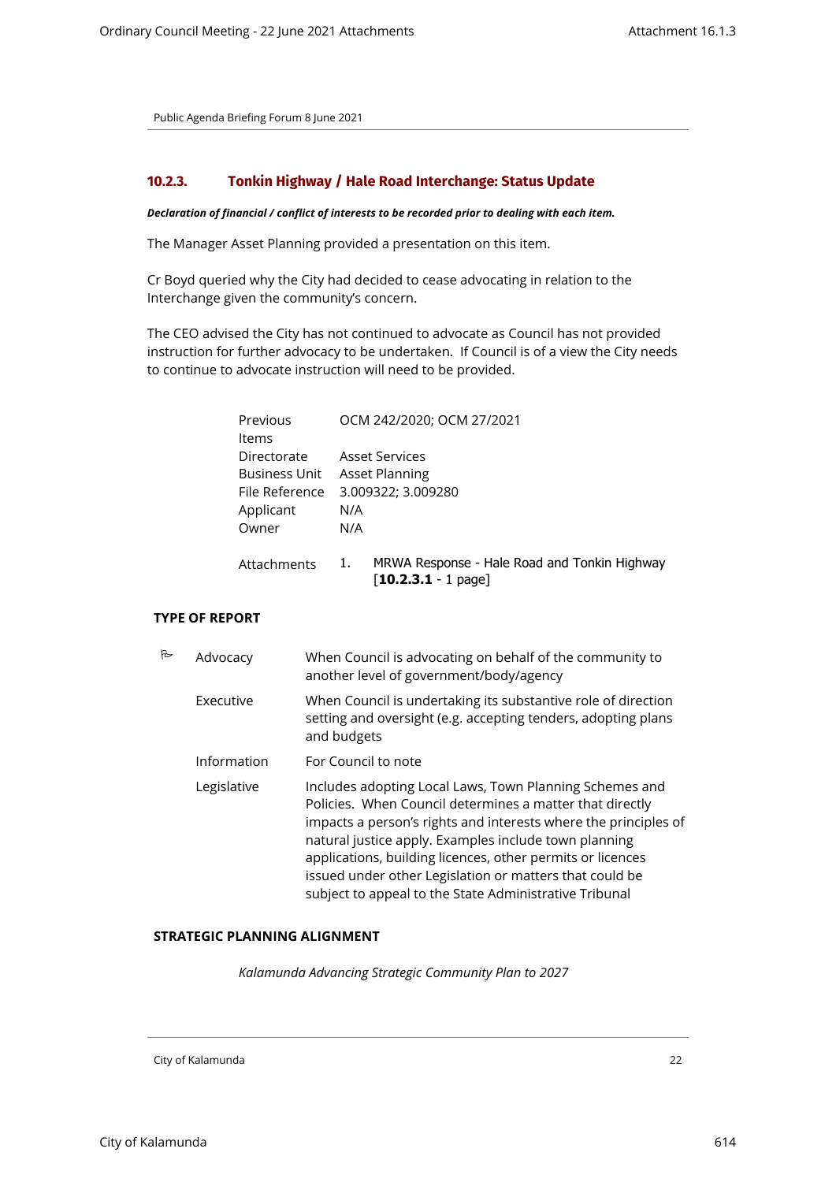Public Agenda Briefing Forum 8 June 2021

## 10.2.3. Tonkin Highway / Hale Road Interchange: Status Update

***Declaration of financial / conflict of interests to be recorded prior to dealing with each item.***

The Manager Asset Planning provided a presentation on this item.

Cr Boyd queried why the City had decided to cease advocating in relation to the Interchange given the community's concern.

The CEO advised the City has not continued to advocate as Council has not provided instruction for further advocacy to be undertaken. If Council is of a view the City needs to continue to advocate instruction will need to be provided.

| | |
|---|---|
| Previous Items | OCM 242/2020; OCM 27/2021 |
| Directorate | Asset Services |
| Business Unit | Asset Planning |
| File Reference | 3.009322; 3.009280 |
| Applicant | N/A |
| Owner | N/A |
| Attachments | 1. MRWA Response - Hale Road and Tonkin Highway [**10.2.3.1** - 1 page] |

**TYPE OF REPORT**

| | | |
|---|---|---|
| ⚐ | Advocacy | When Council is advocating on behalf of the community to another level of government/body/agency |
| | Executive | When Council is undertaking its substantive role of direction setting and oversight (e.g. accepting tenders, adopting plans and budgets |
| | Information | For Council to note |
| | Legislative | Includes adopting Local Laws, Town Planning Schemes and Policies. When Council determines a matter that directly impacts a person's rights and interests where the principles of natural justice apply. Examples include town planning applications, building licences, other permits or licences issued under other Legislation or matters that could be subject to appeal to the State Administrative Tribunal |

**STRATEGIC PLANNING ALIGNMENT**

*Kalamunda Advancing Strategic Community Plan to 2027*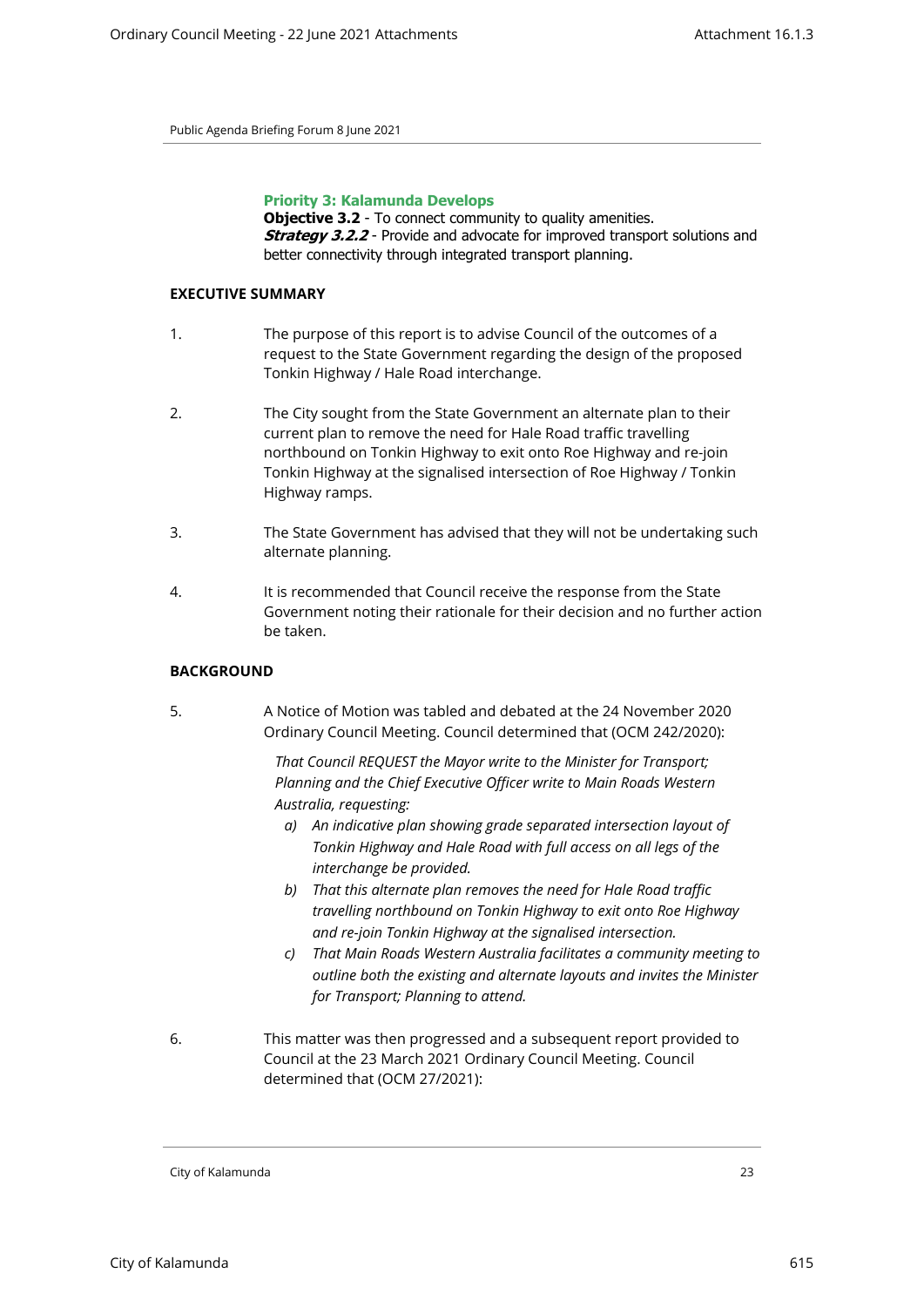**Priority 3: Kalamunda Develops**
**Objective 3.2** - To connect community to quality amenities.
***Strategy 3.2.2*** - Provide and advocate for improved transport solutions and better connectivity through integrated transport planning.

**EXECUTIVE SUMMARY**

1. The purpose of this report is to advise Council of the outcomes of a request to the State Government regarding the design of the proposed Tonkin Highway / Hale Road interchange.

2. The City sought from the State Government an alternate plan to their current plan to remove the need for Hale Road traffic travelling northbound on Tonkin Highway to exit onto Roe Highway and re-join Tonkin Highway at the signalised intersection of Roe Highway / Tonkin Highway ramps.

3. The State Government has advised that they will not be undertaking such alternate planning.

4. It is recommended that Council receive the response from the State Government noting their rationale for their decision and no further action be taken.

**BACKGROUND**

5. A Notice of Motion was tabled and debated at the 24 November 2020 Ordinary Council Meeting. Council determined that (OCM 242/2020):

   *That Council REQUEST the Mayor write to the Minister for Transport; Planning and the Chief Executive Officer write to Main Roads Western Australia, requesting:*

   *a) An indicative plan showing grade separated intersection layout of Tonkin Highway and Hale Road with full access on all legs of the interchange be provided.*
   *b) That this alternate plan removes the need for Hale Road traffic travelling northbound on Tonkin Highway to exit onto Roe Highway and re-join Tonkin Highway at the signalised intersection.*
   *c) That Main Roads Western Australia facilitates a community meeting to outline both the existing and alternate layouts and invites the Minister for Transport; Planning to attend.*

6. This matter was then progressed and a subsequent report provided to Council at the 23 March 2021 Ordinary Council Meeting. Council determined that (OCM 27/2021):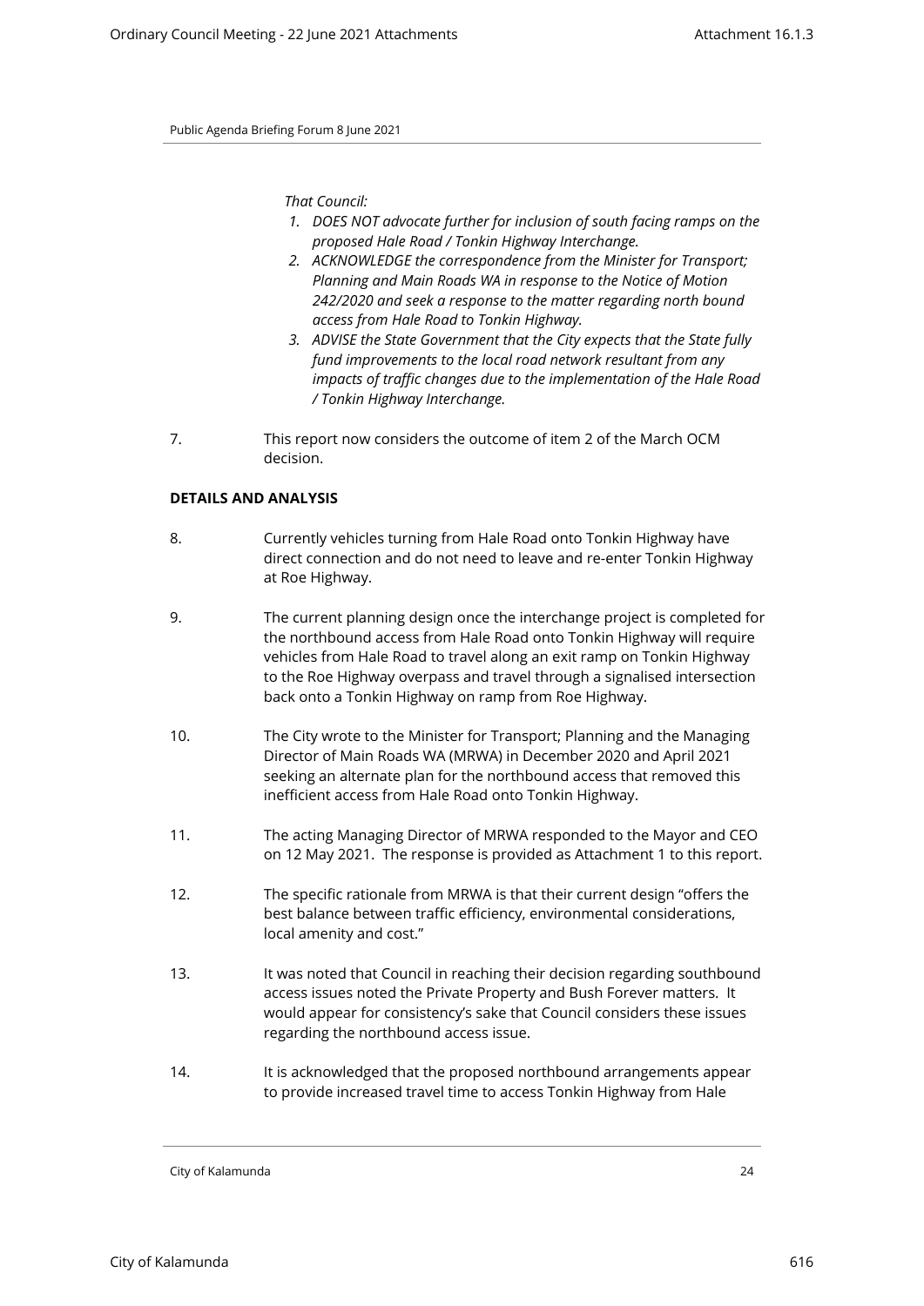*That Council:*

1. *DOES NOT advocate further for inclusion of south facing ramps on the proposed Hale Road / Tonkin Highway Interchange.*
2. *ACKNOWLEDGE the correspondence from the Minister for Transport; Planning and Main Roads WA in response to the Notice of Motion 242/2020 and seek a response to the matter regarding north bound access from Hale Road to Tonkin Highway.*
3. *ADVISE the State Government that the City expects that the State fully fund improvements to the local road network resultant from any impacts of traffic changes due to the implementation of the Hale Road / Tonkin Highway Interchange.*

7. This report now considers the outcome of item 2 of the March OCM decision.

**DETAILS AND ANALYSIS**

8. Currently vehicles turning from Hale Road onto Tonkin Highway have direct connection and do not need to leave and re-enter Tonkin Highway at Roe Highway.

9. The current planning design once the interchange project is completed for the northbound access from Hale Road onto Tonkin Highway will require vehicles from Hale Road to travel along an exit ramp on Tonkin Highway to the Roe Highway overpass and travel through a signalised intersection back onto a Tonkin Highway on ramp from Roe Highway.

10. The City wrote to the Minister for Transport; Planning and the Managing Director of Main Roads WA (MRWA) in December 2020 and April 2021 seeking an alternate plan for the northbound access that removed this inefficient access from Hale Road onto Tonkin Highway.

11. The acting Managing Director of MRWA responded to the Mayor and CEO on 12 May 2021. The response is provided as Attachment 1 to this report.

12. The specific rationale from MRWA is that their current design "offers the best balance between traffic efficiency, environmental considerations, local amenity and cost."

13. It was noted that Council in reaching their decision regarding southbound access issues noted the Private Property and Bush Forever matters. It would appear for consistency's sake that Council considers these issues regarding the northbound access issue.

14. It is acknowledged that the proposed northbound arrangements appear to provide increased travel time to access Tonkin Highway from Hale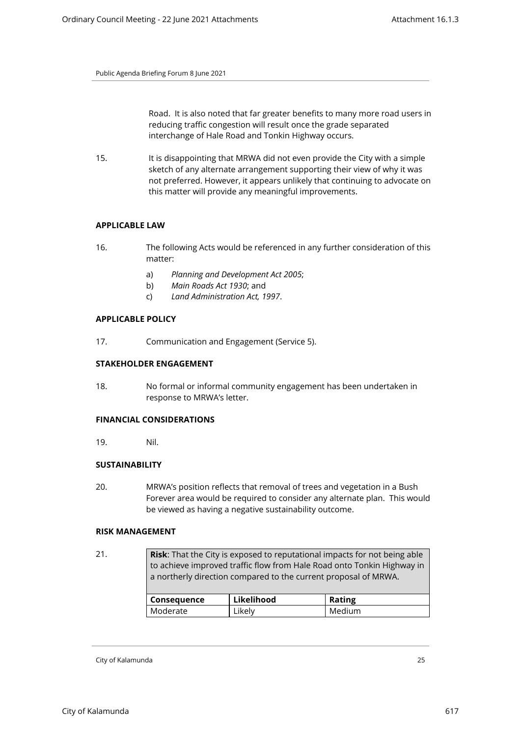Road. It is also noted that far greater benefits to many more road users in reducing traffic congestion will result once the grade separated interchange of Hale Road and Tonkin Highway occurs.

15. It is disappointing that MRWA did not even provide the City with a simple sketch of any alternate arrangement supporting their view of why it was not preferred. However, it appears unlikely that continuing to advocate on this matter will provide any meaningful improvements.

**APPLICABLE LAW**

16. The following Acts would be referenced in any further consideration of this matter:

   a) *Planning and Development Act 2005*;
   b) *Main Roads Act 1930*; and
   c) *Land Administration Act, 1997*.

**APPLICABLE POLICY**

17. Communication and Engagement (Service 5).

**STAKEHOLDER ENGAGEMENT**

18. No formal or informal community engagement has been undertaken in response to MRWA's letter.

**FINANCIAL CONSIDERATIONS**

19. Nil.

**SUSTAINABILITY**

20. MRWA's position reflects that removal of trees and vegetation in a Bush Forever area would be required to consider any alternate plan. This would be viewed as having a negative sustainability outcome.

**RISK MANAGEMENT**

21. **Risk**: That the City is exposed to reputational impacts for not being able to achieve improved traffic flow from Hale Road onto Tonkin Highway in a northerly direction compared to the current proposal of MRWA.

| Consequence | Likelihood | Rating |
|---|---|---|
| Moderate | Likely | Medium |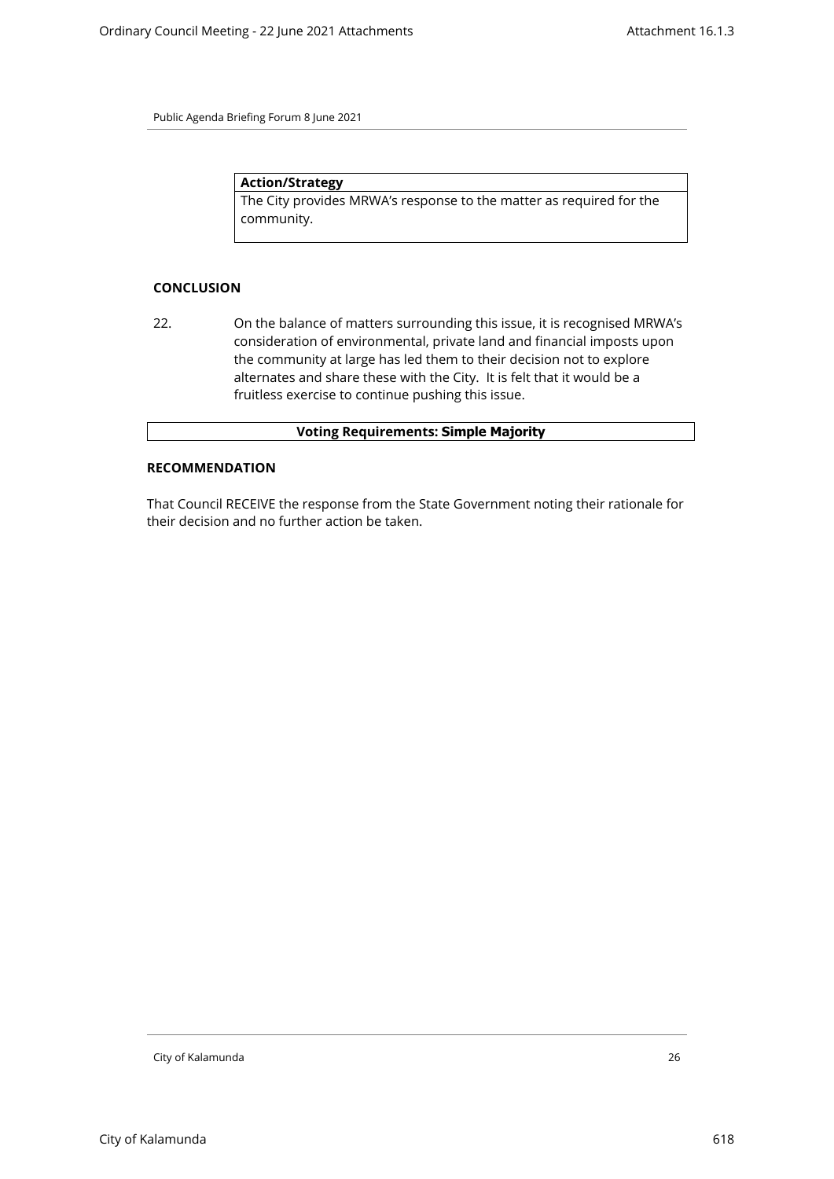| Action/Strategy |
| --- |
| The City provides MRWA's response to the matter as required for the community. |

**CONCLUSION**

22. On the balance of matters surrounding this issue, it is recognised MRWA's consideration of environmental, private land and financial imposts upon the community at large has led them to their decision not to explore alternates and share these with the City. It is felt that it would be a fruitless exercise to continue pushing this issue.

**Voting Requirements: Simple Majority**

**RECOMMENDATION**

That Council RECEIVE the response from the State Government noting their rationale for their decision and no further action be taken.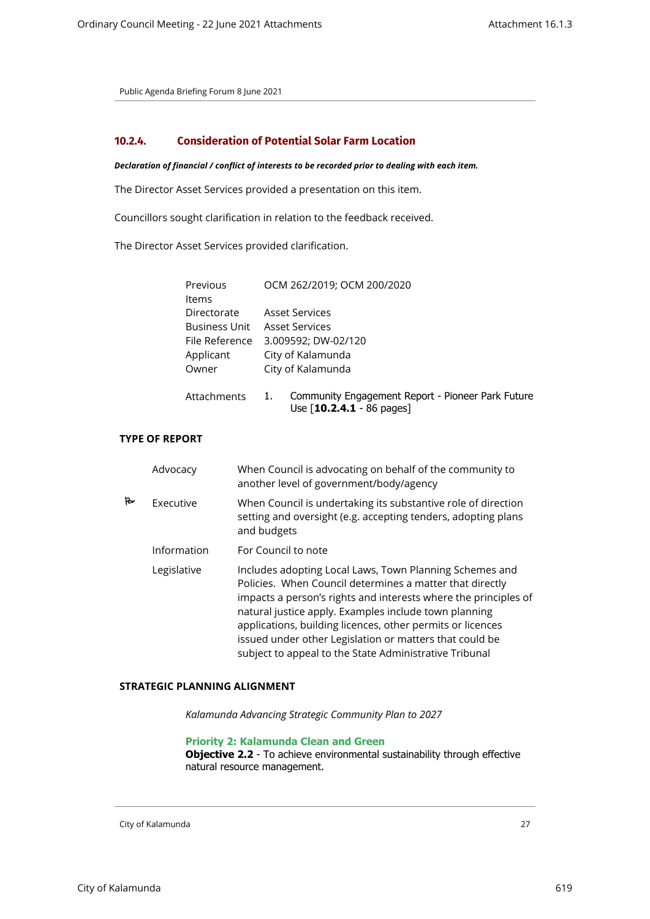## 10.2.4. Consideration of Potential Solar Farm Location

***Declaration of financial / conflict of interests to be recorded prior to dealing with each item.***

The Director Asset Services provided a presentation on this item.

Councillors sought clarification in relation to the feedback received.

The Director Asset Services provided clarification.

| | |
|---|---|
| Previous Items | OCM 262/2019; OCM 200/2020 |
| Directorate | Asset Services |
| Business Unit | Asset Services |
| File Reference | 3.009592; DW-02/120 |
| Applicant | City of Kalamunda |
| Owner | City of Kalamunda |
| Attachments | 1. Community Engagement Report - Pioneer Park Future Use [**10.2.4.1** - 86 pages] |

**TYPE OF REPORT**

| | | |
|---|---|---|
| | Advocacy | When Council is advocating on behalf of the community to another level of government/body/agency |
| ✓ | Executive | When Council is undertaking its substantive role of direction setting and oversight (e.g. accepting tenders, adopting plans and budgets |
| | Information | For Council to note |
| | Legislative | Includes adopting Local Laws, Town Planning Schemes and Policies. When Council determines a matter that directly impacts a person's rights and interests where the principles of natural justice apply. Examples include town planning applications, building licences, other permits or licences issued under other Legislation or matters that could be subject to appeal to the State Administrative Tribunal |

**STRATEGIC PLANNING ALIGNMENT**

*Kalamunda Advancing Strategic Community Plan to 2027*

**Priority 2: Kalamunda Clean and Green**
**Objective 2.2** - To achieve environmental sustainability through effective natural resource management.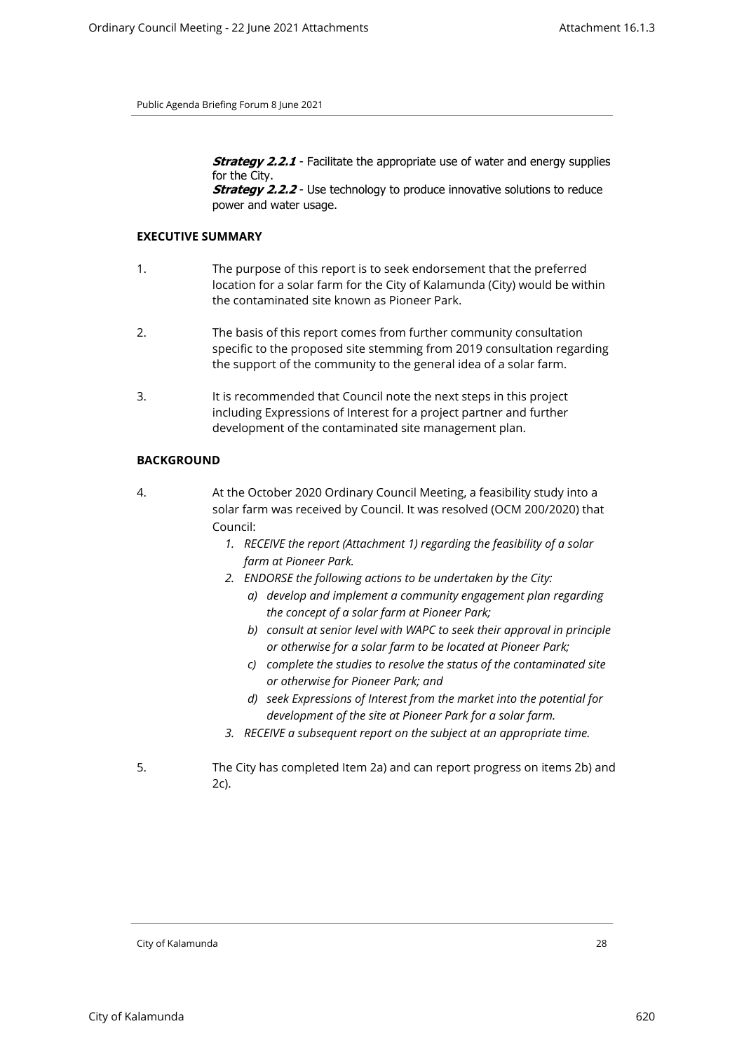***Strategy 2.2.1*** - Facilitate the appropriate use of water and energy supplies for the City.
***Strategy 2.2.2*** - Use technology to produce innovative solutions to reduce power and water usage.

**EXECUTIVE SUMMARY**

1. The purpose of this report is to seek endorsement that the preferred location for a solar farm for the City of Kalamunda (City) would be within the contaminated site known as Pioneer Park.

2. The basis of this report comes from further community consultation specific to the proposed site stemming from 2019 consultation regarding the support of the community to the general idea of a solar farm.

3. It is recommended that Council note the next steps in this project including Expressions of Interest for a project partner and further development of the contaminated site management plan.

**BACKGROUND**

4. At the October 2020 Ordinary Council Meeting, a feasibility study into a solar farm was received by Council. It was resolved (OCM 200/2020) that Council:
   1. *RECEIVE the report (Attachment 1) regarding the feasibility of a solar farm at Pioneer Park.*
   2. *ENDORSE the following actions to be undertaken by the City:*
      a) *develop and implement a community engagement plan regarding the concept of a solar farm at Pioneer Park;*
      b) *consult at senior level with WAPC to seek their approval in principle or otherwise for a solar farm to be located at Pioneer Park;*
      c) *complete the studies to resolve the status of the contaminated site or otherwise for Pioneer Park; and*
      d) *seek Expressions of Interest from the market into the potential for development of the site at Pioneer Park for a solar farm.*
   3. *RECEIVE a subsequent report on the subject at an appropriate time.*

5. The City has completed Item 2a) and can report progress on items 2b) and 2c).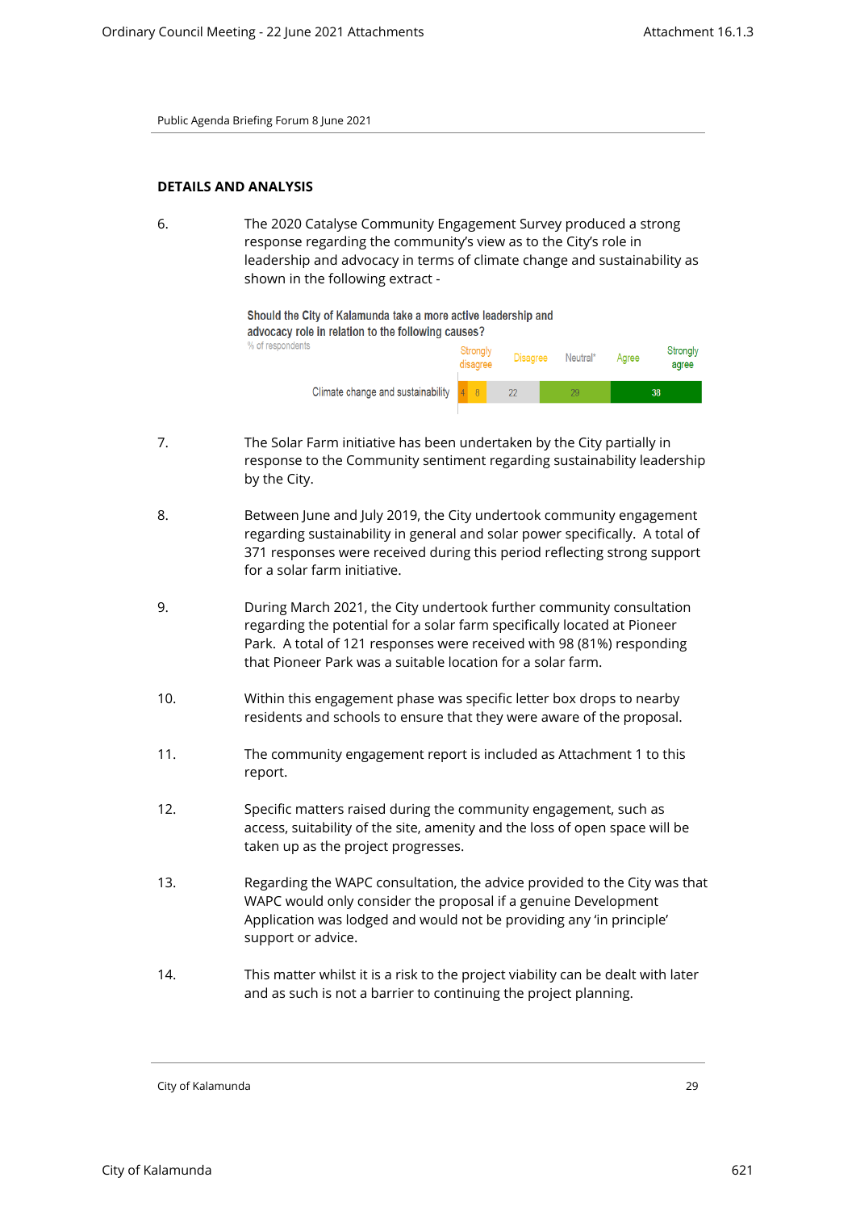Public Agenda Briefing Forum 8 June 2021

## DETAILS AND ANALYSIS

6. The 2020 Catalyse Community Engagement Survey produced a strong response regarding the community's view as to the City's role in leadership and advocacy in terms of climate change and sustainability as shown in the following extract -

Should the City of Kalamunda take a more active leadership and advocacy role in relation to the following causes?

% of respondents

Strongly disagree
Disagree
Neutral*
Agree
Strongly agree

Climate change and sustainability
4
8
22
29
38

7. The Solar Farm initiative has been undertaken by the City partially in response to the Community sentiment regarding sustainability leadership by the City.

8. Between June and July 2019, the City undertook community engagement regarding sustainability in general and solar power specifically. A total of 371 responses were received during this period reflecting strong support for a solar farm initiative.

9. During March 2021, the City undertook further community consultation regarding the potential for a solar farm specifically located at Pioneer Park. A total of 121 responses were received with 98 (81%) responding that Pioneer Park was a suitable location for a solar farm.

10. Within this engagement phase was specific letter box drops to nearby residents and schools to ensure that they were aware of the proposal.

11. The community engagement report is included as Attachment 1 to this report.

12. Specific matters raised during the community engagement, such as access, suitability of the site, amenity and the loss of open space will be taken up as the project progresses.

13. Regarding the WAPC consultation, the advice provided to the City was that WAPC would only consider the proposal if a genuine Development Application was lodged and would not be providing any 'in principle' support or advice.

14. This matter whilst it is a risk to the project viability can be dealt with later and as such is not a barrier to continuing the project planning.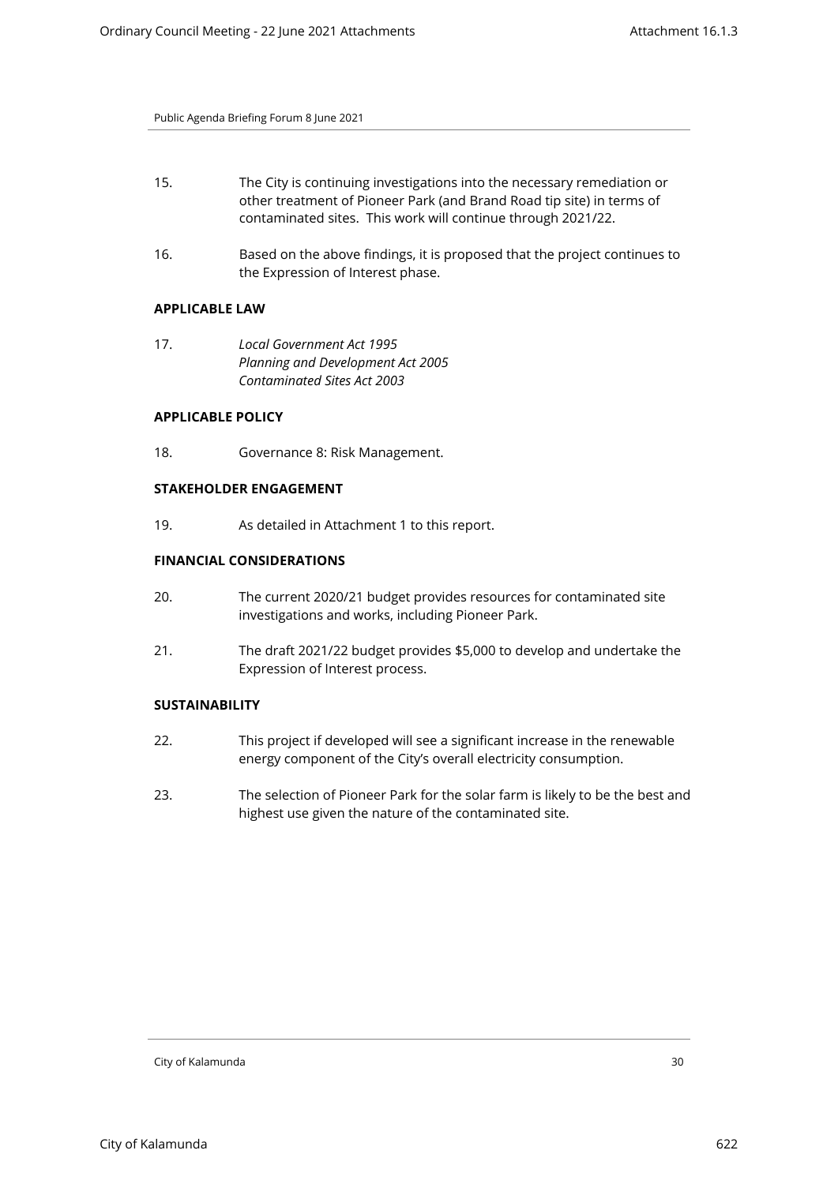15. The City is continuing investigations into the necessary remediation or other treatment of Pioneer Park (and Brand Road tip site) in terms of contaminated sites. This work will continue through 2021/22.

16. Based on the above findings, it is proposed that the project continues to the Expression of Interest phase.

**APPLICABLE LAW**

17. *Local Government Act 1995*
*Planning and Development Act 2005*
*Contaminated Sites Act 2003*

**APPLICABLE POLICY**

18. Governance 8: Risk Management.

**STAKEHOLDER ENGAGEMENT**

19. As detailed in Attachment 1 to this report.

**FINANCIAL CONSIDERATIONS**

20. The current 2020/21 budget provides resources for contaminated site investigations and works, including Pioneer Park.

21. The draft 2021/22 budget provides $5,000 to develop and undertake the Expression of Interest process.

**SUSTAINABILITY**

22. This project if developed will see a significant increase in the renewable energy component of the City's overall electricity consumption.

23. The selection of Pioneer Park for the solar farm is likely to be the best and highest use given the nature of the contaminated site.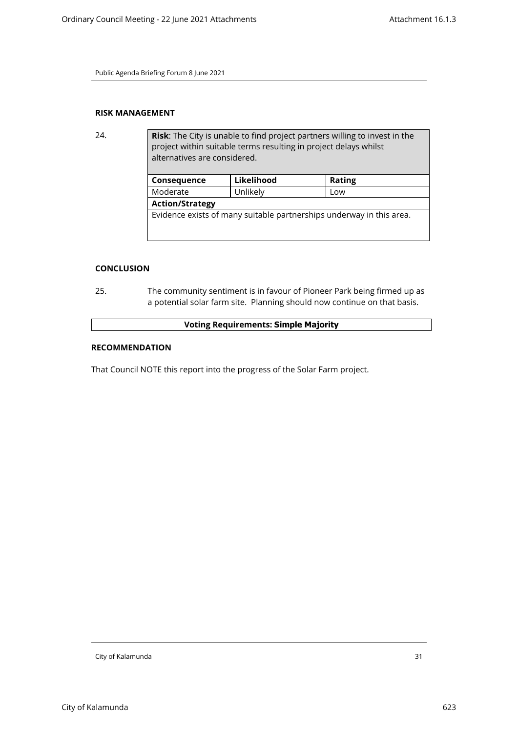## RISK MANAGEMENT

24.

| | | |
|---|---|---|
| **Risk**: The City is unable to find project partners willing to invest in the project within suitable terms resulting in project delays whilst alternatives are considered. | | |
| **Consequence** | **Likelihood** | **Rating** |
| Moderate | Unlikely | Low |
| **Action/Strategy** | | |
| Evidence exists of many suitable partnerships underway in this area. | | |

## CONCLUSION

25. The community sentiment is in favour of Pioneer Park being firmed up as a potential solar farm site. Planning should now continue on that basis.

**Voting Requirements: Simple Majority**

## RECOMMENDATION

That Council NOTE this report into the progress of the Solar Farm project.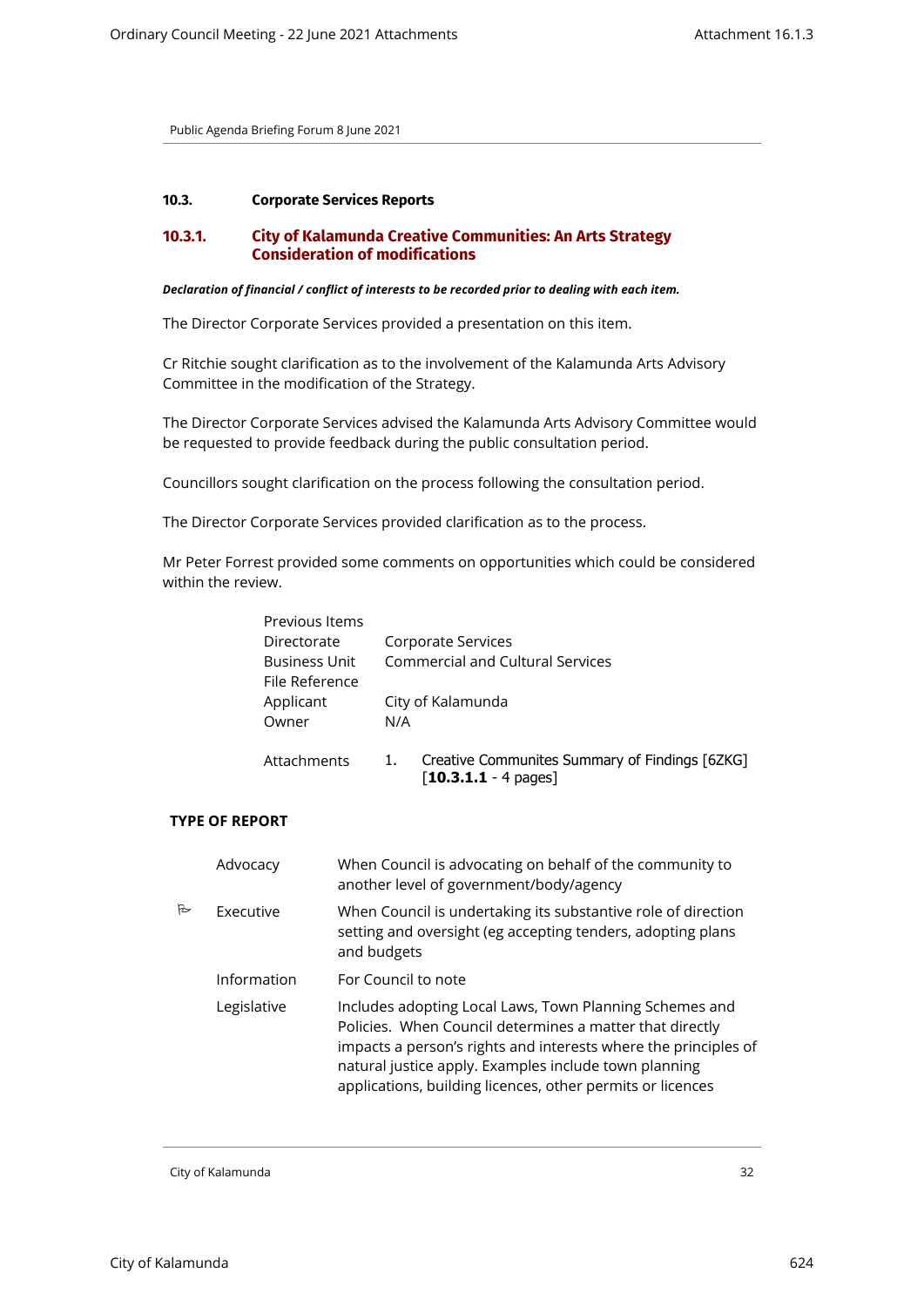## 10.3. Corporate Services Reports

### 10.3.1. City of Kalamunda Creative Communities: An Arts Strategy Consideration of modifications

***Declaration of financial / conflict of interests to be recorded prior to dealing with each item.***

The Director Corporate Services provided a presentation on this item.

Cr Ritchie sought clarification as to the involvement of the Kalamunda Arts Advisory Committee in the modification of the Strategy.

The Director Corporate Services advised the Kalamunda Arts Advisory Committee would be requested to provide feedback during the public consultation period.

Councillors sought clarification on the process following the consultation period.

The Director Corporate Services provided clarification as to the process.

Mr Peter Forrest provided some comments on opportunities which could be considered within the review.

| | |
|---|---|
| Previous Items | |
| Directorate | Corporate Services |
| Business Unit | Commercial and Cultural Services |
| File Reference | |
| Applicant | City of Kalamunda |
| Owner | N/A |
| Attachments | 1. Creative Communites Summary of Findings [6ZKG] [**10.3.1.1** - 4 pages] |

**TYPE OF REPORT**

| | | |
|---|---|---|
| | Advocacy | When Council is advocating on behalf of the community to another level of government/body/agency |
| ⚐ | Executive | When Council is undertaking its substantive role of direction setting and oversight (eg accepting tenders, adopting plans and budgets |
| | Information | For Council to note |
| | Legislative | Includes adopting Local Laws, Town Planning Schemes and Policies. When Council determines a matter that directly impacts a person's rights and interests where the principles of natural justice apply. Examples include town planning applications, building licences, other permits or licences |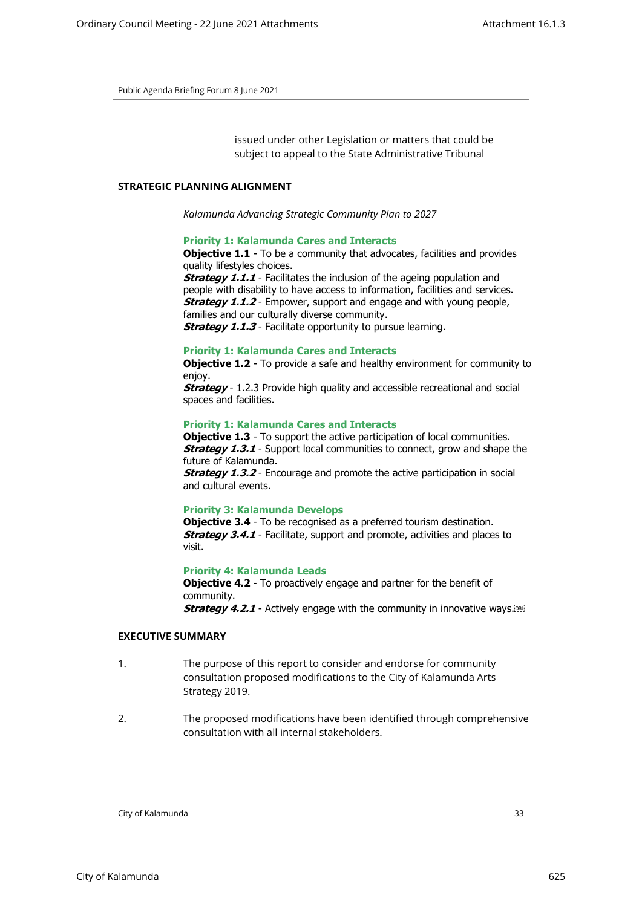issued under other Legislation or matters that could be subject to appeal to the State Administrative Tribunal

## STRATEGIC PLANNING ALIGNMENT

*Kalamunda Advancing Strategic Community Plan to 2027*

**Priority 1: Kalamunda Cares and Interacts**
**Objective 1.1** - To be a community that advocates, facilities and provides quality lifestyles choices.
***Strategy 1.1.1*** - Facilitates the inclusion of the ageing population and people with disability to have access to information, facilities and services.
***Strategy 1.1.2*** - Empower, support and engage and with young people, families and our culturally diverse community.
***Strategy 1.1.3*** - Facilitate opportunity to pursue learning.

**Priority 1: Kalamunda Cares and Interacts**
**Objective 1.2** - To provide a safe and healthy environment for community to enjoy.
***Strategy*** - 1.2.3 Provide high quality and accessible recreational and social spaces and facilities.

**Priority 1: Kalamunda Cares and Interacts**
**Objective 1.3** - To support the active participation of local communities.
***Strategy 1.3.1*** - Support local communities to connect, grow and shape the future of Kalamunda.
***Strategy 1.3.2*** - Encourage and promote the active participation in social and cultural events.

**Priority 3: Kalamunda Develops**
**Objective 3.4** - To be recognised as a preferred tourism destination.
***Strategy 3.4.1*** - Facilitate, support and promote, activities and places to visit.

**Priority 4: Kalamunda Leads**
**Objective 4.2** - To proactively engage and partner for the benefit of community.
***Strategy 4.2.1*** - Actively engage with the community in innovative ways.

## EXECUTIVE SUMMARY

1. The purpose of this report to consider and endorse for community consultation proposed modifications to the City of Kalamunda Arts Strategy 2019.

2. The proposed modifications have been identified through comprehensive consultation with all internal stakeholders.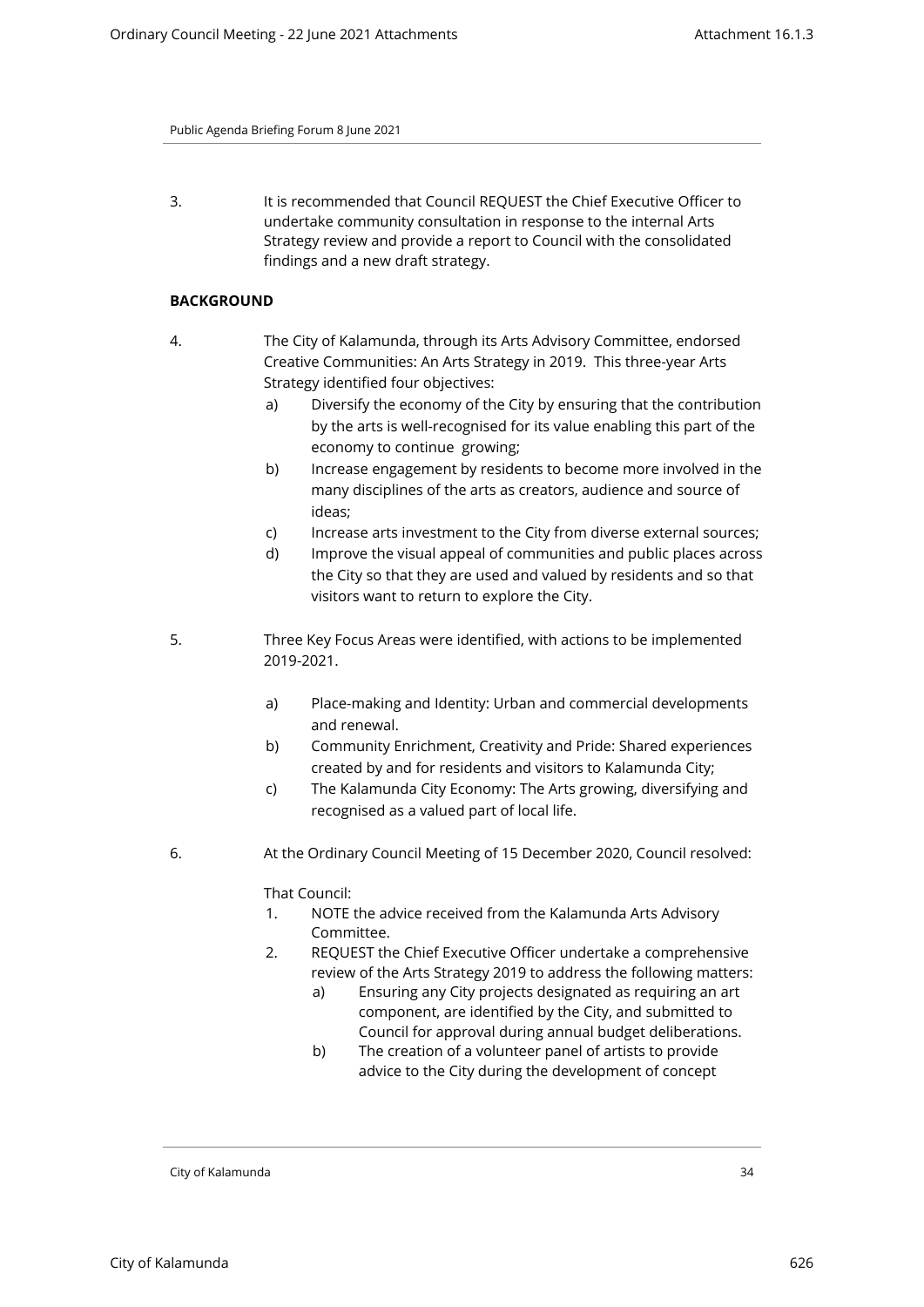3. It is recommended that Council REQUEST the Chief Executive Officer to undertake community consultation in response to the internal Arts Strategy review and provide a report to Council with the consolidated findings and a new draft strategy.

**BACKGROUND**

4. The City of Kalamunda, through its Arts Advisory Committee, endorsed Creative Communities: An Arts Strategy in 2019. This three-year Arts Strategy identified four objectives:

   a) Diversify the economy of the City by ensuring that the contribution by the arts is well-recognised for its value enabling this part of the economy to continue growing;
   b) Increase engagement by residents to become more involved in the many disciplines of the arts as creators, audience and source of ideas;
   c) Increase arts investment to the City from diverse external sources;
   d) Improve the visual appeal of communities and public places across the City so that they are used and valued by residents and so that visitors want to return to explore the City.

5. Three Key Focus Areas were identified, with actions to be implemented 2019-2021.

   a) Place-making and Identity: Urban and commercial developments and renewal.
   b) Community Enrichment, Creativity and Pride: Shared experiences created by and for residents and visitors to Kalamunda City;
   c) The Kalamunda City Economy: The Arts growing, diversifying and recognised as a valued part of local life.

6. At the Ordinary Council Meeting of 15 December 2020, Council resolved:

   That Council:

   1. NOTE the advice received from the Kalamunda Arts Advisory Committee.
   2. REQUEST the Chief Executive Officer undertake a comprehensive review of the Arts Strategy 2019 to address the following matters:
      a) Ensuring any City projects designated as requiring an art component, are identified by the City, and submitted to Council for approval during annual budget deliberations.
      b) The creation of a volunteer panel of artists to provide advice to the City during the development of concept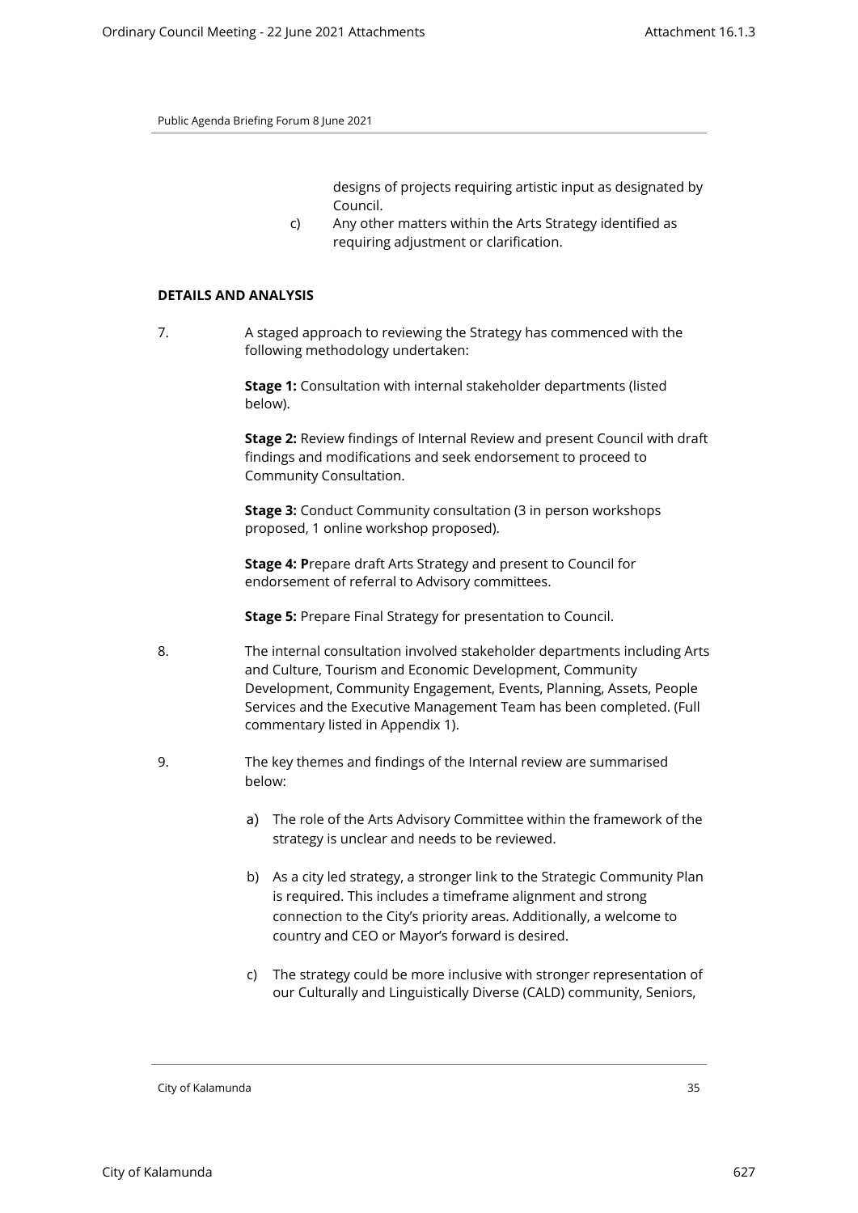designs of projects requiring artistic input as designated by Council.

c) Any other matters within the Arts Strategy identified as requiring adjustment or clarification.

**DETAILS AND ANALYSIS**

7. A staged approach to reviewing the Strategy has commenced with the following methodology undertaken:

   **Stage 1:** Consultation with internal stakeholder departments (listed below).

   **Stage 2:** Review findings of Internal Review and present Council with draft findings and modifications and seek endorsement to proceed to Community Consultation.

   **Stage 3:** Conduct Community consultation (3 in person workshops proposed, 1 online workshop proposed).

   **Stage 4: P**repare draft Arts Strategy and present to Council for endorsement of referral to Advisory committees.

   **Stage 5:** Prepare Final Strategy for presentation to Council.

8. The internal consultation involved stakeholder departments including Arts and Culture, Tourism and Economic Development, Community Development, Community Engagement, Events, Planning, Assets, People Services and the Executive Management Team has been completed. (Full commentary listed in Appendix 1).

9. The key themes and findings of the Internal review are summarised below:

   a) The role of the Arts Advisory Committee within the framework of the strategy is unclear and needs to be reviewed.

   b) As a city led strategy, a stronger link to the Strategic Community Plan is required. This includes a timeframe alignment and strong connection to the City's priority areas. Additionally, a welcome to country and CEO or Mayor's forward is desired.

   c) The strategy could be more inclusive with stronger representation of our Culturally and Linguistically Diverse (CALD) community, Seniors,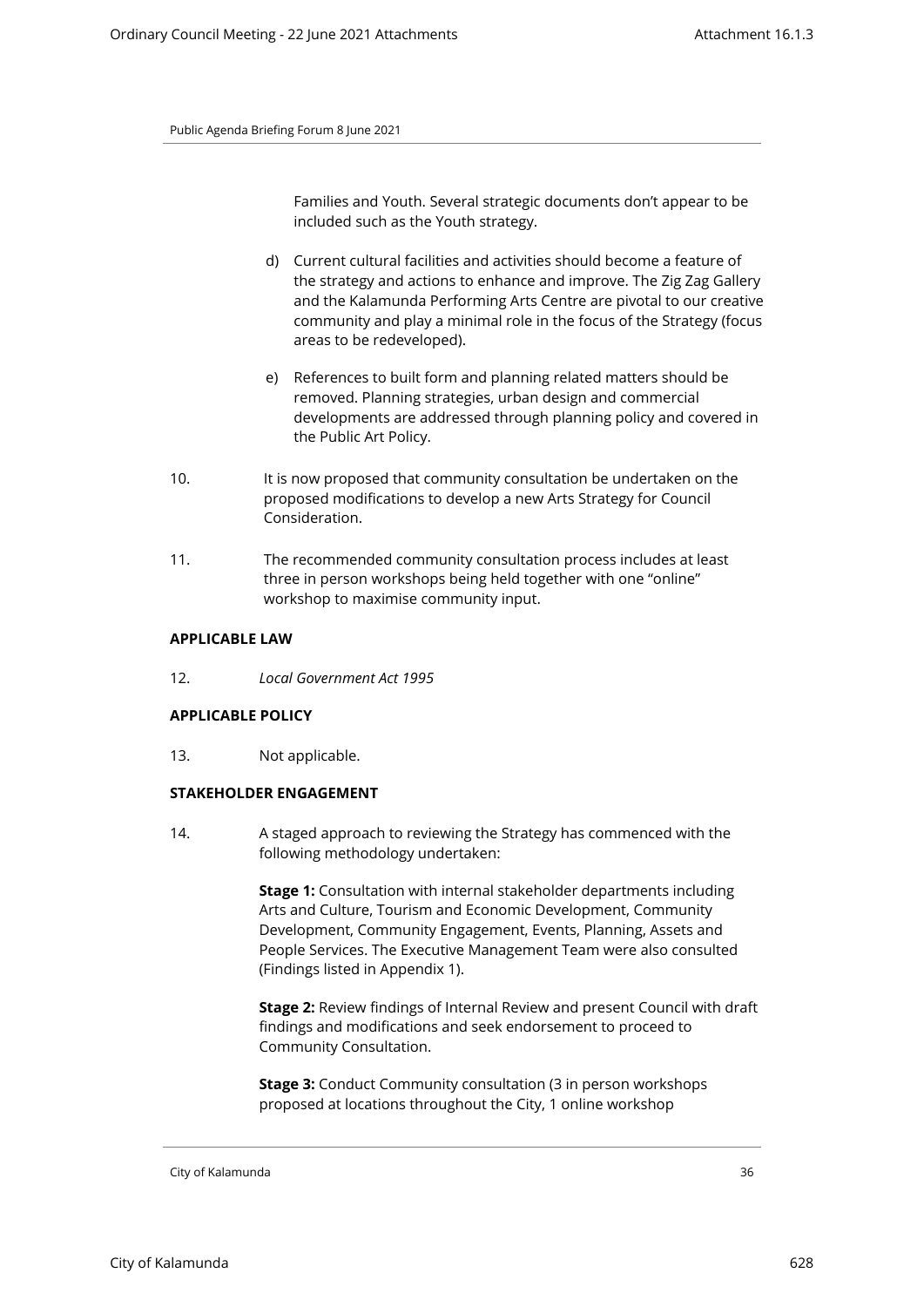Families and Youth. Several strategic documents don't appear to be included such as the Youth strategy.

d) Current cultural facilities and activities should become a feature of the strategy and actions to enhance and improve. The Zig Zag Gallery and the Kalamunda Performing Arts Centre are pivotal to our creative community and play a minimal role in the focus of the Strategy (focus areas to be redeveloped).

e) References to built form and planning related matters should be removed. Planning strategies, urban design and commercial developments are addressed through planning policy and covered in the Public Art Policy.

10. It is now proposed that community consultation be undertaken on the proposed modifications to develop a new Arts Strategy for Council Consideration.

11. The recommended community consultation process includes at least three in person workshops being held together with one "online" workshop to maximise community input.

### APPLICABLE LAW

12. *Local Government Act 1995*

### APPLICABLE POLICY

13. Not applicable.

### STAKEHOLDER ENGAGEMENT

14. A staged approach to reviewing the Strategy has commenced with the following methodology undertaken:

**Stage 1:** Consultation with internal stakeholder departments including Arts and Culture, Tourism and Economic Development, Community Development, Community Engagement, Events, Planning, Assets and People Services. The Executive Management Team were also consulted (Findings listed in Appendix 1).

**Stage 2:** Review findings of Internal Review and present Council with draft findings and modifications and seek endorsement to proceed to Community Consultation.

**Stage 3:** Conduct Community consultation (3 in person workshops proposed at locations throughout the City, 1 online workshop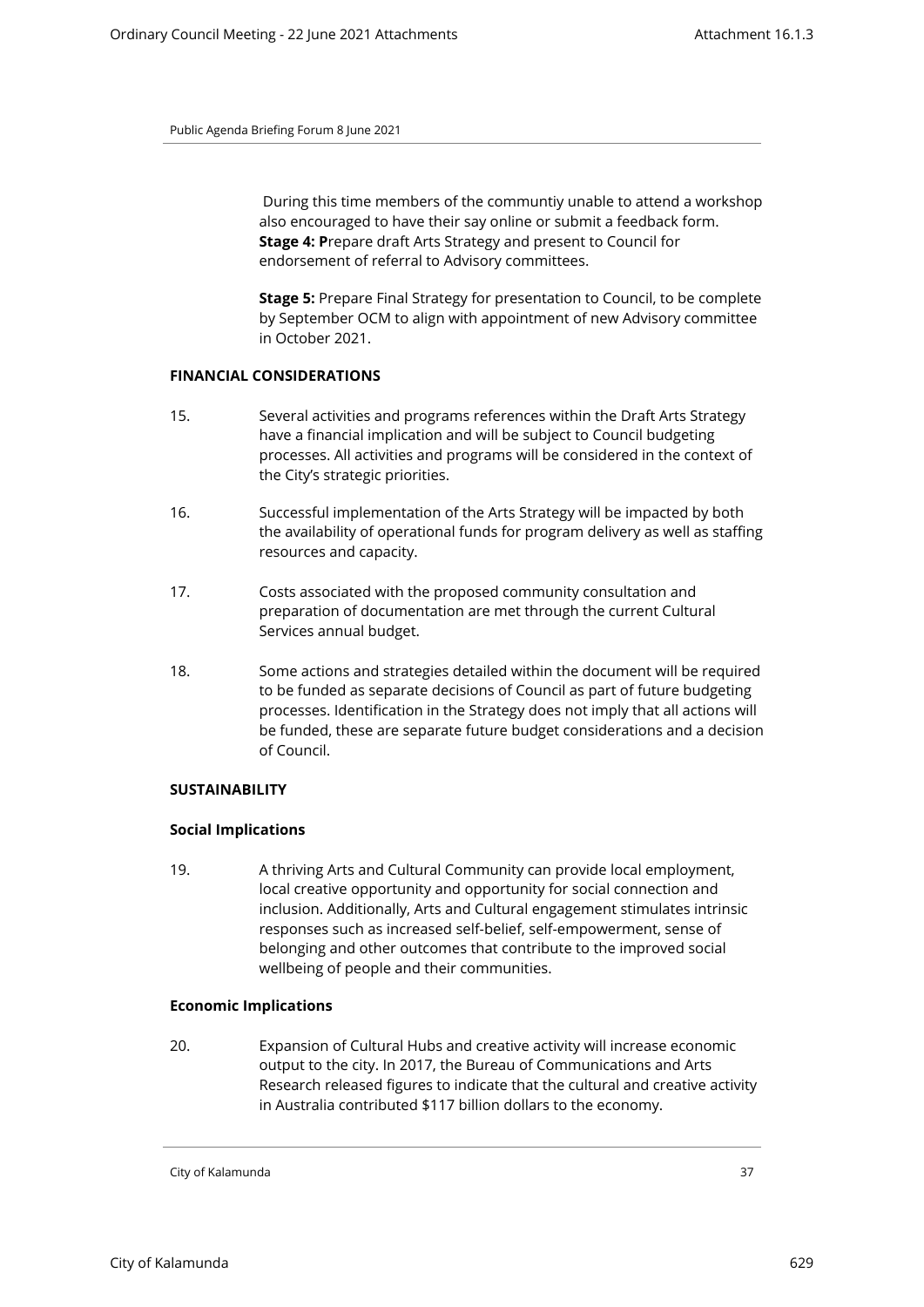During this time members of the communtiy unable to attend a workshop also encouraged to have their say online or submit a feedback form.
**Stage 4: P**repare draft Arts Strategy and present to Council for endorsement of referral to Advisory committees.

**Stage 5:** Prepare Final Strategy for presentation to Council, to be complete by September OCM to align with appointment of new Advisory committee in October 2021.

**FINANCIAL CONSIDERATIONS**

15. Several activities and programs references within the Draft Arts Strategy have a financial implication and will be subject to Council budgeting processes. All activities and programs will be considered in the context of the City's strategic priorities.

16. Successful implementation of the Arts Strategy will be impacted by both the availability of operational funds for program delivery as well as staffing resources and capacity.

17. Costs associated with the proposed community consultation and preparation of documentation are met through the current Cultural Services annual budget.

18. Some actions and strategies detailed within the document will be required to be funded as separate decisions of Council as part of future budgeting processes. Identification in the Strategy does not imply that all actions will be funded, these are separate future budget considerations and a decision of Council.

**SUSTAINABILITY**

**Social Implications**

19. A thriving Arts and Cultural Community can provide local employment, local creative opportunity and opportunity for social connection and inclusion. Additionally, Arts and Cultural engagement stimulates intrinsic responses such as increased self-belief, self-empowerment, sense of belonging and other outcomes that contribute to the improved social wellbeing of people and their communities.

**Economic Implications**

20. Expansion of Cultural Hubs and creative activity will increase economic output to the city. In 2017, the Bureau of Communications and Arts Research released figures to indicate that the cultural and creative activity in Australia contributed $117 billion dollars to the economy.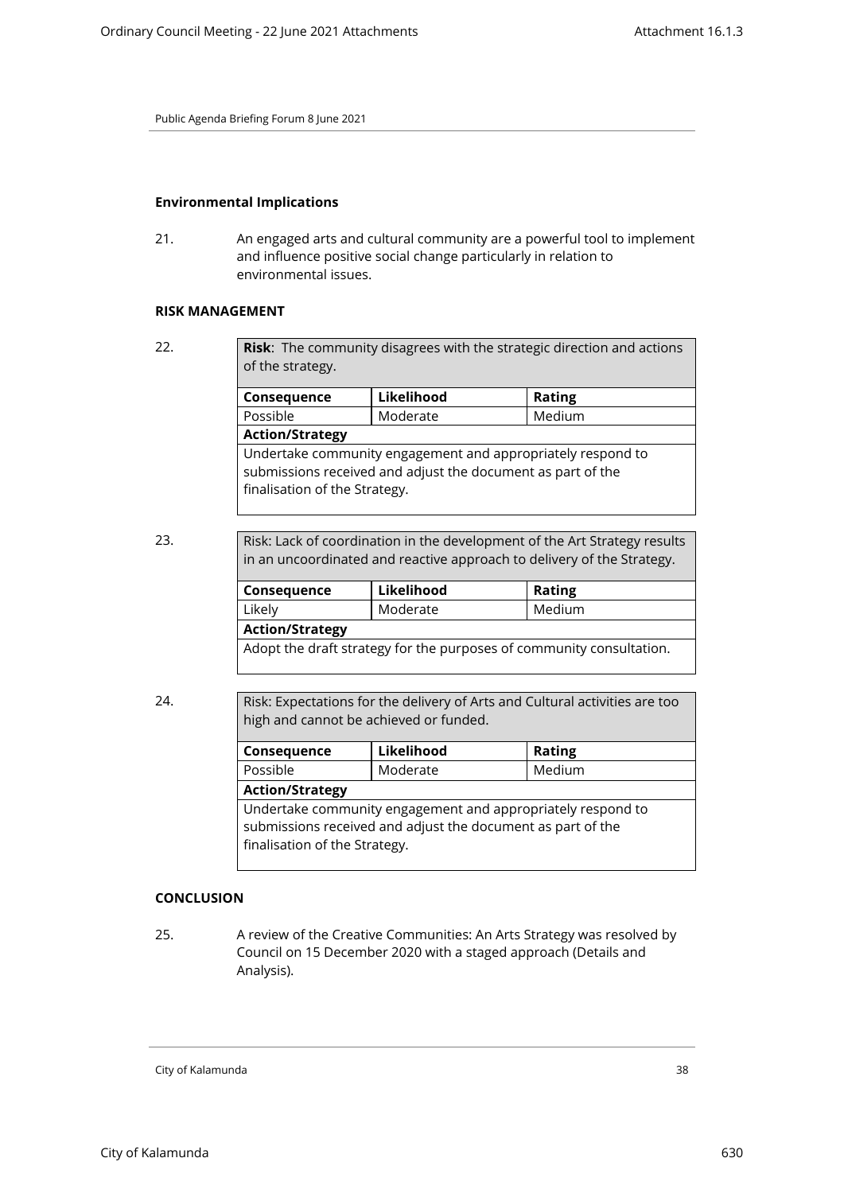### Environmental Implications

21. An engaged arts and cultural community are a powerful tool to implement and influence positive social change particularly in relation to environmental issues.

### RISK MANAGEMENT

22.

| **Risk**: The community disagrees with the strategic direction and actions of the strategy. | | |
|---|---|---|
| **Consequence** | **Likelihood** | **Rating** |
| Possible | Moderate | Medium |
| **Action/Strategy** | | |
| Undertake community engagement and appropriately respond to submissions received and adjust the document as part of the finalisation of the Strategy. | | |

23.

| Risk: Lack of coordination in the development of the Art Strategy results in an uncoordinated and reactive approach to delivery of the Strategy. | | |
|---|---|---|
| **Consequence** | **Likelihood** | **Rating** |
| Likely | Moderate | Medium |
| **Action/Strategy** | | |
| Adopt the draft strategy for the purposes of community consultation. | | |

24.

| Risk: Expectations for the delivery of Arts and Cultural activities are too high and cannot be achieved or funded. | | |
|---|---|---|
| **Consequence** | **Likelihood** | **Rating** |
| Possible | Moderate | Medium |
| **Action/Strategy** | | |
| Undertake community engagement and appropriately respond to submissions received and adjust the document as part of the finalisation of the Strategy. | | |

### CONCLUSION

25. A review of the Creative Communities: An Arts Strategy was resolved by Council on 15 December 2020 with a staged approach (Details and Analysis).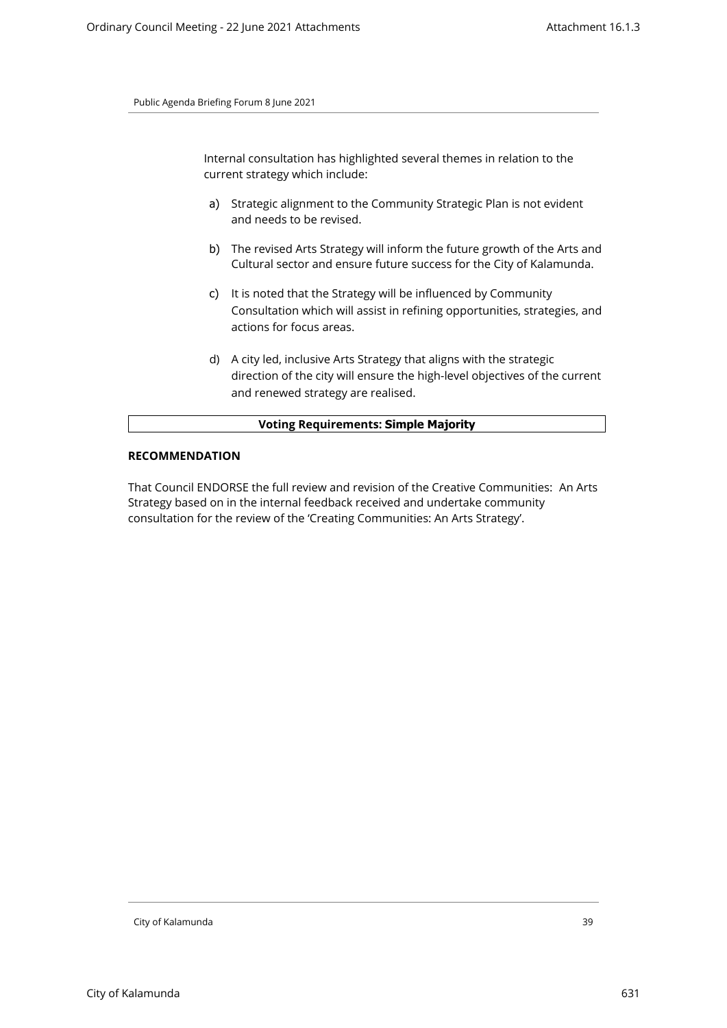Internal consultation has highlighted several themes in relation to the current strategy which include:

a) Strategic alignment to the Community Strategic Plan is not evident and needs to be revised.

b) The revised Arts Strategy will inform the future growth of the Arts and Cultural sector and ensure future success for the City of Kalamunda.

c) It is noted that the Strategy will be influenced by Community Consultation which will assist in refining opportunities, strategies, and actions for focus areas.

d) A city led, inclusive Arts Strategy that aligns with the strategic direction of the city will ensure the high-level objectives of the current and renewed strategy are realised.

| **Voting Requirements: Simple Majority** |
|---|

**RECOMMENDATION**

That Council ENDORSE the full review and revision of the Creative Communities: An Arts Strategy based on in the internal feedback received and undertake community consultation for the review of the 'Creating Communities: An Arts Strategy'.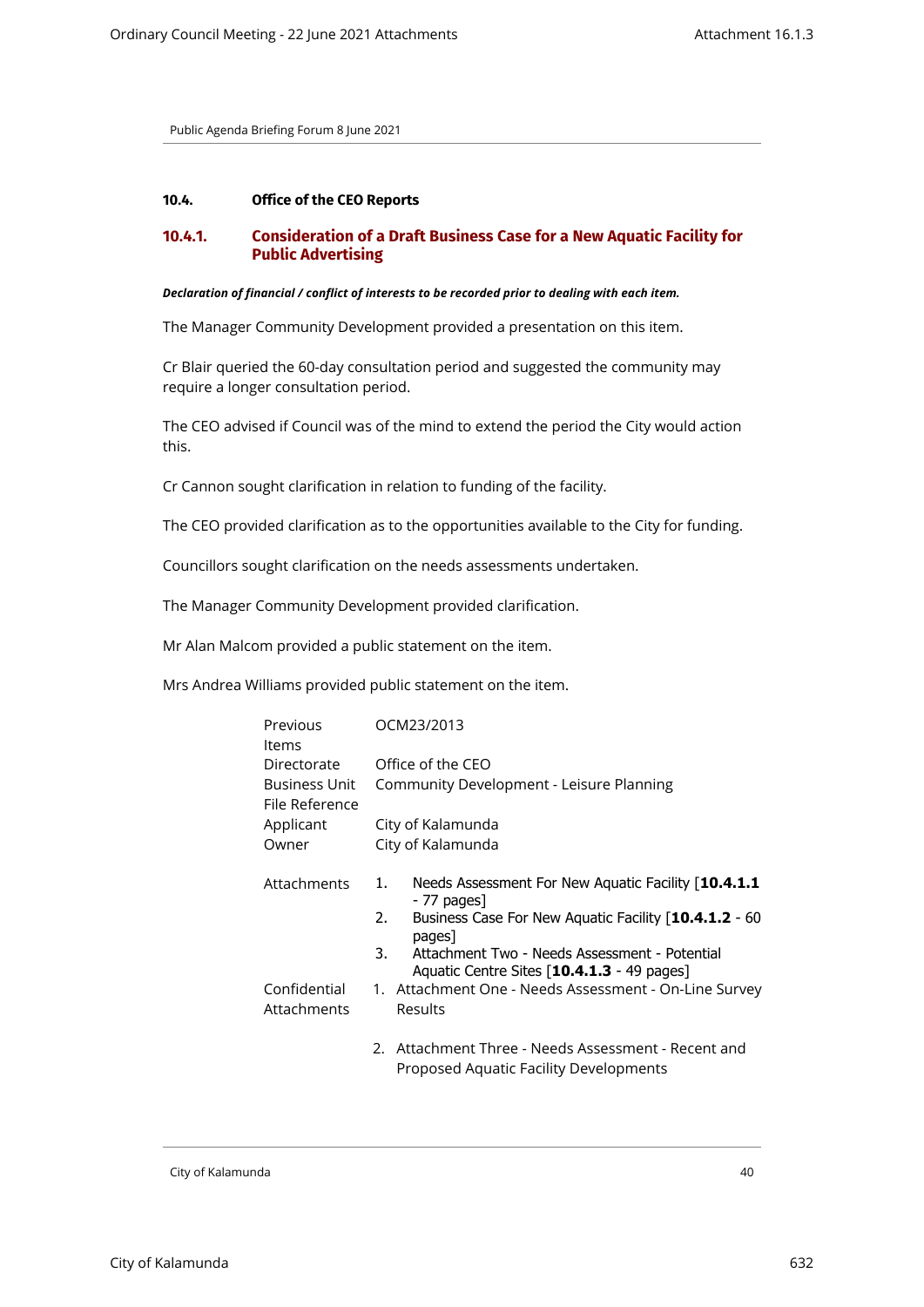## 10.4. Office of the CEO Reports

### 10.4.1. Consideration of a Draft Business Case for a New Aquatic Facility for Public Advertising

***Declaration of financial / conflict of interests to be recorded prior to dealing with each item.***

The Manager Community Development provided a presentation on this item.

Cr Blair queried the 60-day consultation period and suggested the community may require a longer consultation period.

The CEO advised if Council was of the mind to extend the period the City would action this.

Cr Cannon sought clarification in relation to funding of the facility.

The CEO provided clarification as to the opportunities available to the City for funding.

Councillors sought clarification on the needs assessments undertaken.

The Manager Community Development provided clarification.

Mr Alan Malcom provided a public statement on the item.

Mrs Andrea Williams provided public statement on the item.

| | |
|---|---|
| Previous Items | OCM23/2013 |
| Directorate | Office of the CEO |
| Business Unit | Community Development - Leisure Planning |
| File Reference | |
| Applicant | City of Kalamunda |
| Owner | City of Kalamunda |
| Attachments | 1. Needs Assessment For New Aquatic Facility [**10.4.1.1** - 77 pages]<br>2. Business Case For New Aquatic Facility [**10.4.1.2** - 60 pages]<br>3. Attachment Two - Needs Assessment - Potential Aquatic Centre Sites [**10.4.1.3** - 49 pages] |
| Confidential Attachments | 1. Attachment One - Needs Assessment - On-Line Survey Results<br>2. Attachment Three - Needs Assessment - Recent and Proposed Aquatic Facility Developments |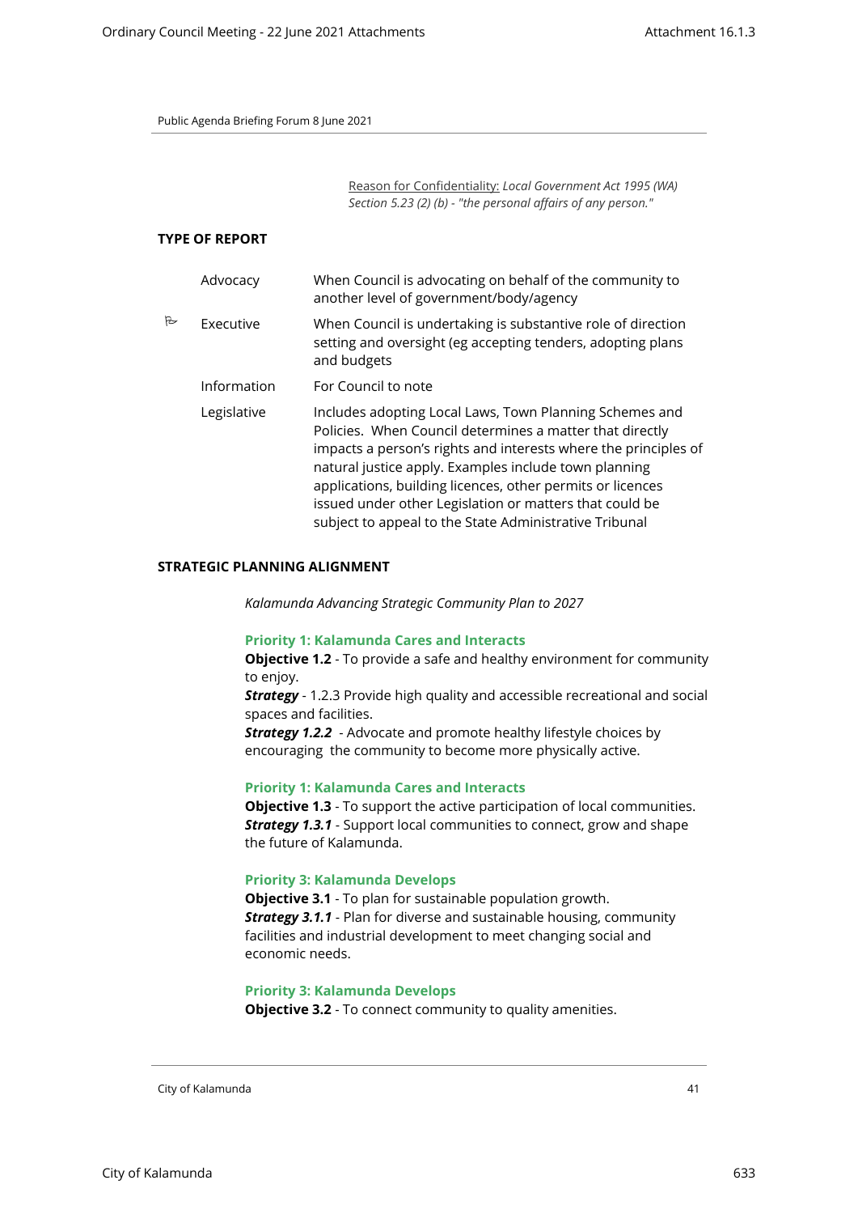Reason for Confidentiality: *Local Government Act 1995 (WA) Section 5.23 (2) (b) - "the personal affairs of any person."*

**TYPE OF REPORT**

| | | |
|---|---|---|
| | Advocacy | When Council is advocating on behalf of the community to another level of government/body/agency |
| ✓ | Executive | When Council is undertaking is substantive role of direction setting and oversight (eg accepting tenders, adopting plans and budgets |
| | Information | For Council to note |
| | Legislative | Includes adopting Local Laws, Town Planning Schemes and Policies. When Council determines a matter that directly impacts a person's rights and interests where the principles of natural justice apply. Examples include town planning applications, building licences, other permits or licences issued under other Legislation or matters that could be subject to appeal to the State Administrative Tribunal |

**STRATEGIC PLANNING ALIGNMENT**

*Kalamunda Advancing Strategic Community Plan to 2027*

**Priority 1: Kalamunda Cares and Interacts**

**Objective 1.2** - To provide a safe and healthy environment for community to enjoy.

***Strategy*** - 1.2.3 Provide high quality and accessible recreational and social spaces and facilities.

***Strategy 1.2.2*** - Advocate and promote healthy lifestyle choices by encouraging the community to become more physically active.

**Priority 1: Kalamunda Cares and Interacts**

**Objective 1.3** - To support the active participation of local communities.

***Strategy 1.3.1*** - Support local communities to connect, grow and shape the future of Kalamunda.

**Priority 3: Kalamunda Develops**

**Objective 3.1** - To plan for sustainable population growth.

***Strategy 3.1.1*** - Plan for diverse and sustainable housing, community facilities and industrial development to meet changing social and economic needs.

**Priority 3: Kalamunda Develops**

**Objective 3.2** - To connect community to quality amenities.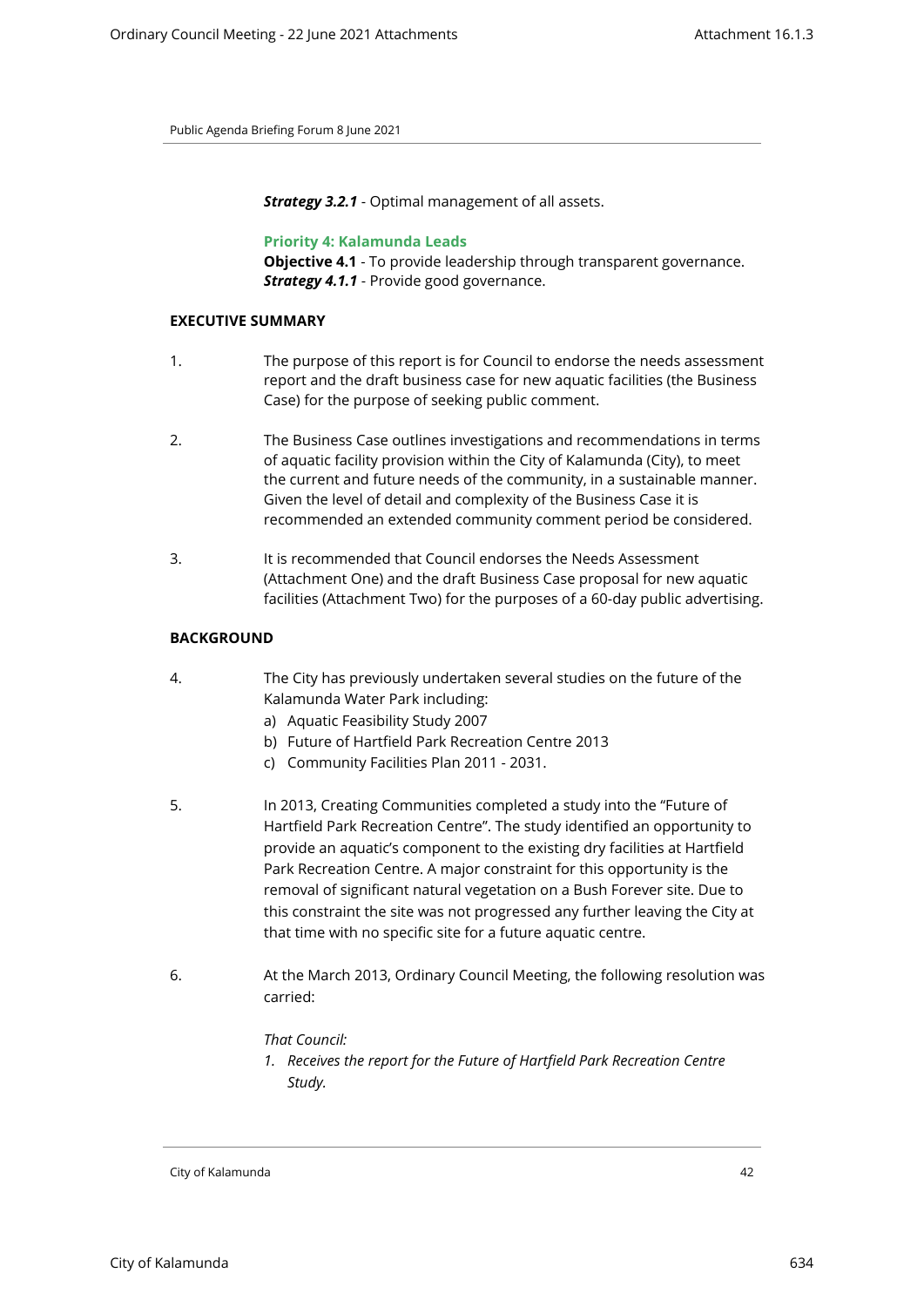***Strategy 3.2.1*** - Optimal management of all assets.

**Priority 4: Kalamunda Leads**
**Objective 4.1** - To provide leadership through transparent governance.
***Strategy 4.1.1*** - Provide good governance.

**EXECUTIVE SUMMARY**

1. The purpose of this report is for Council to endorse the needs assessment report and the draft business case for new aquatic facilities (the Business Case) for the purpose of seeking public comment.

2. The Business Case outlines investigations and recommendations in terms of aquatic facility provision within the City of Kalamunda (City), to meet the current and future needs of the community, in a sustainable manner. Given the level of detail and complexity of the Business Case it is recommended an extended community comment period be considered.

3. It is recommended that Council endorses the Needs Assessment (Attachment One) and the draft Business Case proposal for new aquatic facilities (Attachment Two) for the purposes of a 60-day public advertising.

**BACKGROUND**

4. The City has previously undertaken several studies on the future of the Kalamunda Water Park including:
   a) Aquatic Feasibility Study 2007
   b) Future of Hartfield Park Recreation Centre 2013
   c) Community Facilities Plan 2011 - 2031.

5. In 2013, Creating Communities completed a study into the "Future of Hartfield Park Recreation Centre". The study identified an opportunity to provide an aquatic's component to the existing dry facilities at Hartfield Park Recreation Centre. A major constraint for this opportunity is the removal of significant natural vegetation on a Bush Forever site. Due to this constraint the site was not progressed any further leaving the City at that time with no specific site for a future aquatic centre.

6. At the March 2013, Ordinary Council Meeting, the following resolution was carried:

   *That Council:*

   1. *Receives the report for the Future of Hartfield Park Recreation Centre Study.*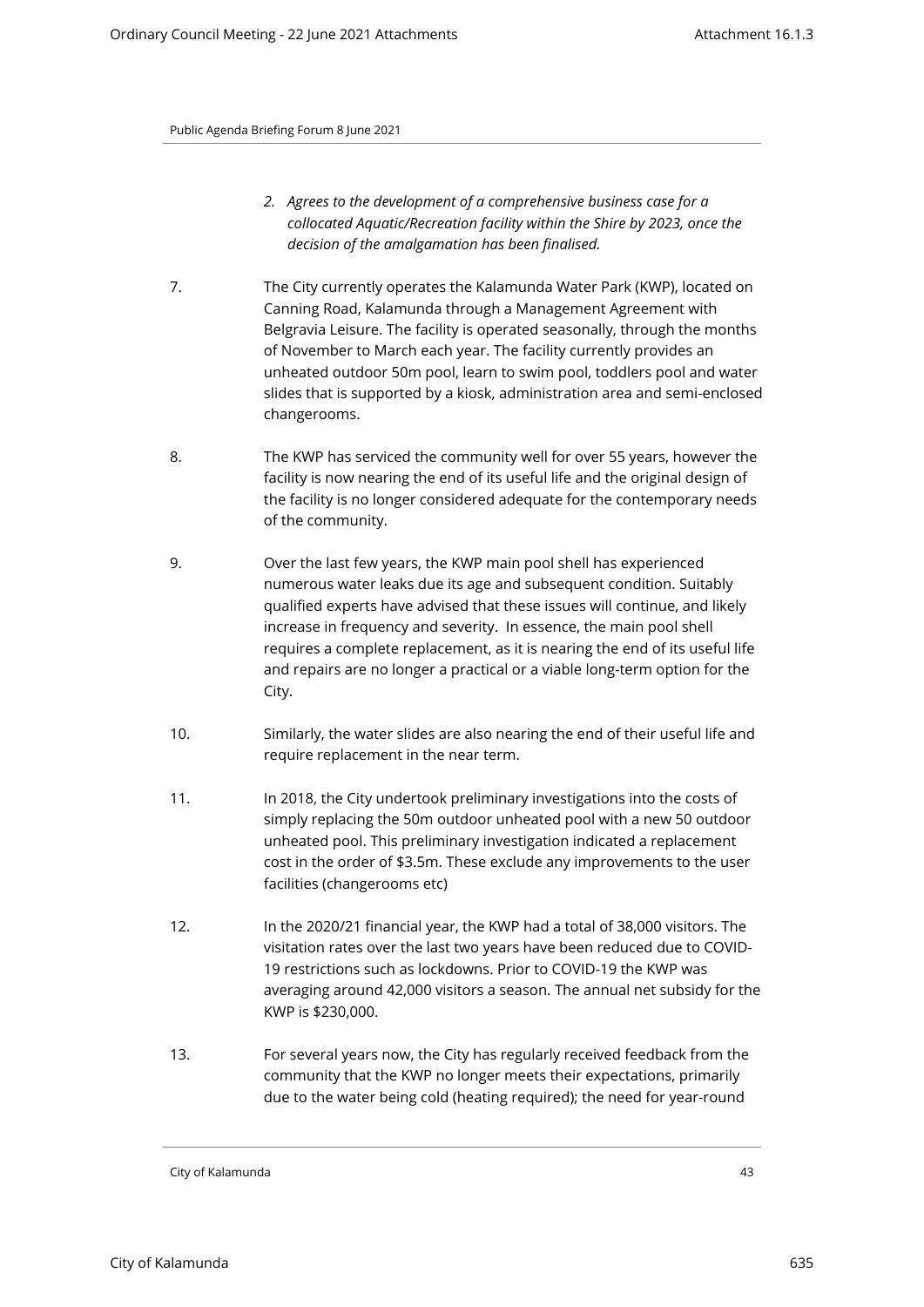2. *Agrees to the development of a comprehensive business case for a collocated Aquatic/Recreation facility within the Shire by 2023, once the decision of the amalgamation has been finalised.*

7. The City currently operates the Kalamunda Water Park (KWP), located on Canning Road, Kalamunda through a Management Agreement with Belgravia Leisure. The facility is operated seasonally, through the months of November to March each year. The facility currently provides an unheated outdoor 50m pool, learn to swim pool, toddlers pool and water slides that is supported by a kiosk, administration area and semi-enclosed changerooms.

8. The KWP has serviced the community well for over 55 years, however the facility is now nearing the end of its useful life and the original design of the facility is no longer considered adequate for the contemporary needs of the community.

9. Over the last few years, the KWP main pool shell has experienced numerous water leaks due its age and subsequent condition. Suitably qualified experts have advised that these issues will continue, and likely increase in frequency and severity. In essence, the main pool shell requires a complete replacement, as it is nearing the end of its useful life and repairs are no longer a practical or a viable long-term option for the City.

10. Similarly, the water slides are also nearing the end of their useful life and require replacement in the near term.

11. In 2018, the City undertook preliminary investigations into the costs of simply replacing the 50m outdoor unheated pool with a new 50 outdoor unheated pool. This preliminary investigation indicated a replacement cost in the order of $3.5m. These exclude any improvements to the user facilities (changerooms etc)

12. In the 2020/21 financial year, the KWP had a total of 38,000 visitors. The visitation rates over the last two years have been reduced due to COVID-19 restrictions such as lockdowns. Prior to COVID-19 the KWP was averaging around 42,000 visitors a season. The annual net subsidy for the KWP is $230,000.

13. For several years now, the City has regularly received feedback from the community that the KWP no longer meets their expectations, primarily due to the water being cold (heating required); the need for year-round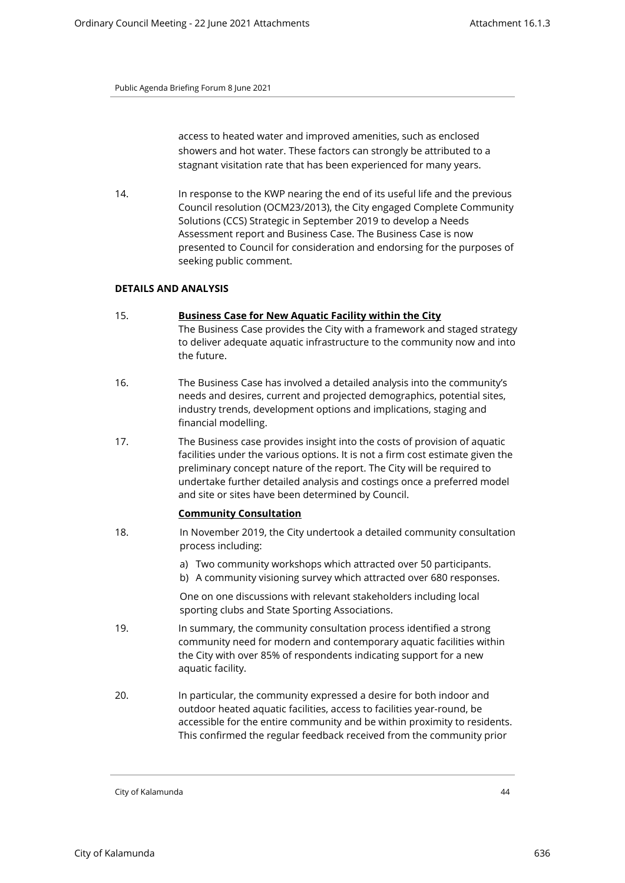access to heated water and improved amenities, such as enclosed showers and hot water. These factors can strongly be attributed to a stagnant visitation rate that has been experienced for many years.

14. In response to the KWP nearing the end of its useful life and the previous Council resolution (OCM23/2013), the City engaged Complete Community Solutions (CCS) Strategic in September 2019 to develop a Needs Assessment report and Business Case. The Business Case is now presented to Council for consideration and endorsing for the purposes of seeking public comment.

**DETAILS AND ANALYSIS**

15. **Business Case for New Aquatic Facility within the City**
The Business Case provides the City with a framework and staged strategy to deliver adequate aquatic infrastructure to the community now and into the future.

16. The Business Case has involved a detailed analysis into the community's needs and desires, current and projected demographics, potential sites, industry trends, development options and implications, staging and financial modelling.

17. The Business case provides insight into the costs of provision of aquatic facilities under the various options. It is not a firm cost estimate given the preliminary concept nature of the report. The City will be required to undertake further detailed analysis and costings once a preferred model and site or sites have been determined by Council.

**Community Consultation**

18. In November 2019, the City undertook a detailed community consultation process including:

a) Two community workshops which attracted over 50 participants.
b) A community visioning survey which attracted over 680 responses.

One on one discussions with relevant stakeholders including local sporting clubs and State Sporting Associations.

19. In summary, the community consultation process identified a strong community need for modern and contemporary aquatic facilities within the City with over 85% of respondents indicating support for a new aquatic facility.

20. In particular, the community expressed a desire for both indoor and outdoor heated aquatic facilities, access to facilities year-round, be accessible for the entire community and be within proximity to residents. This confirmed the regular feedback received from the community prior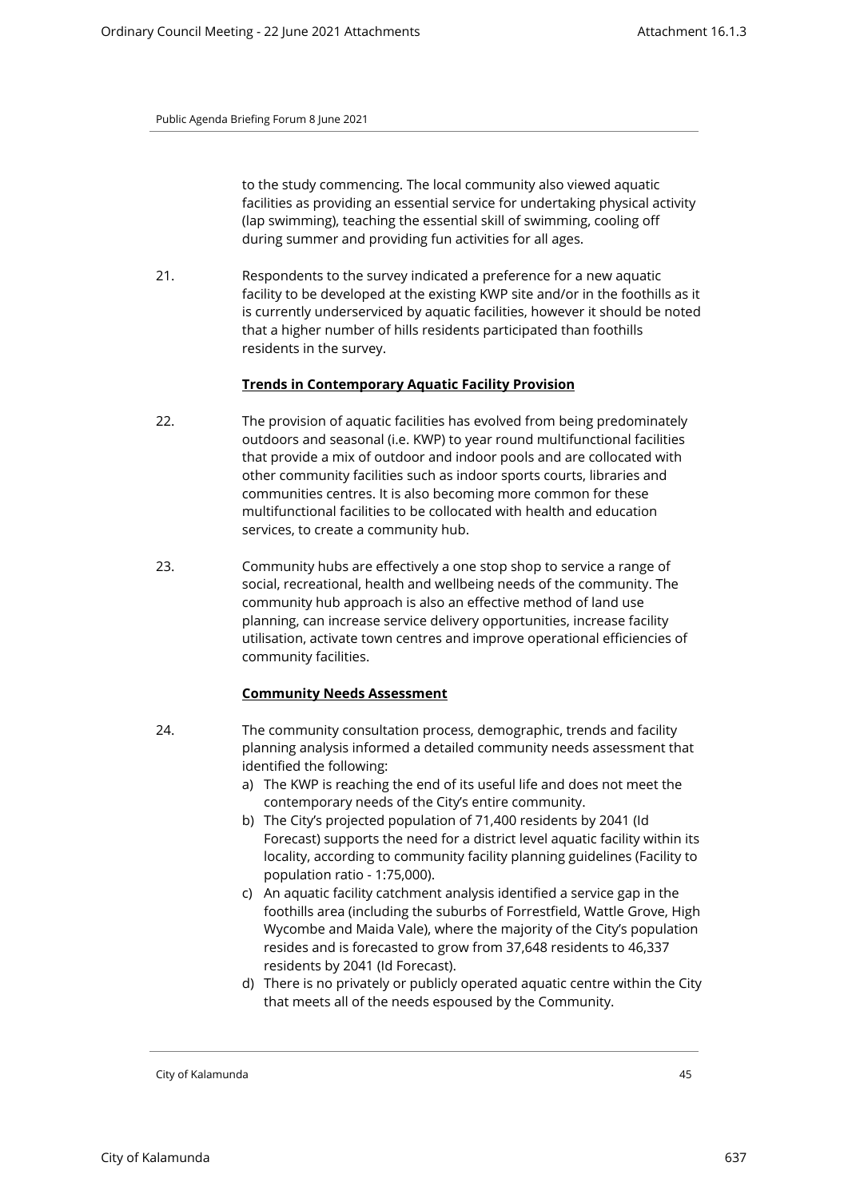to the study commencing. The local community also viewed aquatic facilities as providing an essential service for undertaking physical activity (lap swimming), teaching the essential skill of swimming, cooling off during summer and providing fun activities for all ages.

21. Respondents to the survey indicated a preference for a new aquatic facility to be developed at the existing KWP site and/or in the foothills as it is currently underserviced by aquatic facilities, however it should be noted that a higher number of hills residents participated than foothills residents in the survey.

**Trends in Contemporary Aquatic Facility Provision**

22. The provision of aquatic facilities has evolved from being predominately outdoors and seasonal (i.e. KWP) to year round multifunctional facilities that provide a mix of outdoor and indoor pools and are collocated with other community facilities such as indoor sports courts, libraries and communities centres. It is also becoming more common for these multifunctional facilities to be collocated with health and education services, to create a community hub.

23. Community hubs are effectively a one stop shop to service a range of social, recreational, health and wellbeing needs of the community. The community hub approach is also an effective method of land use planning, can increase service delivery opportunities, increase facility utilisation, activate town centres and improve operational efficiencies of community facilities.

**Community Needs Assessment**

24. The community consultation process, demographic, trends and facility planning analysis informed a detailed community needs assessment that identified the following:
    a) The KWP is reaching the end of its useful life and does not meet the contemporary needs of the City's entire community.
    b) The City's projected population of 71,400 residents by 2041 (Id Forecast) supports the need for a district level aquatic facility within its locality, according to community facility planning guidelines (Facility to population ratio - 1:75,000).
    c) An aquatic facility catchment analysis identified a service gap in the foothills area (including the suburbs of Forrestfield, Wattle Grove, High Wycombe and Maida Vale), where the majority of the City's population resides and is forecasted to grow from 37,648 residents to 46,337 residents by 2041 (Id Forecast).
    d) There is no privately or publicly operated aquatic centre within the City that meets all of the needs espoused by the Community.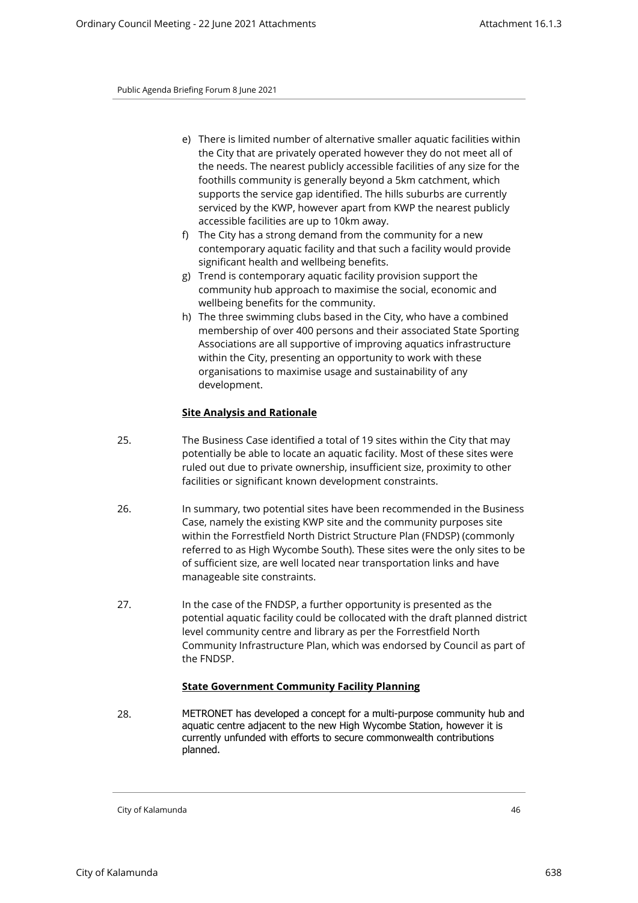e) There is limited number of alternative smaller aquatic facilities within the City that are privately operated however they do not meet all of the needs. The nearest publicly accessible facilities of any size for the foothills community is generally beyond a 5km catchment, which supports the service gap identified. The hills suburbs are currently serviced by the KWP, however apart from KWP the nearest publicly accessible facilities are up to 10km away.

f) The City has a strong demand from the community for a new contemporary aquatic facility and that such a facility would provide significant health and wellbeing benefits.

g) Trend is contemporary aquatic facility provision support the community hub approach to maximise the social, economic and wellbeing benefits for the community.

h) The three swimming clubs based in the City, who have a combined membership of over 400 persons and their associated State Sporting Associations are all supportive of improving aquatics infrastructure within the City, presenting an opportunity to work with these organisations to maximise usage and sustainability of any development.

**Site Analysis and Rationale**

25. The Business Case identified a total of 19 sites within the City that may potentially be able to locate an aquatic facility. Most of these sites were ruled out due to private ownership, insufficient size, proximity to other facilities or significant known development constraints.

26. In summary, two potential sites have been recommended in the Business Case, namely the existing KWP site and the community purposes site within the Forrestfield North District Structure Plan (FNDSP) (commonly referred to as High Wycombe South). These sites were the only sites to be of sufficient size, are well located near transportation links and have manageable site constraints.

27. In the case of the FNDSP, a further opportunity is presented as the potential aquatic facility could be collocated with the draft planned district level community centre and library as per the Forrestfield North Community Infrastructure Plan, which was endorsed by Council as part of the FNDSP.

**State Government Community Facility Planning**

28. METRONET has developed a concept for a multi-purpose community hub and aquatic centre adjacent to the new High Wycombe Station, however it is currently unfunded with efforts to secure commonwealth contributions planned.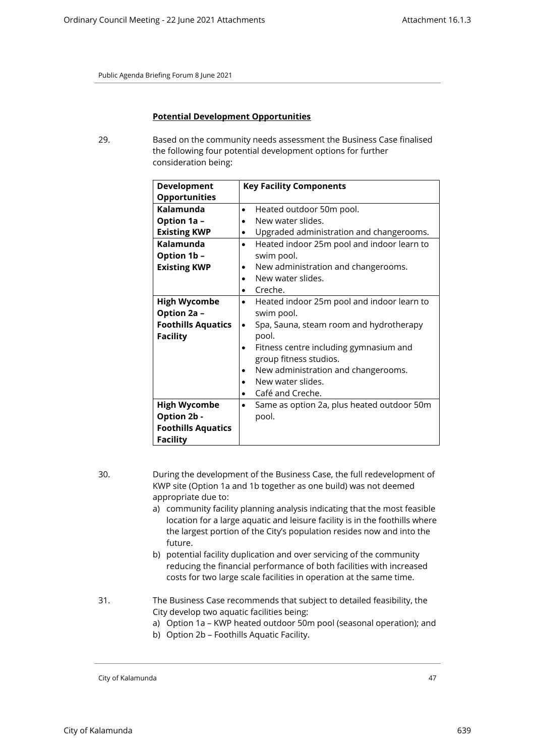**Potential Development Opportunities**

29. Based on the community needs assessment the Business Case finalised the following four potential development options for further consideration being:

| Development Opportunities | Key Facility Components |
| --- | --- |
| **Kalamunda Option 1a – Existing KWP** | • Heated outdoor 50m pool.<br>• New water slides.<br>• Upgraded administration and changerooms. |
| **Kalamunda Option 1b – Existing KWP** | • Heated indoor 25m pool and indoor learn to swim pool.<br>• New administration and changerooms.<br>• New water slides.<br>• Creche. |
| **High Wycombe Option 2a – Foothills Aquatics Facility** | • Heated indoor 25m pool and indoor learn to swim pool.<br>• Spa, Sauna, steam room and hydrotherapy pool.<br>• Fitness centre including gymnasium and group fitness studios.<br>• New administration and changerooms.<br>• New water slides.<br>• Café and Creche. |
| **High Wycombe Option 2b - Foothills Aquatics Facility** | • Same as option 2a, plus heated outdoor 50m pool. |

30. During the development of the Business Case, the full redevelopment of KWP site (Option 1a and 1b together as one build) was not deemed appropriate due to:
    a) community facility planning analysis indicating that the most feasible location for a large aquatic and leisure facility is in the foothills where the largest portion of the City's population resides now and into the future.
    b) potential facility duplication and over servicing of the community reducing the financial performance of both facilities with increased costs for two large scale facilities in operation at the same time.

31. The Business Case recommends that subject to detailed feasibility, the City develop two aquatic facilities being:
    a) Option 1a – KWP heated outdoor 50m pool (seasonal operation); and
    b) Option 2b – Foothills Aquatic Facility.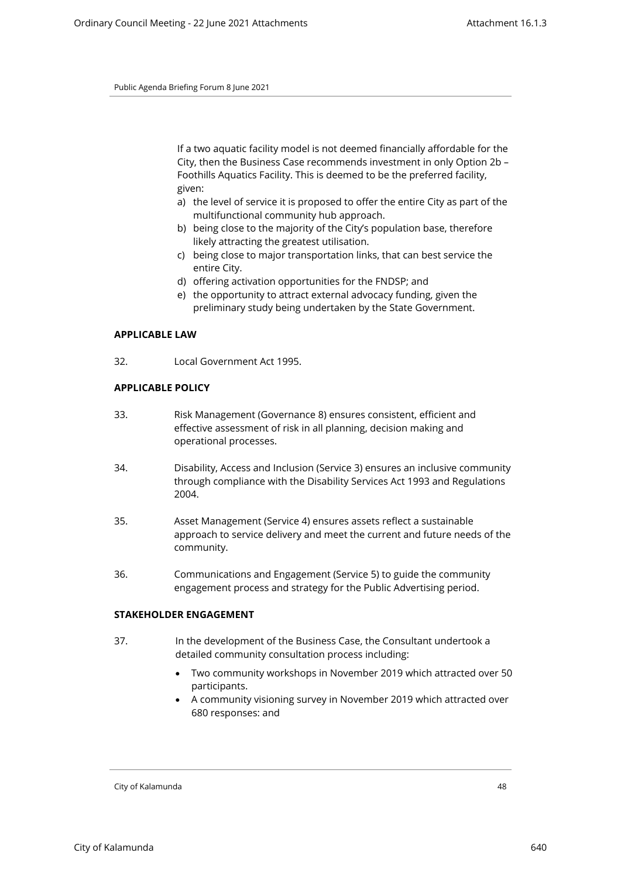If a two aquatic facility model is not deemed financially affordable for the City, then the Business Case recommends investment in only Option 2b – Foothills Aquatics Facility. This is deemed to be the preferred facility, given:

a) the level of service it is proposed to offer the entire City as part of the multifunctional community hub approach.
b) being close to the majority of the City's population base, therefore likely attracting the greatest utilisation.
c) being close to major transportation links, that can best service the entire City.
d) offering activation opportunities for the FNDSP; and
e) the opportunity to attract external advocacy funding, given the preliminary study being undertaken by the State Government.

**APPLICABLE LAW**

32. Local Government Act 1995.

**APPLICABLE POLICY**

33. Risk Management (Governance 8) ensures consistent, efficient and effective assessment of risk in all planning, decision making and operational processes.

34. Disability, Access and Inclusion (Service 3) ensures an inclusive community through compliance with the Disability Services Act 1993 and Regulations 2004.

35. Asset Management (Service 4) ensures assets reflect a sustainable approach to service delivery and meet the current and future needs of the community.

36. Communications and Engagement (Service 5) to guide the community engagement process and strategy for the Public Advertising period.

**STAKEHOLDER ENGAGEMENT**

37. In the development of the Business Case, the Consultant undertook a detailed community consultation process including:

- Two community workshops in November 2019 which attracted over 50 participants.
- A community visioning survey in November 2019 which attracted over 680 responses: and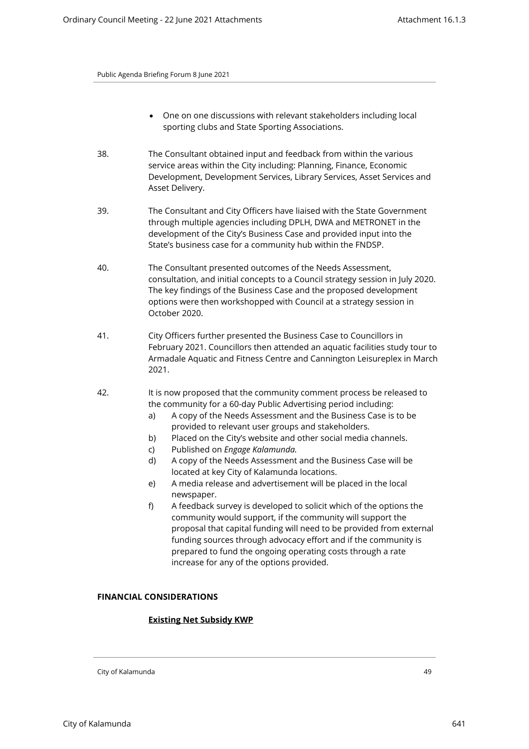- One on one discussions with relevant stakeholders including local sporting clubs and State Sporting Associations.

38. The Consultant obtained input and feedback from within the various service areas within the City including: Planning, Finance, Economic Development, Development Services, Library Services, Asset Services and Asset Delivery.

39. The Consultant and City Officers have liaised with the State Government through multiple agencies including DPLH, DWA and METRONET in the development of the City's Business Case and provided input into the State's business case for a community hub within the FNDSP.

40. The Consultant presented outcomes of the Needs Assessment, consultation, and initial concepts to a Council strategy session in July 2020. The key findings of the Business Case and the proposed development options were then workshopped with Council at a strategy session in October 2020.

41. City Officers further presented the Business Case to Councillors in February 2021. Councillors then attended an aquatic facilities study tour to Armadale Aquatic and Fitness Centre and Cannington Leisureplex in March 2021.

42. It is now proposed that the community comment process be released to the community for a 60-day Public Advertising period including:
    a) A copy of the Needs Assessment and the Business Case is to be provided to relevant user groups and stakeholders.
    b) Placed on the City's website and other social media channels.
    c) Published on *Engage Kalamunda.*
    d) A copy of the Needs Assessment and the Business Case will be located at key City of Kalamunda locations.
    e) A media release and advertisement will be placed in the local newspaper.
    f) A feedback survey is developed to solicit which of the options the community would support, if the community will support the proposal that capital funding will need to be provided from external funding sources through advocacy effort and if the community is prepared to fund the ongoing operating costs through a rate increase for any of the options provided.

**FINANCIAL CONSIDERATIONS**

**Existing Net Subsidy KWP**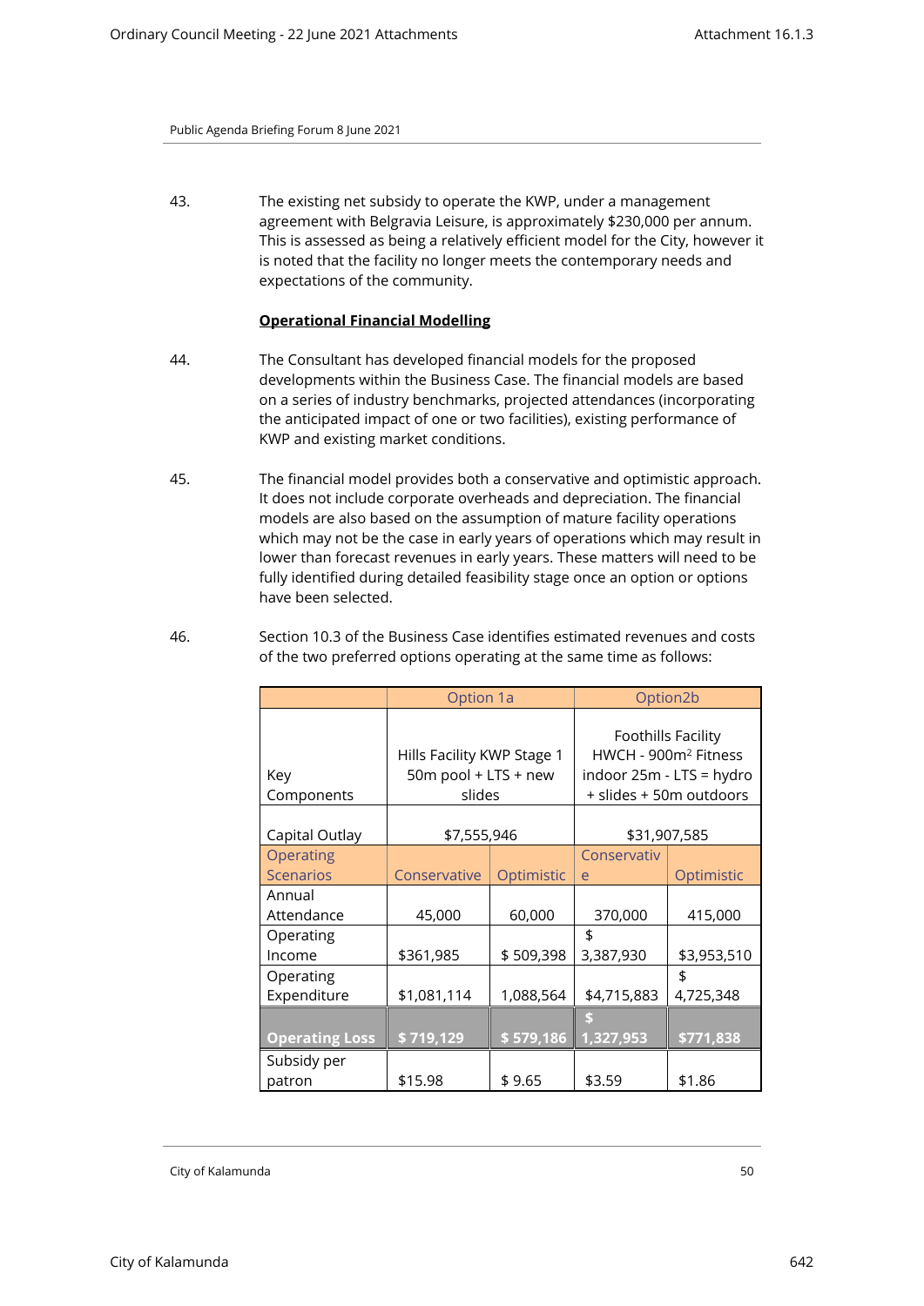43. The existing net subsidy to operate the KWP, under a management agreement with Belgravia Leisure, is approximately $230,000 per annum. This is assessed as being a relatively efficient model for the City, however it is noted that the facility no longer meets the contemporary needs and expectations of the community.

**Operational Financial Modelling**

44. The Consultant has developed financial models for the proposed developments within the Business Case. The financial models are based on a series of industry benchmarks, projected attendances (incorporating the anticipated impact of one or two facilities), existing performance of KWP and existing market conditions.

45. The financial model provides both a conservative and optimistic approach. It does not include corporate overheads and depreciation. The financial models are also based on the assumption of mature facility operations which may not be the case in early years of operations which may result in lower than forecast revenues in early years. These matters will need to be fully identified during detailed feasibility stage once an option or options have been selected.

46. Section 10.3 of the Business Case identifies estimated revenues and costs of the two preferred options operating at the same time as follows:

| | Option 1a | | Option2b | |
|---|---|---|---|---|
| Key Components | Hills Facility KWP Stage 1 50m pool + LTS + new slides | | Foothills Facility HWCH - 900m² Fitness indoor 25m - LTS = hydro + slides + 50m outdoors | |
| Capital Outlay | $7,555,946 | | $31,907,585 | |
| Operating Scenarios | Conservative | Optimistic | Conservative | Optimistic |
| Annual Attendance | 45,000 | 60,000 | 370,000 | 415,000 |
| Operating Income | $361,985 | $ 509,398 | $ 3,387,930 | $3,953,510 |
| Operating Expenditure | $1,081,114 | 1,088,564 | $4,715,883 | $ 4,725,348 |
| **Operating Loss** | **$ 719,129** | **$ 579,186** | **$ 1,327,953** | **$771,838** |
| Subsidy per patron | $15.98 | $ 9.65 | $3.59 | $1.86 |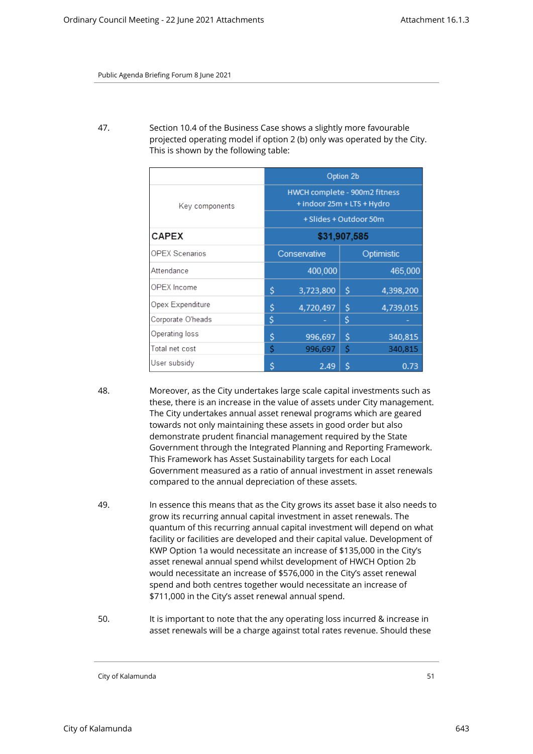47. Section 10.4 of the Business Case shows a slightly more favourable projected operating model if option 2 (b) only was operated by the City. This is shown by the following table:

| | Option 2b | |
|---|---|---|
| Key components | HWCH complete - 900m2 fitness + indoor 25m + LTS + Hydro + Slides + Outdoor 50m | |
| **CAPEX** | **$31,907,585** | |
| OPEX Scenarios | Conservative | Optimistic |
| Attendance | 400,000 | 465,000 |
| OPEX Income | $ 3,723,800 | $ 4,398,200 |
| Opex Expenditure | $ 4,720,497 | $ 4,739,015 |
| Corporate O'heads | $ - | $ - |
| Operating loss | $ 996,697 | $ 340,815 |
| Total net cost | $ 996,697 | $ 340,815 |
| User subsidy | $ 2.49 | $ 0.73 |

48. Moreover, as the City undertakes large scale capital investments such as these, there is an increase in the value of assets under City management. The City undertakes annual asset renewal programs which are geared towards not only maintaining these assets in good order but also demonstrate prudent financial management required by the State Government through the Integrated Planning and Reporting Framework. This Framework has Asset Sustainability targets for each Local Government measured as a ratio of annual investment in asset renewals compared to the annual depreciation of these assets.

49. In essence this means that as the City grows its asset base it also needs to grow its recurring annual capital investment in asset renewals. The quantum of this recurring annual capital investment will depend on what facility or facilities are developed and their capital value. Development of KWP Option 1a would necessitate an increase of $135,000 in the City's asset renewal annual spend whilst development of HWCH Option 2b would necessitate an increase of $576,000 in the City's asset renewal spend and both centres together would necessitate an increase of $711,000 in the City's asset renewal annual spend.

50. It is important to note that the any operating loss incurred & increase in asset renewals will be a charge against total rates revenue. Should these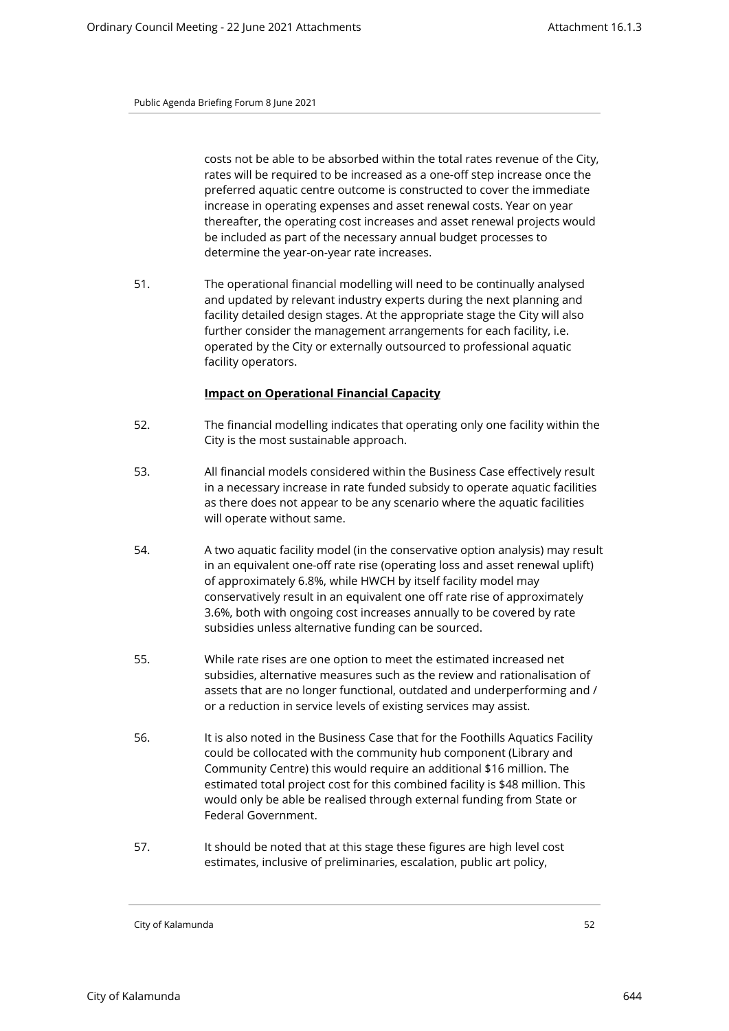costs not be able to be absorbed within the total rates revenue of the City, rates will be required to be increased as a one-off step increase once the preferred aquatic centre outcome is constructed to cover the immediate increase in operating expenses and asset renewal costs. Year on year thereafter, the operating cost increases and asset renewal projects would be included as part of the necessary annual budget processes to determine the year-on-year rate increases.

51. The operational financial modelling will need to be continually analysed and updated by relevant industry experts during the next planning and facility detailed design stages. At the appropriate stage the City will also further consider the management arrangements for each facility, i.e. operated by the City or externally outsourced to professional aquatic facility operators.

**Impact on Operational Financial Capacity**

52. The financial modelling indicates that operating only one facility within the City is the most sustainable approach.

53. All financial models considered within the Business Case effectively result in a necessary increase in rate funded subsidy to operate aquatic facilities as there does not appear to be any scenario where the aquatic facilities will operate without same.

54. A two aquatic facility model (in the conservative option analysis) may result in an equivalent one-off rate rise (operating loss and asset renewal uplift) of approximately 6.8%, while HWCH by itself facility model may conservatively result in an equivalent one off rate rise of approximately 3.6%, both with ongoing cost increases annually to be covered by rate subsidies unless alternative funding can be sourced.

55. While rate rises are one option to meet the estimated increased net subsidies, alternative measures such as the review and rationalisation of assets that are no longer functional, outdated and underperforming and / or a reduction in service levels of existing services may assist.

56. It is also noted in the Business Case that for the Foothills Aquatics Facility could be collocated with the community hub component (Library and Community Centre) this would require an additional \$16 million. The estimated total project cost for this combined facility is \$48 million. This would only be able be realised through external funding from State or Federal Government.

57. It should be noted that at this stage these figures are high level cost estimates, inclusive of preliminaries, escalation, public art policy,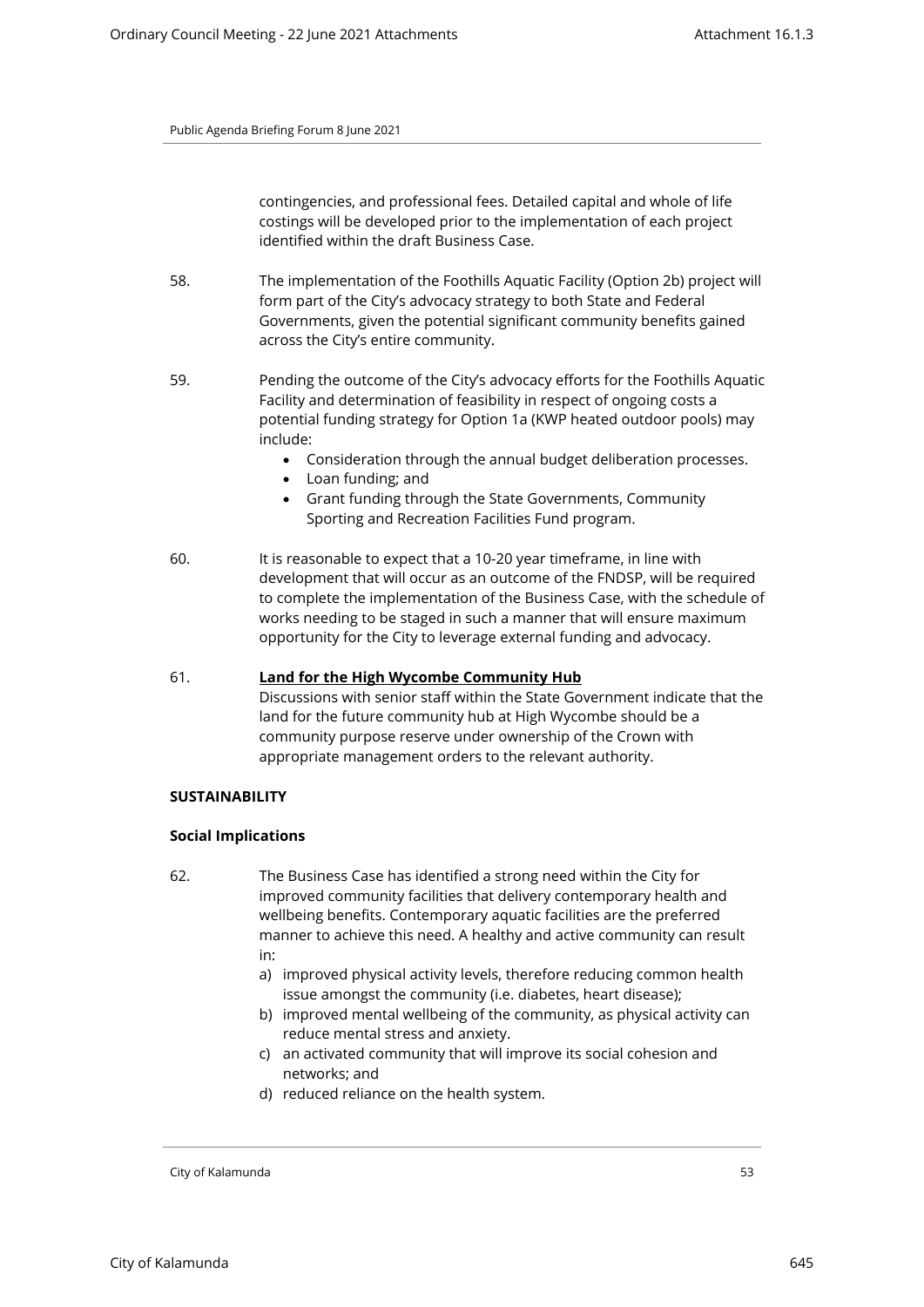contingencies, and professional fees. Detailed capital and whole of life costings will be developed prior to the implementation of each project identified within the draft Business Case.

58. The implementation of the Foothills Aquatic Facility (Option 2b) project will form part of the City's advocacy strategy to both State and Federal Governments, given the potential significant community benefits gained across the City's entire community.

59. Pending the outcome of the City's advocacy efforts for the Foothills Aquatic Facility and determination of feasibility in respect of ongoing costs a potential funding strategy for Option 1a (KWP heated outdoor pools) may include:
    - Consideration through the annual budget deliberation processes.
    - Loan funding; and
    - Grant funding through the State Governments, Community Sporting and Recreation Facilities Fund program.

60. It is reasonable to expect that a 10-20 year timeframe, in line with development that will occur as an outcome of the FNDSP, will be required to complete the implementation of the Business Case, with the schedule of works needing to be staged in such a manner that will ensure maximum opportunity for the City to leverage external funding and advocacy.

61. **Land for the High Wycombe Community Hub**
Discussions with senior staff within the State Government indicate that the land for the future community hub at High Wycombe should be a community purpose reserve under ownership of the Crown with appropriate management orders to the relevant authority.

**SUSTAINABILITY**

**Social Implications**

62. The Business Case has identified a strong need within the City for improved community facilities that delivery contemporary health and wellbeing benefits. Contemporary aquatic facilities are the preferred manner to achieve this need. A healthy and active community can result in:
    a) improved physical activity levels, therefore reducing common health issue amongst the community (i.e. diabetes, heart disease);
    b) improved mental wellbeing of the community, as physical activity can reduce mental stress and anxiety.
    c) an activated community that will improve its social cohesion and networks; and
    d) reduced reliance on the health system.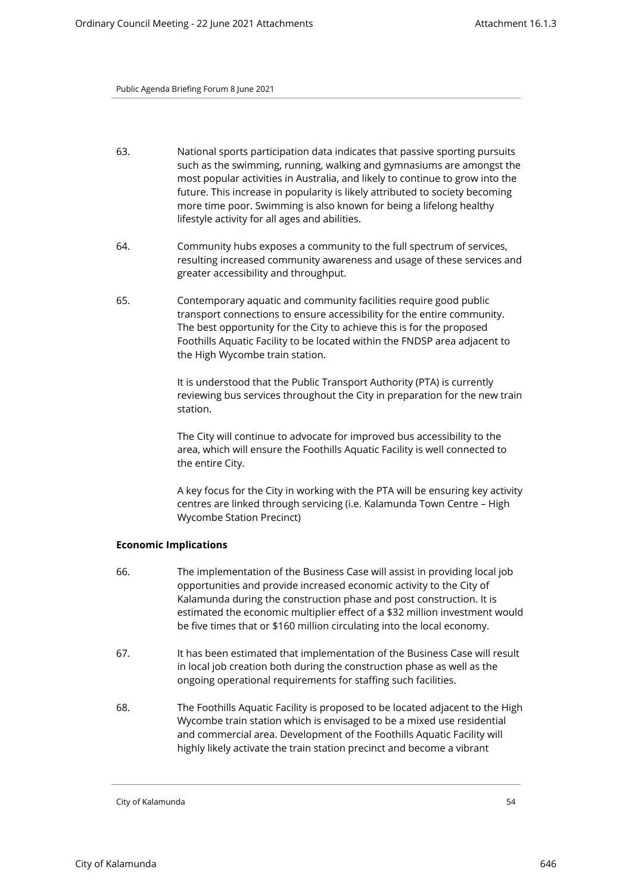63. National sports participation data indicates that passive sporting pursuits such as the swimming, running, walking and gymnasiums are amongst the most popular activities in Australia, and likely to continue to grow into the future. This increase in popularity is likely attributed to society becoming more time poor. Swimming is also known for being a lifelong healthy lifestyle activity for all ages and abilities.

64. Community hubs exposes a community to the full spectrum of services, resulting increased community awareness and usage of these services and greater accessibility and throughput.

65. Contemporary aquatic and community facilities require good public transport connections to ensure accessibility for the entire community. The best opportunity for the City to achieve this is for the proposed Foothills Aquatic Facility to be located within the FNDSP area adjacent to the High Wycombe train station.

    It is understood that the Public Transport Authority (PTA) is currently reviewing bus services throughout the City in preparation for the new train station.

    The City will continue to advocate for improved bus accessibility to the area, which will ensure the Foothills Aquatic Facility is well connected to the entire City.

    A key focus for the City in working with the PTA will be ensuring key activity centres are linked through servicing (i.e. Kalamunda Town Centre – High Wycombe Station Precinct)

**Economic Implications**

66. The implementation of the Business Case will assist in providing local job opportunities and provide increased economic activity to the City of Kalamunda during the construction phase and post construction. It is estimated the economic multiplier effect of a $32 million investment would be five times that or $160 million circulating into the local economy.

67. It has been estimated that implementation of the Business Case will result in local job creation both during the construction phase as well as the ongoing operational requirements for staffing such facilities.

68. The Foothills Aquatic Facility is proposed to be located adjacent to the High Wycombe train station which is envisaged to be a mixed use residential and commercial area. Development of the Foothills Aquatic Facility will highly likely activate the train station precinct and become a vibrant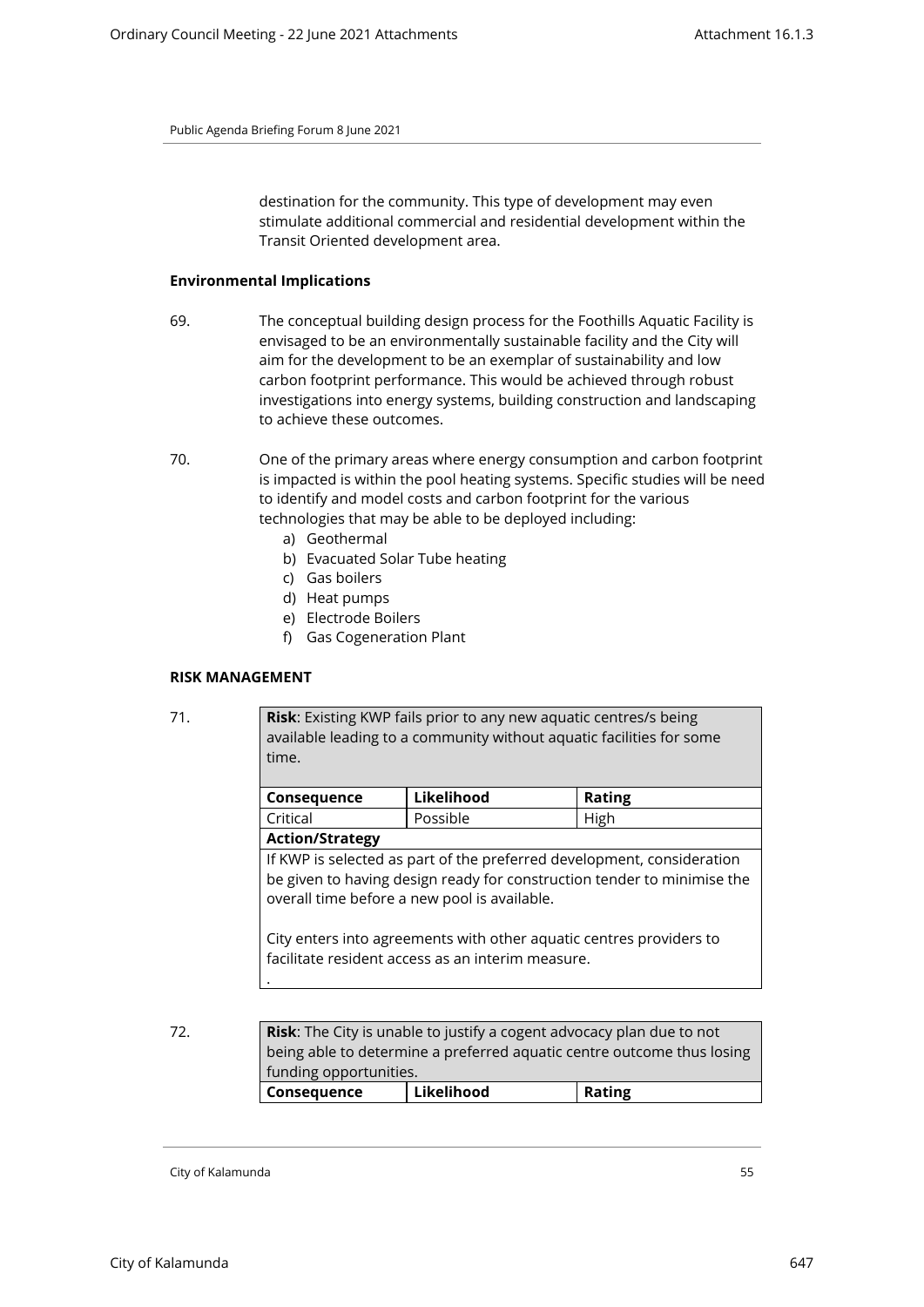destination for the community. This type of development may even stimulate additional commercial and residential development within the Transit Oriented development area.

**Environmental Implications**

69. The conceptual building design process for the Foothills Aquatic Facility is envisaged to be an environmentally sustainable facility and the City will aim for the development to be an exemplar of sustainability and low carbon footprint performance. This would be achieved through robust investigations into energy systems, building construction and landscaping to achieve these outcomes.

70. One of the primary areas where energy consumption and carbon footprint is impacted is within the pool heating systems. Specific studies will be need to identify and model costs and carbon footprint for the various technologies that may be able to be deployed including:
    a) Geothermal
    b) Evacuated Solar Tube heating
    c) Gas boilers
    d) Heat pumps
    e) Electrode Boilers
    f) Gas Cogeneration Plant

**RISK MANAGEMENT**

71.

| **Risk**: Existing KWP fails prior to any new aquatic centres/s being available leading to a community without aquatic facilities for some time. | | |
|---|---|---|
| **Consequence** | **Likelihood** | **Rating** |
| Critical | Possible | High |
| **Action/Strategy** | | |
| If KWP is selected as part of the preferred development, consideration be given to having design ready for construction tender to minimise the overall time before a new pool is available.<br><br>City enters into agreements with other aquatic centres providers to facilitate resident access as an interim measure.<br><br>. | | |

72.

| **Risk**: The City is unable to justify a cogent advocacy plan due to not being able to determine a preferred aquatic centre outcome thus losing funding opportunities. | | |
|---|---|---|
| **Consequence** | **Likelihood** | **Rating** |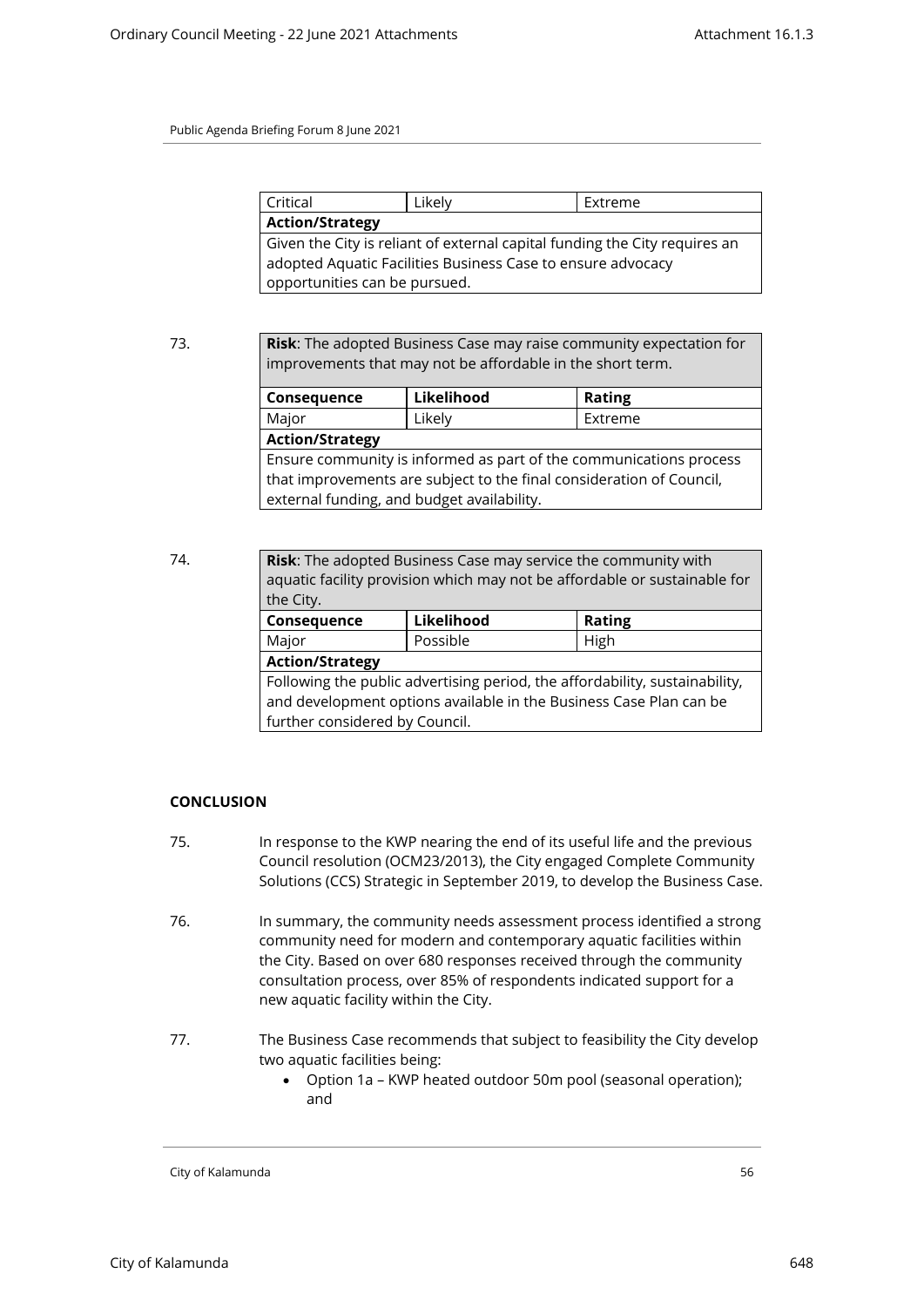| | | |
|---|---|---|
| Critical | Likely | Extreme |
| **Action/Strategy** | | |
| Given the City is reliant of external capital funding the City requires an adopted Aquatic Facilities Business Case to ensure advocacy opportunities can be pursued. | | |

73.

| **Risk**: The adopted Business Case may raise community expectation for improvements that may not be affordable in the short term. | | |
|---|---|---|
| **Consequence** | **Likelihood** | **Rating** |
| Major | Likely | Extreme |
| **Action/Strategy** | | |
| Ensure community is informed as part of the communications process that improvements are subject to the final consideration of Council, external funding, and budget availability. | | |

74.

| **Risk**: The adopted Business Case may service the community with aquatic facility provision which may not be affordable or sustainable for the City. | | |
|---|---|---|
| **Consequence** | **Likelihood** | **Rating** |
| Major | Possible | High |
| **Action/Strategy** | | |
| Following the public advertising period, the affordability, sustainability, and development options available in the Business Case Plan can be further considered by Council. | | |

## CONCLUSION

75. In response to the KWP nearing the end of its useful life and the previous Council resolution (OCM23/2013), the City engaged Complete Community Solutions (CCS) Strategic in September 2019, to develop the Business Case.

76. In summary, the community needs assessment process identified a strong community need for modern and contemporary aquatic facilities within the City. Based on over 680 responses received through the community consultation process, over 85% of respondents indicated support for a new aquatic facility within the City.

77. The Business Case recommends that subject to feasibility the City develop two aquatic facilities being:

- Option 1a – KWP heated outdoor 50m pool (seasonal operation); and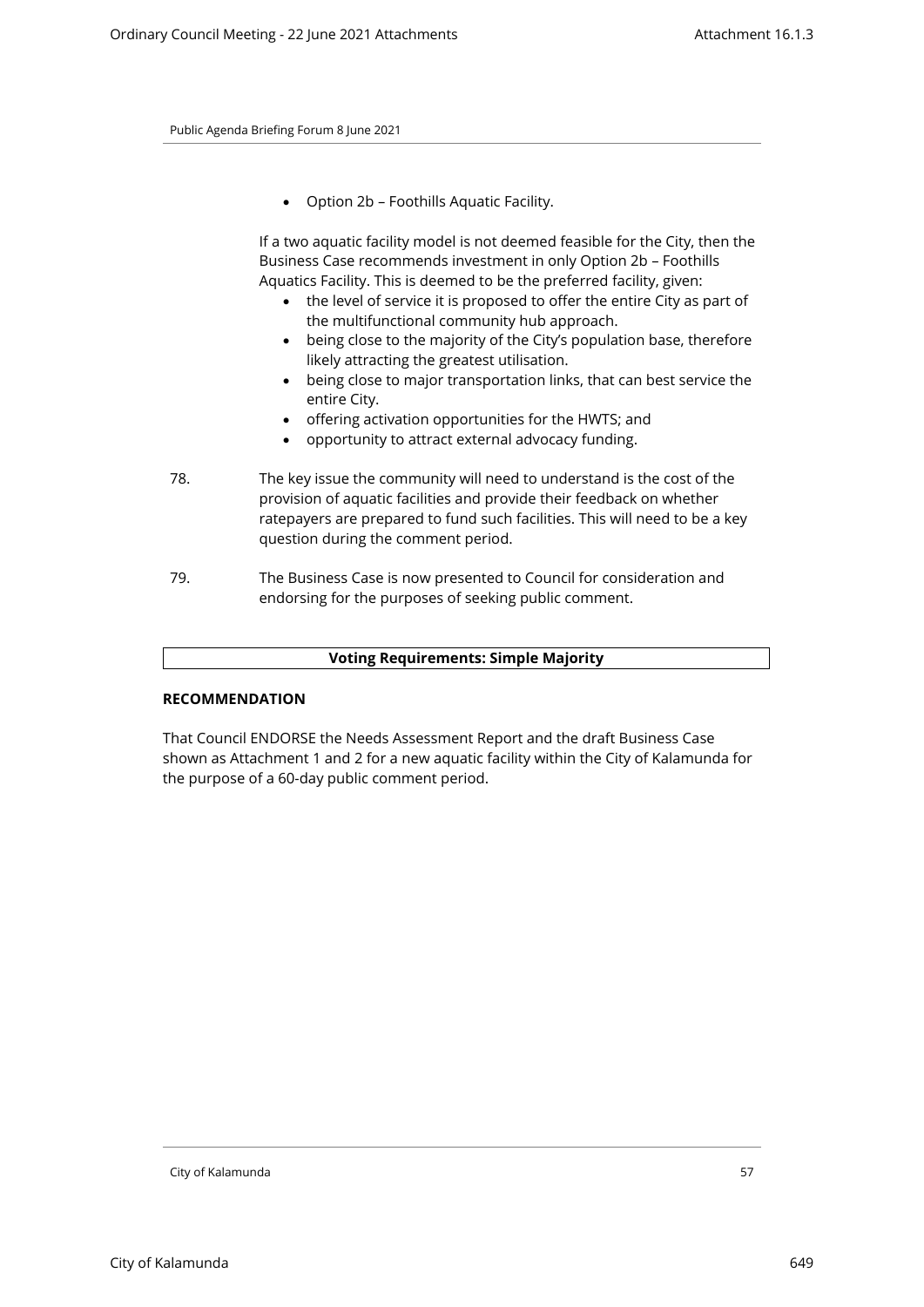- Option 2b – Foothills Aquatic Facility.

If a two aquatic facility model is not deemed feasible for the City, then the Business Case recommends investment in only Option 2b – Foothills Aquatics Facility. This is deemed to be the preferred facility, given:

- the level of service it is proposed to offer the entire City as part of the multifunctional community hub approach.
- being close to the majority of the City's population base, therefore likely attracting the greatest utilisation.
- being close to major transportation links, that can best service the entire City.
- offering activation opportunities for the HWTS; and
- opportunity to attract external advocacy funding.

78. The key issue the community will need to understand is the cost of the provision of aquatic facilities and provide their feedback on whether ratepayers are prepared to fund such facilities. This will need to be a key question during the comment period.

79. The Business Case is now presented to Council for consideration and endorsing for the purposes of seeking public comment.

**Voting Requirements: Simple Majority**

**RECOMMENDATION**

That Council ENDORSE the Needs Assessment Report and the draft Business Case shown as Attachment 1 and 2 for a new aquatic facility within the City of Kalamunda for the purpose of a 60-day public comment period.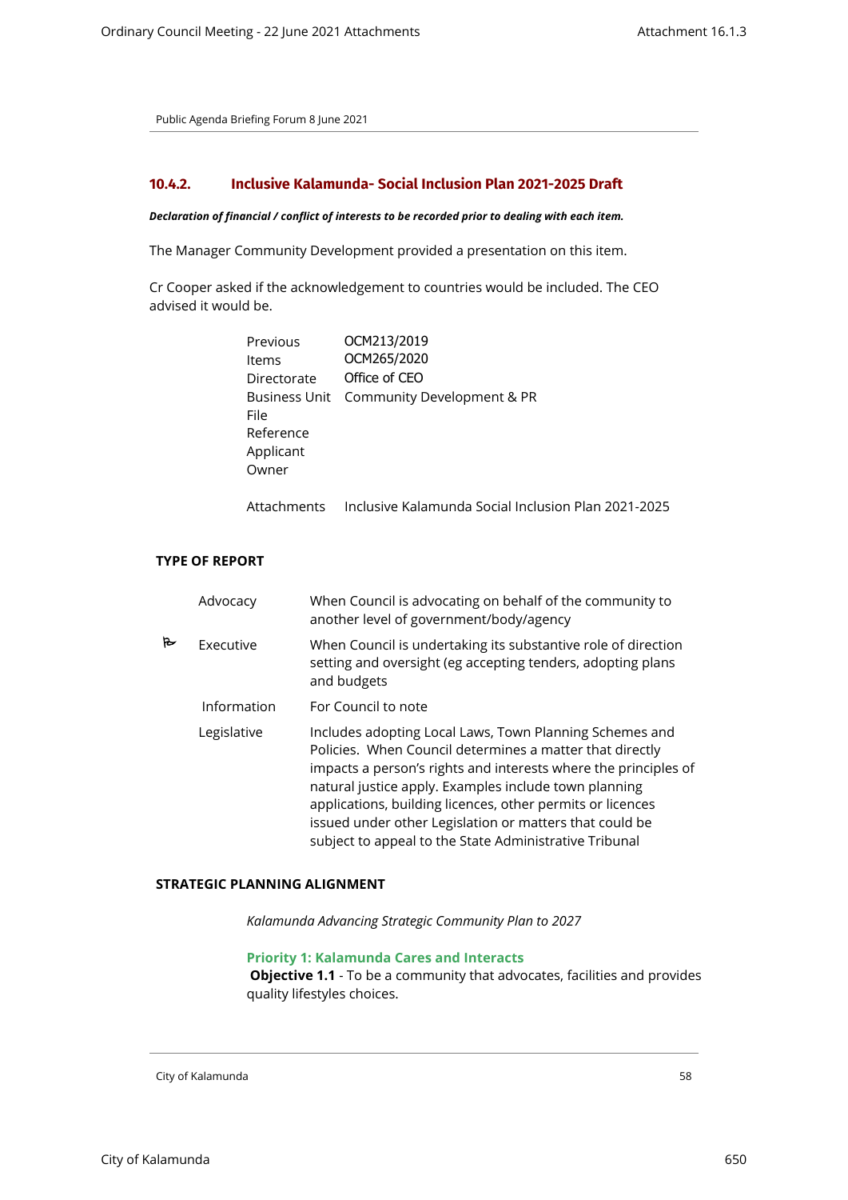## 10.4.2. Inclusive Kalamunda- Social Inclusion Plan 2021-2025 Draft

***Declaration of financial / conflict of interests to be recorded prior to dealing with each item.***

The Manager Community Development provided a presentation on this item.

Cr Cooper asked if the acknowledgement to countries would be included. The CEO advised it would be.

| | |
|---|---|
| Previous Items | OCM213/2019<br>OCM265/2020 |
| Directorate | Office of CEO |
| Business Unit | Community Development & PR |
| File Reference | |
| Applicant | |
| Owner | |
| Attachments | Inclusive Kalamunda Social Inclusion Plan 2021-2025 |

**TYPE OF REPORT**

| | | |
|---|---|---|
| | Advocacy | When Council is advocating on behalf of the community to another level of government/body/agency |
| ✓ | Executive | When Council is undertaking its substantive role of direction setting and oversight (eg accepting tenders, adopting plans and budgets |
| | Information | For Council to note |
| | Legislative | Includes adopting Local Laws, Town Planning Schemes and Policies. When Council determines a matter that directly impacts a person's rights and interests where the principles of natural justice apply. Examples include town planning applications, building licences, other permits or licences issued under other Legislation or matters that could be subject to appeal to the State Administrative Tribunal |

**STRATEGIC PLANNING ALIGNMENT**

*Kalamunda Advancing Strategic Community Plan to 2027*

**Priority 1: Kalamunda Cares and Interacts**
**Objective 1.1** - To be a community that advocates, facilities and provides quality lifestyles choices.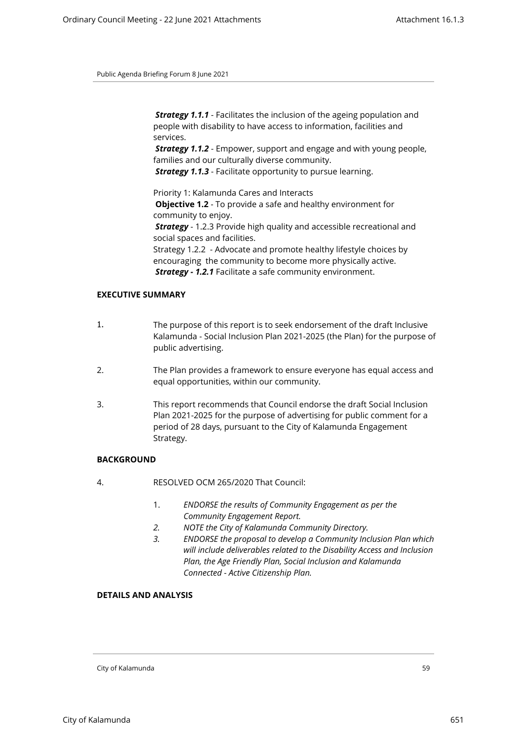***Strategy 1.1.1*** - Facilitates the inclusion of the ageing population and people with disability to have access to information, facilities and services.
***Strategy 1.1.2*** - Empower, support and engage and with young people, families and our culturally diverse community.
***Strategy 1.1.3*** - Facilitate opportunity to pursue learning.

Priority 1: Kalamunda Cares and Interacts
**Objective 1.2** - To provide a safe and healthy environment for community to enjoy.
***Strategy*** - 1.2.3 Provide high quality and accessible recreational and social spaces and facilities.
Strategy 1.2.2 - Advocate and promote healthy lifestyle choices by encouraging the community to become more physically active.
***Strategy - 1.2.1*** Facilitate a safe community environment.

## EXECUTIVE SUMMARY

1. The purpose of this report is to seek endorsement of the draft Inclusive Kalamunda - Social Inclusion Plan 2021-2025 (the Plan) for the purpose of public advertising.

2. The Plan provides a framework to ensure everyone has equal access and equal opportunities, within our community.

3. This report recommends that Council endorse the draft Social Inclusion Plan 2021-2025 for the purpose of advertising for public comment for a period of 28 days, pursuant to the City of Kalamunda Engagement Strategy.

## BACKGROUND

4. RESOLVED OCM 265/2020 That Council:

   1. *ENDORSE the results of Community Engagement as per the Community Engagement Report.*
   2. *NOTE the City of Kalamunda Community Directory.*
   3. *ENDORSE the proposal to develop a Community Inclusion Plan which will include deliverables related to the Disability Access and Inclusion Plan, the Age Friendly Plan, Social Inclusion and Kalamunda Connected - Active Citizenship Plan.*

## DETAILS AND ANALYSIS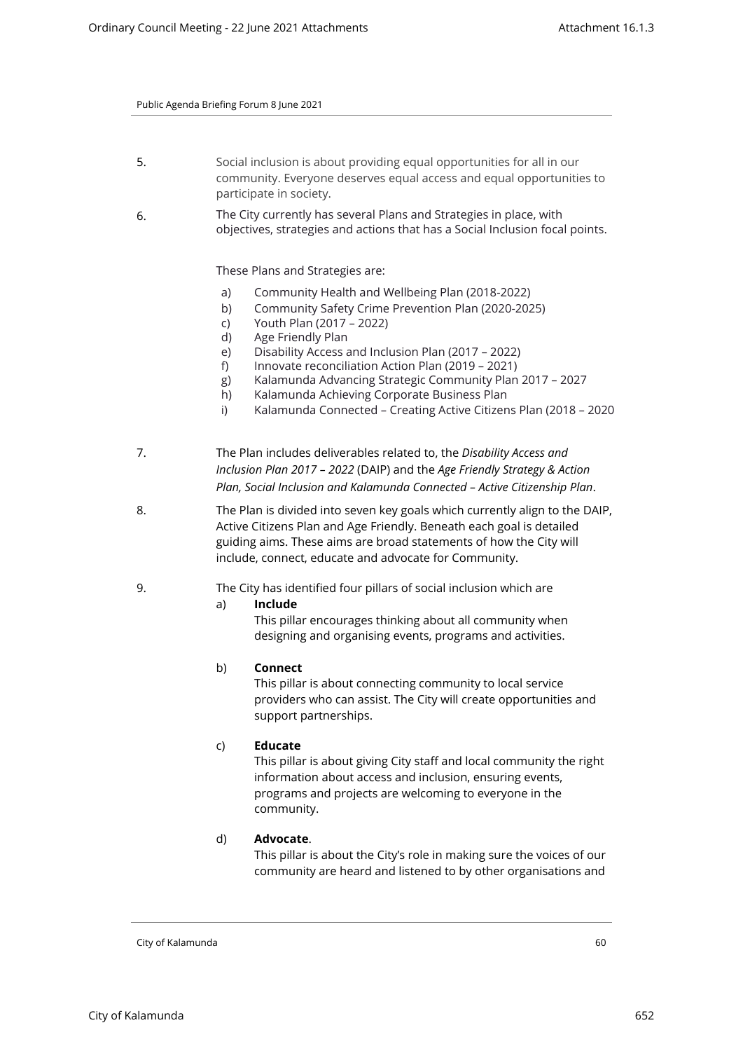5. Social inclusion is about providing equal opportunities for all in our community. Everyone deserves equal access and equal opportunities to participate in society.

6. The City currently has several Plans and Strategies in place, with objectives, strategies and actions that has a Social Inclusion focal points.

   These Plans and Strategies are:

   a) Community Health and Wellbeing Plan (2018-2022)
   b) Community Safety Crime Prevention Plan (2020-2025)
   c) Youth Plan (2017 – 2022)
   d) Age Friendly Plan
   e) Disability Access and Inclusion Plan (2017 – 2022)
   f) Innovate reconciliation Action Plan (2019 – 2021)
   g) Kalamunda Advancing Strategic Community Plan 2017 – 2027
   h) Kalamunda Achieving Corporate Business Plan
   i) Kalamunda Connected – Creating Active Citizens Plan (2018 – 2020

7. The Plan includes deliverables related to, the *Disability Access and Inclusion Plan 2017 – 2022* (DAIP) and the *Age Friendly Strategy & Action Plan, Social Inclusion and Kalamunda Connected – Active Citizenship Plan*.

8. The Plan is divided into seven key goals which currently align to the DAIP, Active Citizens Plan and Age Friendly. Beneath each goal is detailed guiding aims. These aims are broad statements of how the City will include, connect, educate and advocate for Community.

9. The City has identified four pillars of social inclusion which are

   a) **Include**
   This pillar encourages thinking about all community when designing and organising events, programs and activities.

   b) **Connect**
   This pillar is about connecting community to local service providers who can assist. The City will create opportunities and support partnerships.

   c) **Educate**
   This pillar is about giving City staff and local community the right information about access and inclusion, ensuring events, programs and projects are welcoming to everyone in the community.

   d) **Advocate**.
   This pillar is about the City's role in making sure the voices of our community are heard and listened to by other organisations and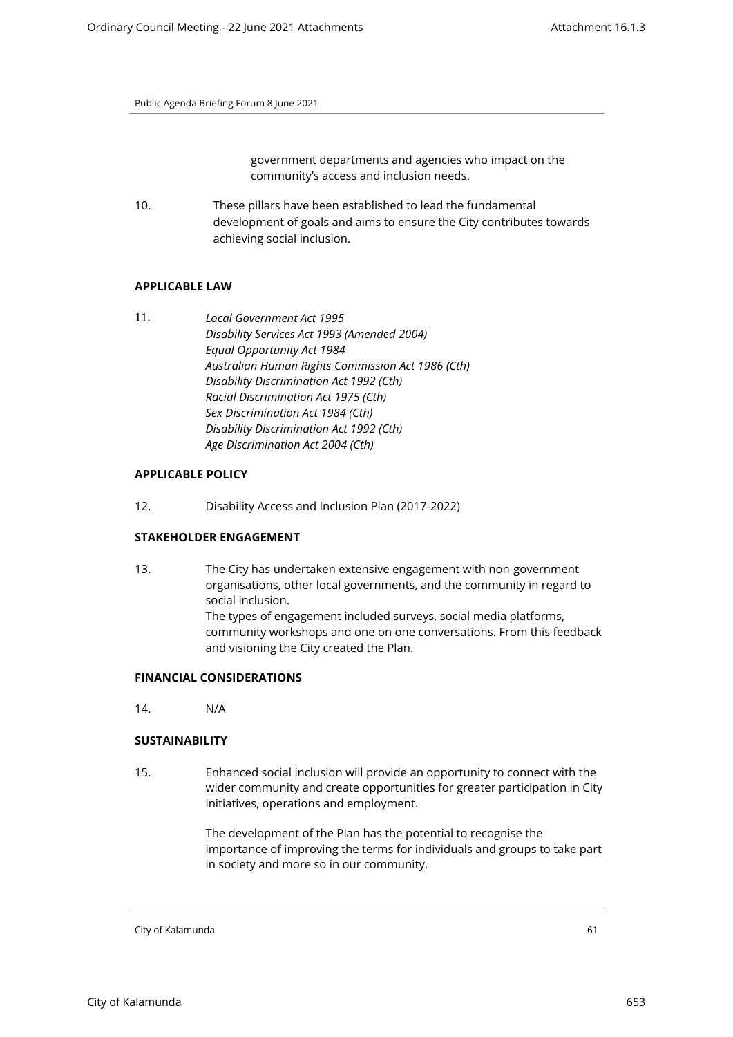government departments and agencies who impact on the community's access and inclusion needs.

10. These pillars have been established to lead the fundamental development of goals and aims to ensure the City contributes towards achieving social inclusion.

**APPLICABLE LAW**

11. *Local Government Act 1995*
*Disability Services Act 1993 (Amended 2004)*
*Equal Opportunity Act 1984*
*Australian Human Rights Commission Act 1986 (Cth)*
*Disability Discrimination Act 1992 (Cth)*
*Racial Discrimination Act 1975 (Cth)*
*Sex Discrimination Act 1984 (Cth)*
*Disability Discrimination Act 1992 (Cth)*
*Age Discrimination Act 2004 (Cth)*

**APPLICABLE POLICY**

12. Disability Access and Inclusion Plan (2017-2022)

**STAKEHOLDER ENGAGEMENT**

13. The City has undertaken extensive engagement with non-government organisations, other local governments, and the community in regard to social inclusion.
The types of engagement included surveys, social media platforms, community workshops and one on one conversations. From this feedback and visioning the City created the Plan.

**FINANCIAL CONSIDERATIONS**

14. N/A

**SUSTAINABILITY**

15. Enhanced social inclusion will provide an opportunity to connect with the wider community and create opportunities for greater participation in City initiatives, operations and employment.

The development of the Plan has the potential to recognise the importance of improving the terms for individuals and groups to take part in society and more so in our community.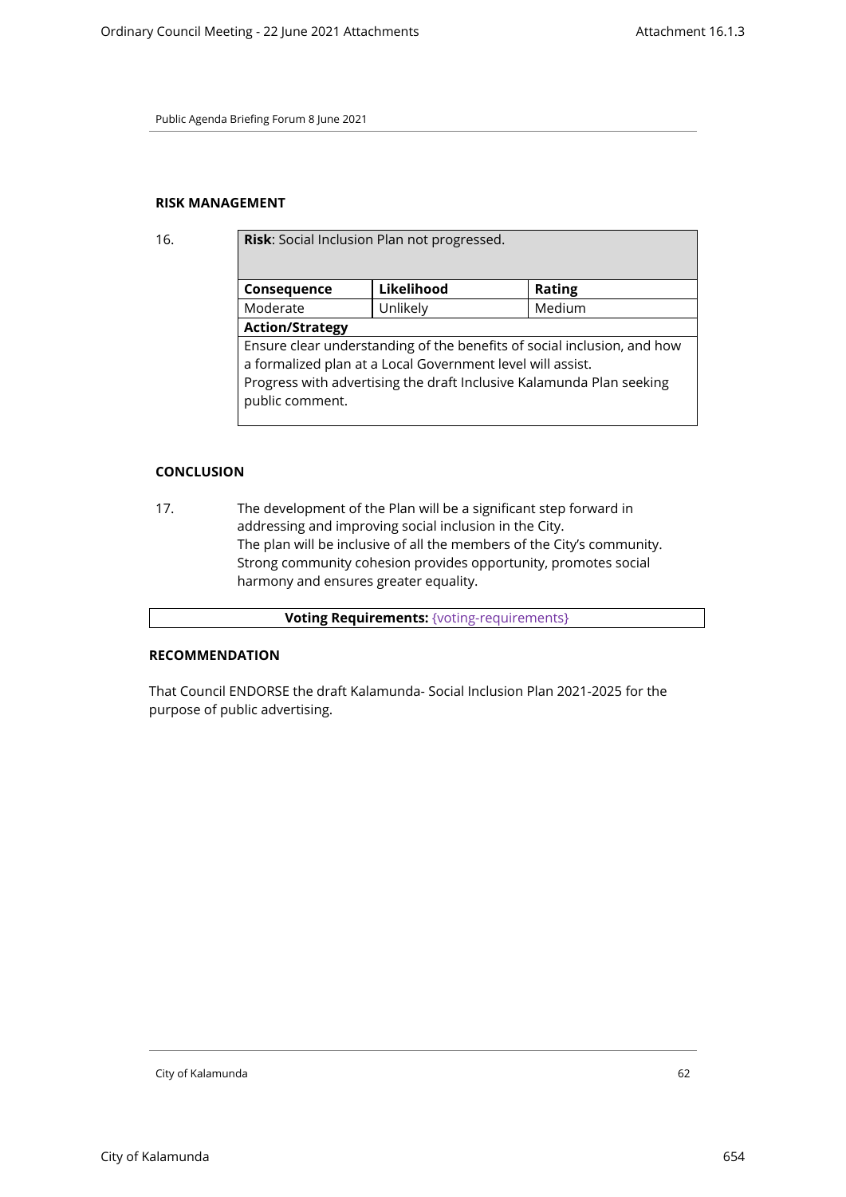Public Agenda Briefing Forum 8 June 2021

**RISK MANAGEMENT**

16.

| **Risk**: Social Inclusion Plan not progressed. | | |
|---|---|---|
| **Consequence** | **Likelihood** | **Rating** |
| Moderate | Unlikely | Medium |
| **Action/Strategy** | | |
| Ensure clear understanding of the benefits of social inclusion, and how a formalized plan at a Local Government level will assist. Progress with advertising the draft Inclusive Kalamunda Plan seeking public comment. | | |

**CONCLUSION**

17. The development of the Plan will be a significant step forward in addressing and improving social inclusion in the City.
The plan will be inclusive of all the members of the City's community.
Strong community cohesion provides opportunity, promotes social harmony and ensures greater equality.

**Voting Requirements:** {voting-requirements}

**RECOMMENDATION**

That Council ENDORSE the draft Kalamunda- Social Inclusion Plan 2021-2025 for the purpose of public advertising.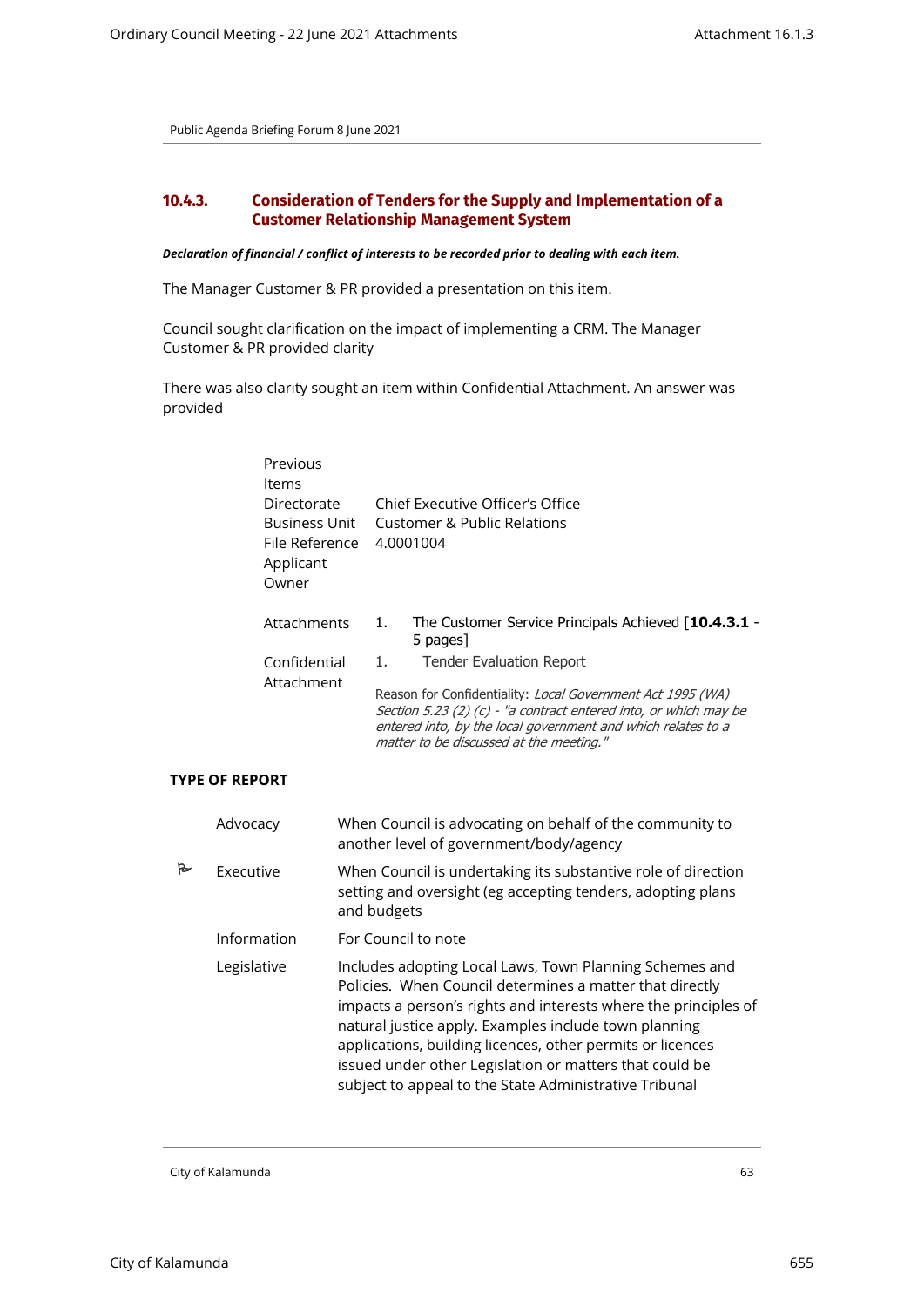### 10.4.3. Consideration of Tenders for the Supply and Implementation of a Customer Relationship Management System

***Declaration of financial / conflict of interests to be recorded prior to dealing with each item.***

The Manager Customer & PR provided a presentation on this item.

Council sought clarification on the impact of implementing a CRM. The Manager Customer & PR provided clarity

There was also clarity sought an item within Confidential Attachment. An answer was provided

| | |
|---|---|
| Previous Items | |
| Directorate | Chief Executive Officer's Office |
| Business Unit | Customer & Public Relations |
| File Reference | 4.0001004 |
| Applicant | |
| Owner | |
| Attachments | 1. The Customer Service Principals Achieved [**10.4.3.1** - 5 pages] |
| Confidential Attachment | 1. Tender Evaluation Report<br><br>Reason for Confidentiality: *Local Government Act 1995 (WA) Section 5.23 (2) (c) - "a contract entered into, or which may be entered into, by the local government and which relates to a matter to be discussed at the meeting."* |

**TYPE OF REPORT**

| | | |
|---|---|---|
| | Advocacy | When Council is advocating on behalf of the community to another level of government/body/agency |
| ✓ | Executive | When Council is undertaking its substantive role of direction setting and oversight (eg accepting tenders, adopting plans and budgets |
| | Information | For Council to note |
| | Legislative | Includes adopting Local Laws, Town Planning Schemes and Policies. When Council determines a matter that directly impacts a person's rights and interests where the principles of natural justice apply. Examples include town planning applications, building licences, other permits or licences issued under other Legislation or matters that could be subject to appeal to the State Administrative Tribunal |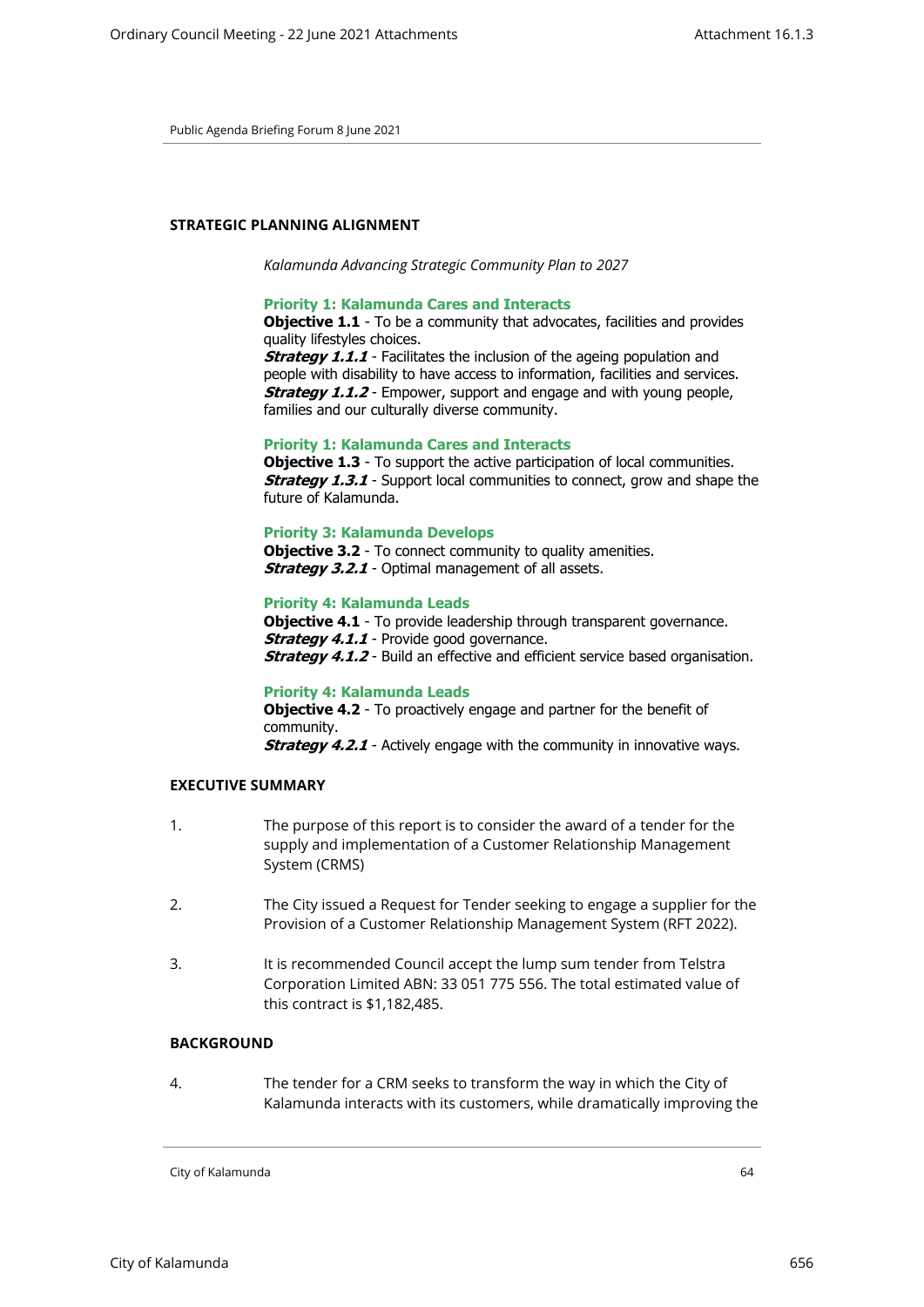## STRATEGIC PLANNING ALIGNMENT

*Kalamunda Advancing Strategic Community Plan to 2027*

**Priority 1: Kalamunda Cares and Interacts**
**Objective 1.1** - To be a community that advocates, facilities and provides quality lifestyles choices.
***Strategy 1.1.1*** - Facilitates the inclusion of the ageing population and people with disability to have access to information, facilities and services.
***Strategy 1.1.2*** - Empower, support and engage and with young people, families and our culturally diverse community.

**Priority 1: Kalamunda Cares and Interacts**
**Objective 1.3** - To support the active participation of local communities.
***Strategy 1.3.1*** - Support local communities to connect, grow and shape the future of Kalamunda.

**Priority 3: Kalamunda Develops**
**Objective 3.2** - To connect community to quality amenities.
***Strategy 3.2.1*** - Optimal management of all assets.

**Priority 4: Kalamunda Leads**
**Objective 4.1** - To provide leadership through transparent governance.
***Strategy 4.1.1*** - Provide good governance.
***Strategy 4.1.2*** - Build an effective and efficient service based organisation.

**Priority 4: Kalamunda Leads**
**Objective 4.2** - To proactively engage and partner for the benefit of community.
***Strategy 4.2.1*** - Actively engage with the community in innovative ways.

## EXECUTIVE SUMMARY

1. The purpose of this report is to consider the award of a tender for the supply and implementation of a Customer Relationship Management System (CRMS)

2. The City issued a Request for Tender seeking to engage a supplier for the Provision of a Customer Relationship Management System (RFT 2022).

3. It is recommended Council accept the lump sum tender from Telstra Corporation Limited ABN: 33 051 775 556. The total estimated value of this contract is $1,182,485.

## BACKGROUND

4. The tender for a CRM seeks to transform the way in which the City of Kalamunda interacts with its customers, while dramatically improving the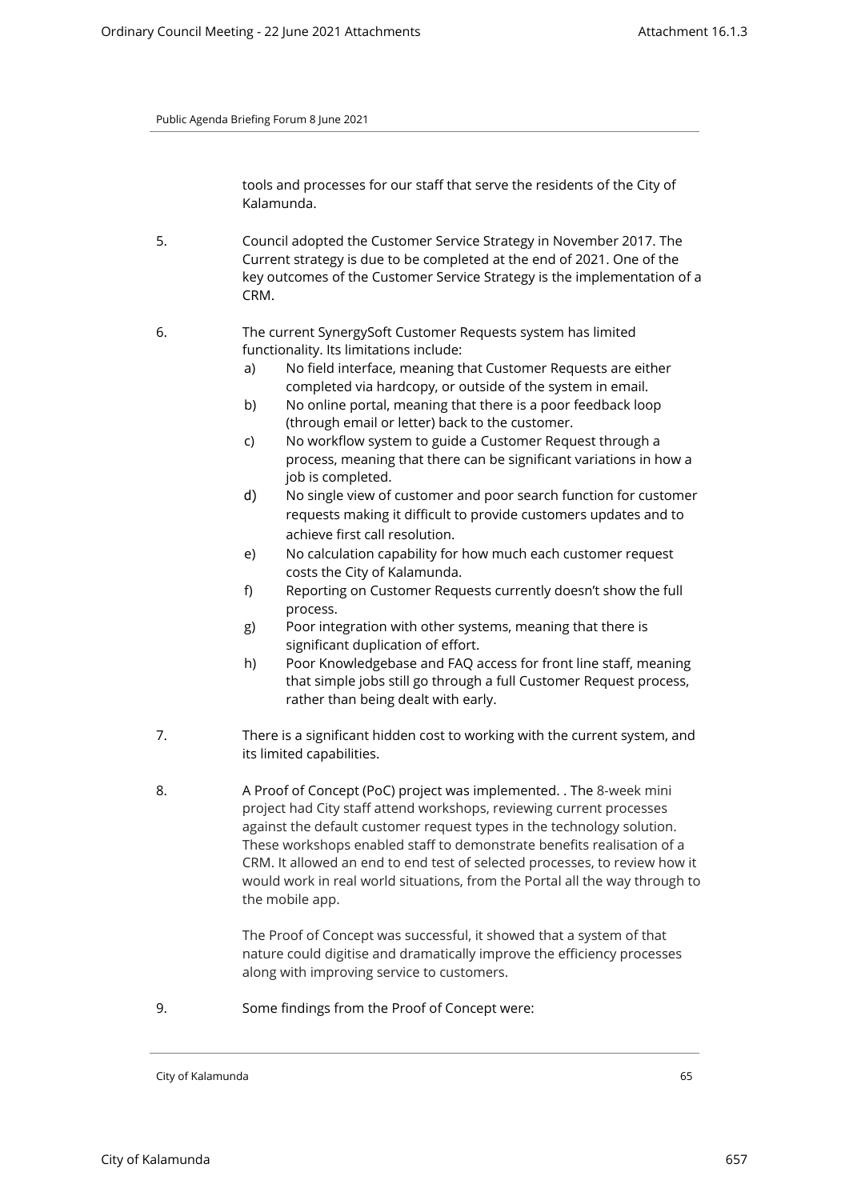tools and processes for our staff that serve the residents of the City of Kalamunda.

5. Council adopted the Customer Service Strategy in November 2017. The Current strategy is due to be completed at the end of 2021. One of the key outcomes of the Customer Service Strategy is the implementation of a CRM.

6. The current SynergySoft Customer Requests system has limited functionality. Its limitations include:
   a) No field interface, meaning that Customer Requests are either completed via hardcopy, or outside of the system in email.
   b) No online portal, meaning that there is a poor feedback loop (through email or letter) back to the customer.
   c) No workflow system to guide a Customer Request through a process, meaning that there can be significant variations in how a job is completed.
   d) No single view of customer and poor search function for customer requests making it difficult to provide customers updates and to achieve first call resolution.
   e) No calculation capability for how much each customer request costs the City of Kalamunda.
   f) Reporting on Customer Requests currently doesn't show the full process.
   g) Poor integration with other systems, meaning that there is significant duplication of effort.
   h) Poor Knowledgebase and FAQ access for front line staff, meaning that simple jobs still go through a full Customer Request process, rather than being dealt with early.

7. There is a significant hidden cost to working with the current system, and its limited capabilities.

8. A Proof of Concept (PoC) project was implemented. . The 8-week mini project had City staff attend workshops, reviewing current processes against the default customer request types in the technology solution. These workshops enabled staff to demonstrate benefits realisation of a CRM. It allowed an end to end test of selected processes, to review how it would work in real world situations, from the Portal all the way through to the mobile app.

   The Proof of Concept was successful, it showed that a system of that nature could digitise and dramatically improve the efficiency processes along with improving service to customers.

9. Some findings from the Proof of Concept were: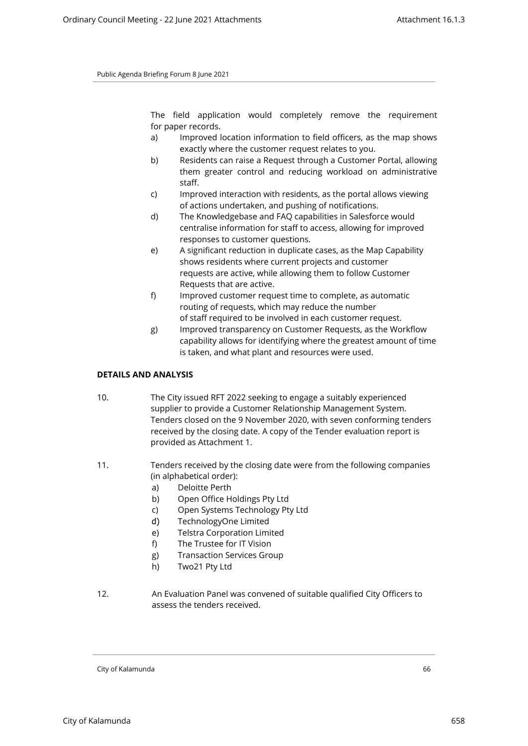The field application would completely remove the requirement for paper records.

a) Improved location information to field officers, as the map shows exactly where the customer request relates to you.
b) Residents can raise a Request through a Customer Portal, allowing them greater control and reducing workload on administrative staff.
c) Improved interaction with residents, as the portal allows viewing of actions undertaken, and pushing of notifications.
d) The Knowledgebase and FAQ capabilities in Salesforce would centralise information for staff to access, allowing for improved responses to customer questions.
e) A significant reduction in duplicate cases, as the Map Capability shows residents where current projects and customer requests are active, while allowing them to follow Customer Requests that are active.
f) Improved customer request time to complete, as automatic routing of requests, which may reduce the number of staff required to be involved in each customer request.
g) Improved transparency on Customer Requests, as the Workflow capability allows for identifying where the greatest amount of time is taken, and what plant and resources were used.

**DETAILS AND ANALYSIS**

10. The City issued RFT 2022 seeking to engage a suitably experienced supplier to provide a Customer Relationship Management System. Tenders closed on the 9 November 2020, with seven conforming tenders received by the closing date. A copy of the Tender evaluation report is provided as Attachment 1.

11. Tenders received by the closing date were from the following companies (in alphabetical order):
    a) Deloitte Perth
    b) Open Office Holdings Pty Ltd
    c) Open Systems Technology Pty Ltd
    d) TechnologyOne Limited
    e) Telstra Corporation Limited
    f) The Trustee for IT Vision
    g) Transaction Services Group
    h) Two21 Pty Ltd

12. An Evaluation Panel was convened of suitable qualified City Officers to assess the tenders received.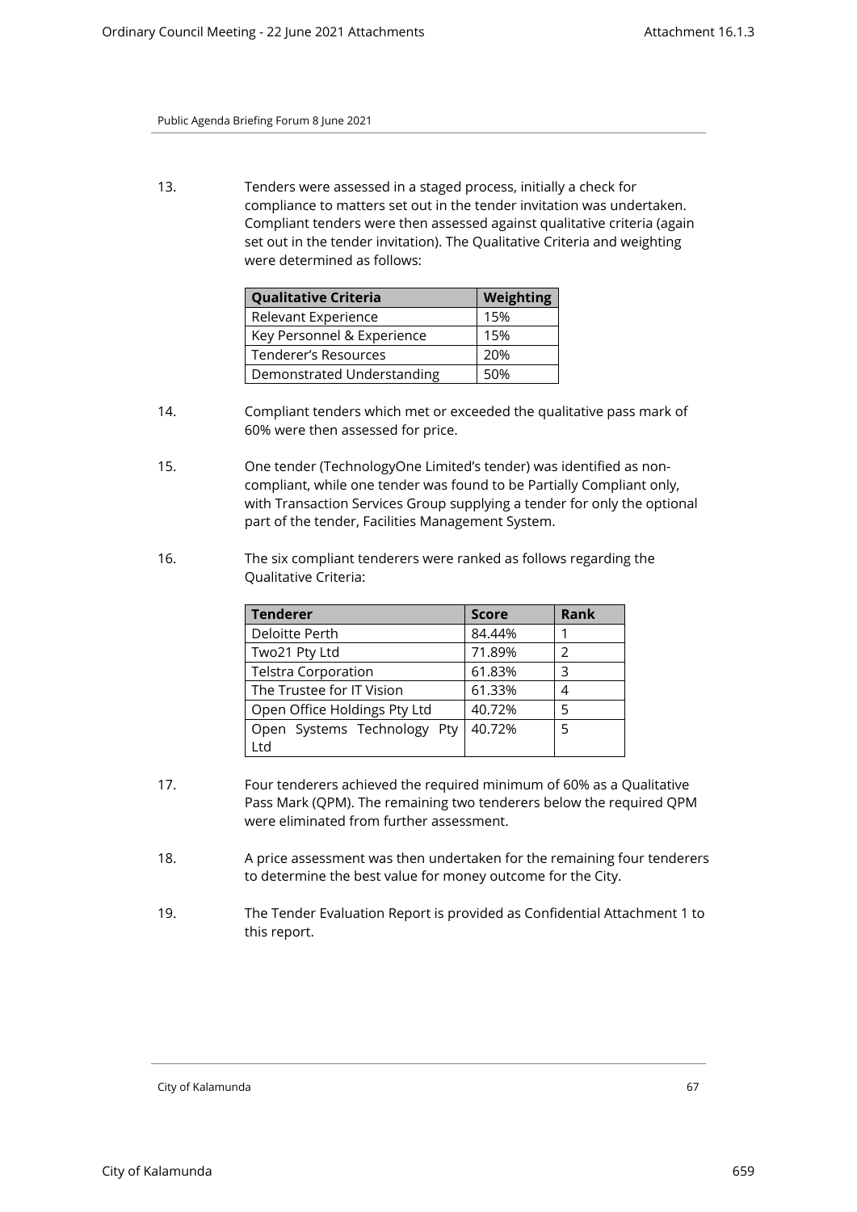13. Tenders were assessed in a staged process, initially a check for compliance to matters set out in the tender invitation was undertaken. Compliant tenders were then assessed against qualitative criteria (again set out in the tender invitation). The Qualitative Criteria and weighting were determined as follows:

| Qualitative Criteria | Weighting |
|---|---|
| Relevant Experience | 15% |
| Key Personnel & Experience | 15% |
| Tenderer's Resources | 20% |
| Demonstrated Understanding | 50% |

14. Compliant tenders which met or exceeded the qualitative pass mark of 60% were then assessed for price.

15. One tender (TechnologyOne Limited's tender) was identified as non-compliant, while one tender was found to be Partially Compliant only, with Transaction Services Group supplying a tender for only the optional part of the tender, Facilities Management System.

16. The six compliant tenderers were ranked as follows regarding the Qualitative Criteria:

| Tenderer | Score | Rank |
|---|---|---|
| Deloitte Perth | 84.44% | 1 |
| Two21 Pty Ltd | 71.89% | 2 |
| Telstra Corporation | 61.83% | 3 |
| The Trustee for IT Vision | 61.33% | 4 |
| Open Office Holdings Pty Ltd | 40.72% | 5 |
| Open Systems Technology Pty Ltd | 40.72% | 5 |

17. Four tenderers achieved the required minimum of 60% as a Qualitative Pass Mark (QPM). The remaining two tenderers below the required QPM were eliminated from further assessment.

18. A price assessment was then undertaken for the remaining four tenderers to determine the best value for money outcome for the City.

19. The Tender Evaluation Report is provided as Confidential Attachment 1 to this report.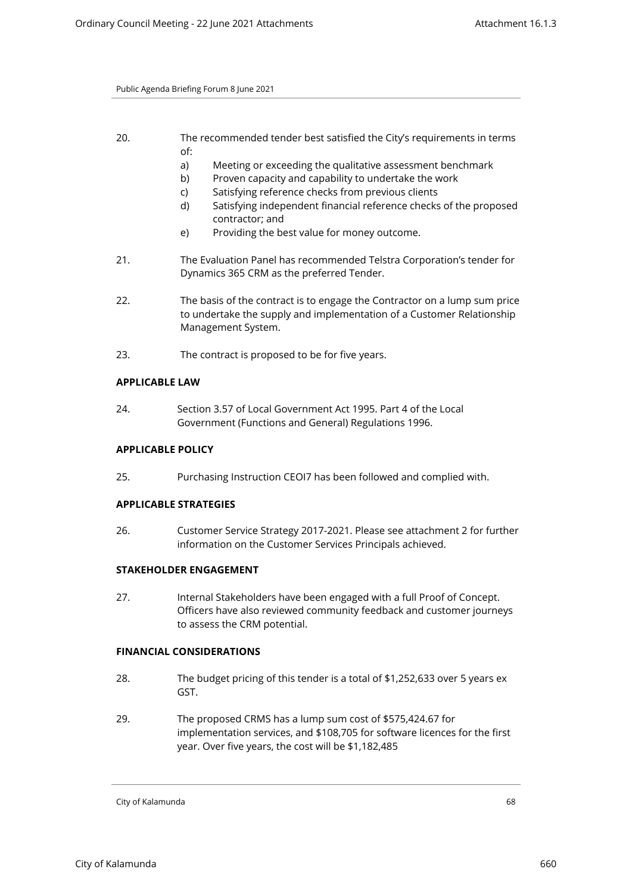20. The recommended tender best satisfied the City's requirements in terms of:
    a) Meeting or exceeding the qualitative assessment benchmark
    b) Proven capacity and capability to undertake the work
    c) Satisfying reference checks from previous clients
    d) Satisfying independent financial reference checks of the proposed contractor; and
    e) Providing the best value for money outcome.

21. The Evaluation Panel has recommended Telstra Corporation's tender for Dynamics 365 CRM as the preferred Tender.

22. The basis of the contract is to engage the Contractor on a lump sum price to undertake the supply and implementation of a Customer Relationship Management System.

23. The contract is proposed to be for five years.

**APPLICABLE LAW**

24. Section 3.57 of Local Government Act 1995. Part 4 of the Local Government (Functions and General) Regulations 1996.

**APPLICABLE POLICY**

25. Purchasing Instruction CEOI7 has been followed and complied with.

**APPLICABLE STRATEGIES**

26. Customer Service Strategy 2017-2021. Please see attachment 2 for further information on the Customer Services Principals achieved.

**STAKEHOLDER ENGAGEMENT**

27. Internal Stakeholders have been engaged with a full Proof of Concept. Officers have also reviewed community feedback and customer journeys to assess the CRM potential.

**FINANCIAL CONSIDERATIONS**

28. The budget pricing of this tender is a total of $1,252,633 over 5 years ex GST.

29. The proposed CRMS has a lump sum cost of $575,424.67 for implementation services, and $108,705 for software licences for the first year. Over five years, the cost will be $1,182,485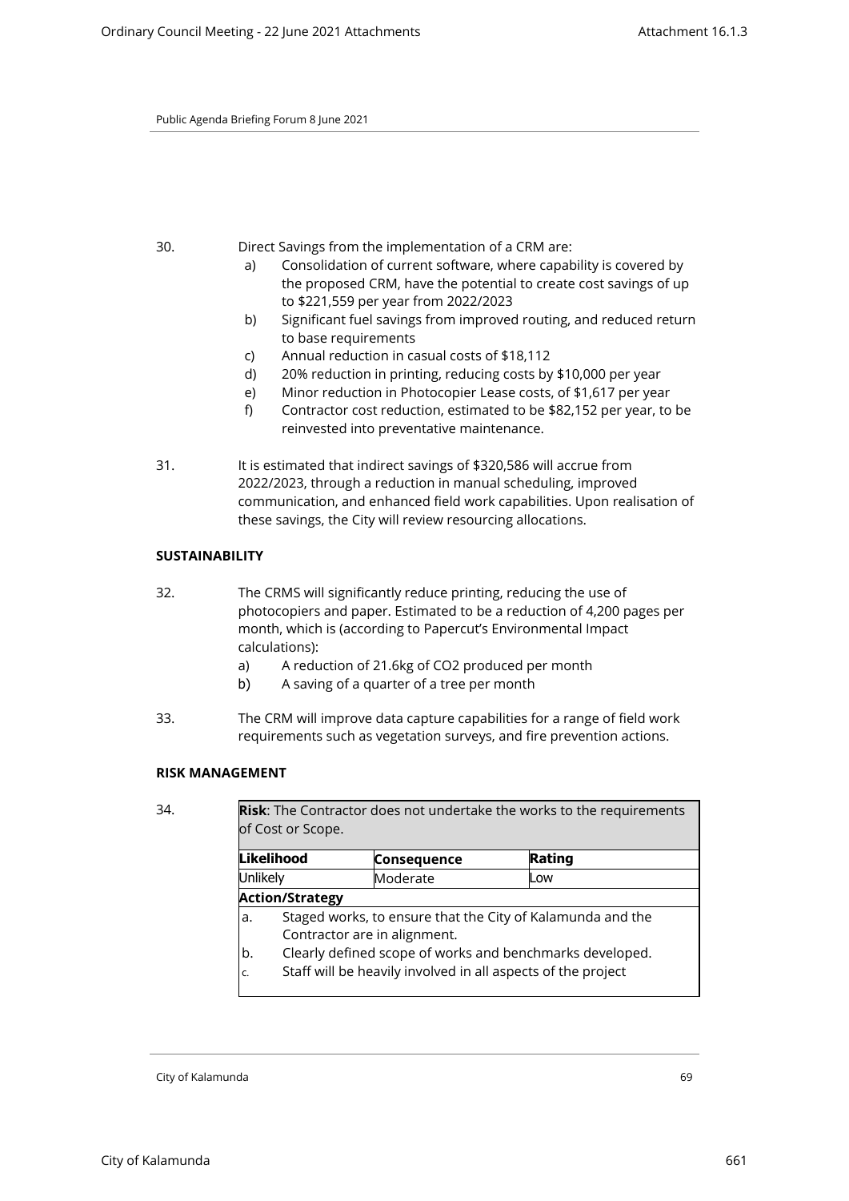30. Direct Savings from the implementation of a CRM are:
    a) Consolidation of current software, where capability is covered by the proposed CRM, have the potential to create cost savings of up to \$221,559 per year from 2022/2023
    b) Significant fuel savings from improved routing, and reduced return to base requirements
    c) Annual reduction in casual costs of \$18,112
    d) 20% reduction in printing, reducing costs by \$10,000 per year
    e) Minor reduction in Photocopier Lease costs, of \$1,617 per year
    f) Contractor cost reduction, estimated to be \$82,152 per year, to be reinvested into preventative maintenance.

31. It is estimated that indirect savings of \$320,586 will accrue from 2022/2023, through a reduction in manual scheduling, improved communication, and enhanced field work capabilities. Upon realisation of these savings, the City will review resourcing allocations.

**SUSTAINABILITY**

32. The CRMS will significantly reduce printing, reducing the use of photocopiers and paper. Estimated to be a reduction of 4,200 pages per month, which is (according to Papercut's Environmental Impact calculations):
    a) A reduction of 21.6kg of $CO_2$ produced per month
    b) A saving of a quarter of a tree per month

33. The CRM will improve data capture capabilities for a range of field work requirements such as vegetation surveys, and fire prevention actions.

**RISK MANAGEMENT**

34.

| **Risk**: The Contractor does not undertake the works to the requirements of Cost or Scope. | | |
|---|---|---|
| **Likelihood** | **Consequence** | **Rating** |
| Unlikely | Moderate | Low |
| **Action/Strategy** | | |
| a. Staged works, to ensure that the City of Kalamunda and the Contractor are in alignment.<br>b. Clearly defined scope of works and benchmarks developed.<br>c. Staff will be heavily involved in all aspects of the project | | |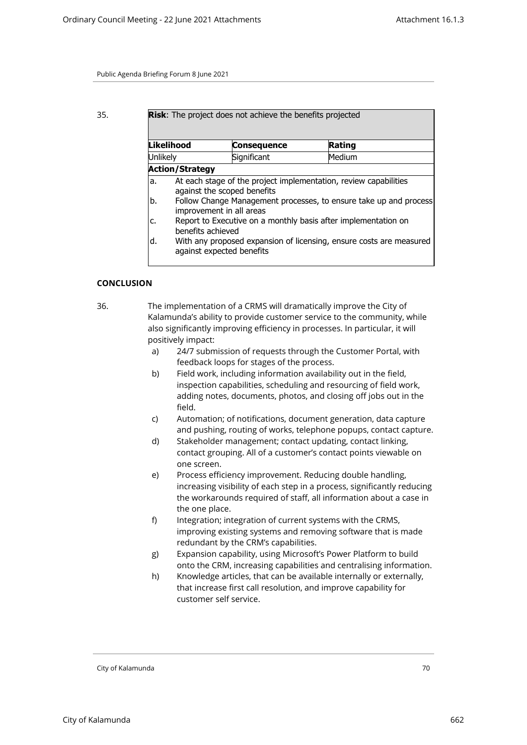35.

| **Risk**: The project does not achieve the benefits projected | | |
|---|---|---|
| **Likelihood** | **Consequence** | **Rating** |
| Unlikely | Significant | Medium |
| **Action/Strategy** | | |
| a. At each stage of the project implementation, review capabilities against the scoped benefits<br>b. Follow Change Management processes, to ensure take up and process improvement in all areas<br>c. Report to Executive on a monthly basis after implementation on benefits achieved<br>d. With any proposed expansion of licensing, ensure costs are measured against expected benefits | | |

## CONCLUSION

36. The implementation of a CRMS will dramatically improve the City of Kalamunda's ability to provide customer service to the community, while also significantly improving efficiency in processes. In particular, it will positively impact:

   a) 24/7 submission of requests through the Customer Portal, with feedback loops for stages of the process.
   b) Field work, including information availability out in the field, inspection capabilities, scheduling and resourcing of field work, adding notes, documents, photos, and closing off jobs out in the field.
   c) Automation; of notifications, document generation, data capture and pushing, routing of works, telephone popups, contact capture.
   d) Stakeholder management; contact updating, contact linking, contact grouping. All of a customer's contact points viewable on one screen.
   e) Process efficiency improvement. Reducing double handling, increasing visibility of each step in a process, significantly reducing the workarounds required of staff, all information about a case in the one place.
   f) Integration; integration of current systems with the CRMS, improving existing systems and removing software that is made redundant by the CRM's capabilities.
   g) Expansion capability, using Microsoft's Power Platform to build onto the CRM, increasing capabilities and centralising information.
   h) Knowledge articles, that can be available internally or externally, that increase first call resolution, and improve capability for customer self service.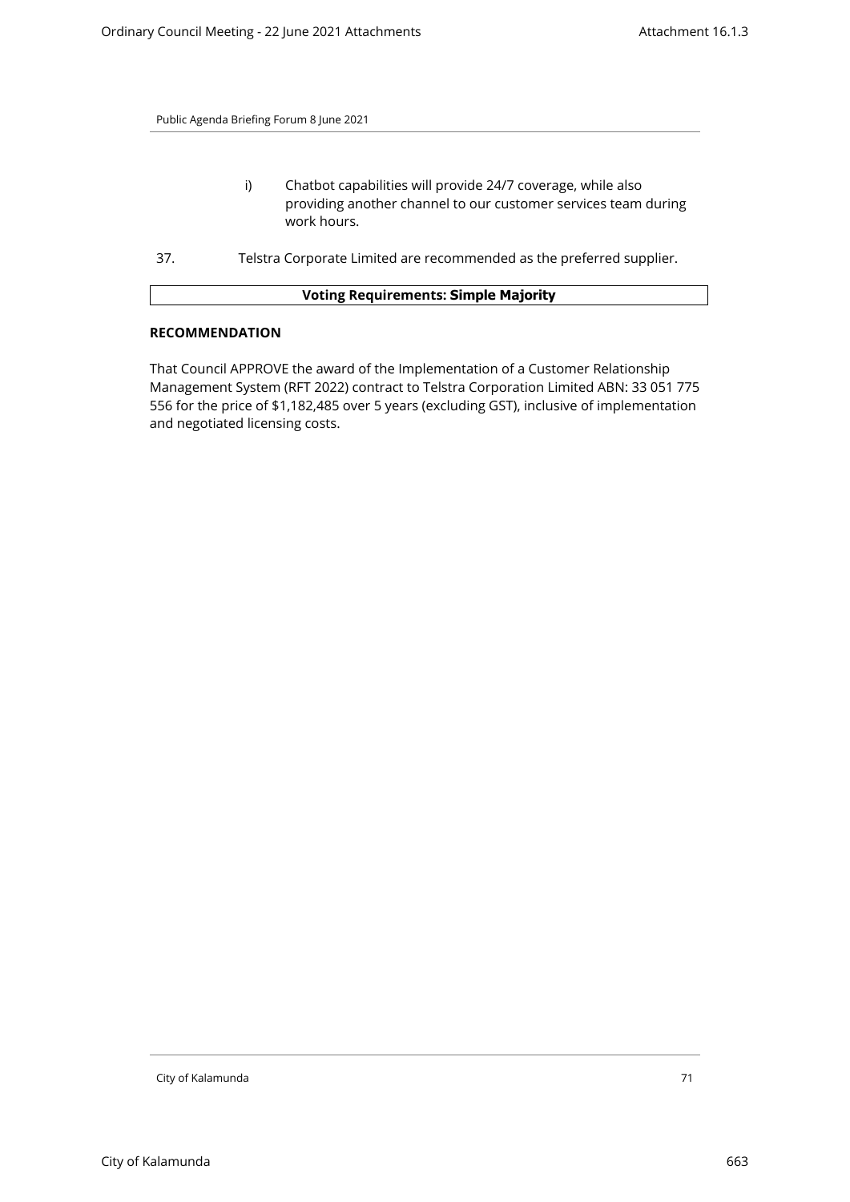i) Chatbot capabilities will provide 24/7 coverage, while also providing another channel to our customer services team during work hours.

37. Telstra Corporate Limited are recommended as the preferred supplier.

| **Voting Requirements: Simple Majority** |
| --- |

**RECOMMENDATION**

That Council APPROVE the award of the Implementation of a Customer Relationship Management System (RFT 2022) contract to Telstra Corporation Limited ABN: 33 051 775 556 for the price of $1,182,485 over 5 years (excluding GST), inclusive of implementation and negotiated licensing costs.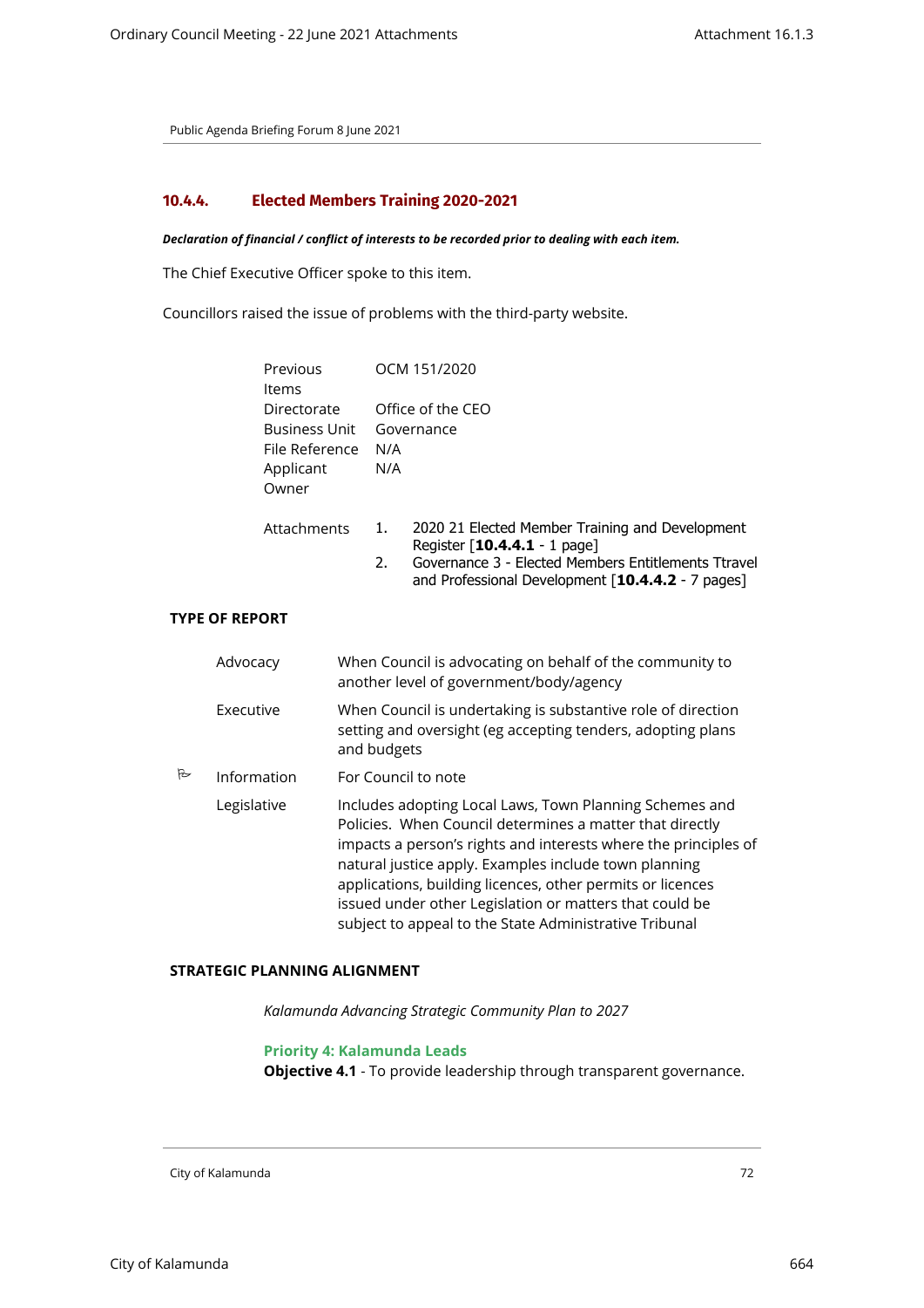Public Agenda Briefing Forum 8 June 2021

### 10.4.4. Elected Members Training 2020-2021

***Declaration of financial / conflict of interests to be recorded prior to dealing with each item.***

The Chief Executive Officer spoke to this item.

Councillors raised the issue of problems with the third-party website.

| | |
|---|---|
| Previous Items | OCM 151/2020 |
| Directorate | Office of the CEO |
| Business Unit | Governance |
| File Reference | N/A |
| Applicant | N/A |
| Owner | |
| Attachments | 1. 2020 21 Elected Member Training and Development Register [**10.4.4.1** - 1 page]<br>2. Governance 3 - Elected Members Entitlements Ttravel and Professional Development [**10.4.4.2** - 7 pages] |

**TYPE OF REPORT**

| | | |
|---|---|---|
| | Advocacy | When Council is advocating on behalf of the community to another level of government/body/agency |
| | Executive | When Council is undertaking is substantive role of direction setting and oversight (eg accepting tenders, adopting plans and budgets |
| ✓ | Information | For Council to note |
| | Legislative | Includes adopting Local Laws, Town Planning Schemes and Policies. When Council determines a matter that directly impacts a person's rights and interests where the principles of natural justice apply. Examples include town planning applications, building licences, other permits or licences issued under other Legislation or matters that could be subject to appeal to the State Administrative Tribunal |

**STRATEGIC PLANNING ALIGNMENT**

*Kalamunda Advancing Strategic Community Plan to 2027*

**Priority 4: Kalamunda Leads**
**Objective 4.1** - To provide leadership through transparent governance.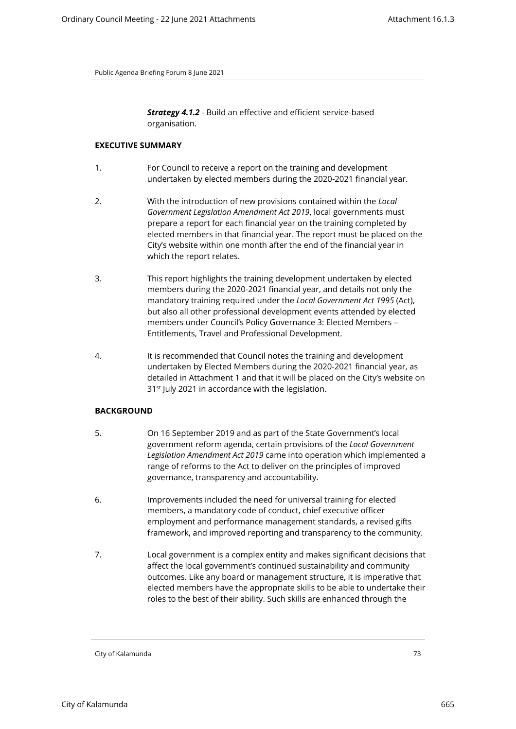***Strategy 4.1.2*** - Build an effective and efficient service-based organisation.

**EXECUTIVE SUMMARY**

1. For Council to receive a report on the training and development undertaken by elected members during the 2020-2021 financial year.

2. With the introduction of new provisions contained within the *Local Government Legislation Amendment Act 2019*, local governments must prepare a report for each financial year on the training completed by elected members in that financial year. The report must be placed on the City's website within one month after the end of the financial year in which the report relates.

3. This report highlights the training development undertaken by elected members during the 2020-2021 financial year, and details not only the mandatory training required under the *Local Government Act 1995* (Act), but also all other professional development events attended by elected members under Council's Policy Governance 3: Elected Members – Entitlements, Travel and Professional Development.

4. It is recommended that Council notes the training and development undertaken by Elected Members during the 2020-2021 financial year, as detailed in Attachment 1 and that it will be placed on the City's website on 31st July 2021 in accordance with the legislation.

**BACKGROUND**

5. On 16 September 2019 and as part of the State Government's local government reform agenda, certain provisions of the *Local Government Legislation Amendment Act 2019* came into operation which implemented a range of reforms to the Act to deliver on the principles of improved governance, transparency and accountability.

6. Improvements included the need for universal training for elected members, a mandatory code of conduct, chief executive officer employment and performance management standards, a revised gifts framework, and improved reporting and transparency to the community.

7. Local government is a complex entity and makes significant decisions that affect the local government's continued sustainability and community outcomes. Like any board or management structure, it is imperative that elected members have the appropriate skills to be able to undertake their roles to the best of their ability. Such skills are enhanced through the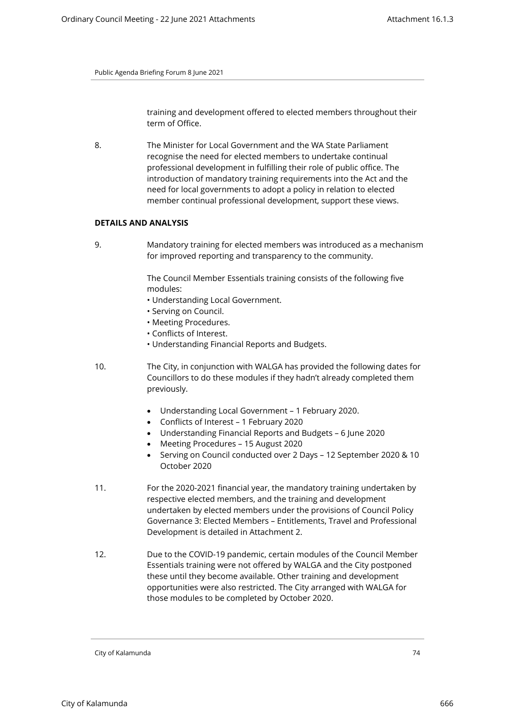training and development offered to elected members throughout their term of Office.

8. The Minister for Local Government and the WA State Parliament recognise the need for elected members to undertake continual professional development in fulfilling their role of public office. The introduction of mandatory training requirements into the Act and the need for local governments to adopt a policy in relation to elected member continual professional development, support these views.

**DETAILS AND ANALYSIS**

9. Mandatory training for elected members was introduced as a mechanism for improved reporting and transparency to the community.

   The Council Member Essentials training consists of the following five modules:
   - Understanding Local Government.
   - Serving on Council.
   - Meeting Procedures.
   - Conflicts of Interest.
   - Understanding Financial Reports and Budgets.

10. The City, in conjunction with WALGA has provided the following dates for Councillors to do these modules if they hadn't already completed them previously.

   - Understanding Local Government – 1 February 2020.
   - Conflicts of Interest – 1 February 2020
   - Understanding Financial Reports and Budgets – 6 June 2020
   - Meeting Procedures – 15 August 2020
   - Serving on Council conducted over 2 Days – 12 September 2020 & 10 October 2020

11. For the 2020-2021 financial year, the mandatory training undertaken by respective elected members, and the training and development undertaken by elected members under the provisions of Council Policy Governance 3: Elected Members – Entitlements, Travel and Professional Development is detailed in Attachment 2.

12. Due to the COVID-19 pandemic, certain modules of the Council Member Essentials training were not offered by WALGA and the City postponed these until they become available. Other training and development opportunities were also restricted. The City arranged with WALGA for those modules to be completed by October 2020.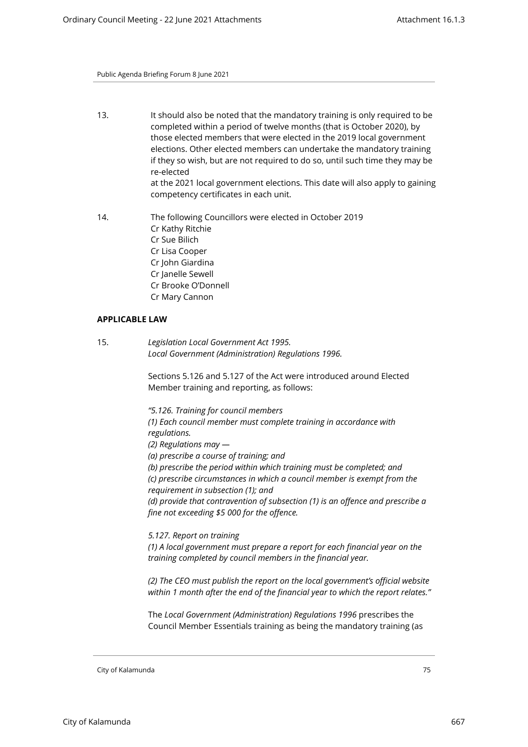13. It should also be noted that the mandatory training is only required to be completed within a period of twelve months (that is October 2020), by those elected members that were elected in the 2019 local government elections. Other elected members can undertake the mandatory training if they so wish, but are not required to do so, until such time they may be re-elected
at the 2021 local government elections. This date will also apply to gaining competency certificates in each unit.

14. The following Councillors were elected in October 2019
Cr Kathy Ritchie
Cr Sue Bilich
Cr Lisa Cooper
Cr John Giardina
Cr Janelle Sewell
Cr Brooke O'Donnell
Cr Mary Cannon

**APPLICABLE LAW**

15. *Legislation Local Government Act 1995.*
*Local Government (Administration) Regulations 1996.*

Sections 5.126 and 5.127 of the Act were introduced around Elected Member training and reporting, as follows:

*"5.126. Training for council members*
*(1) Each council member must complete training in accordance with regulations.*
*(2) Regulations may —*
*(a) prescribe a course of training; and*
*(b) prescribe the period within which training must be completed; and*
*(c) prescribe circumstances in which a council member is exempt from the requirement in subsection (1); and*
*(d) provide that contravention of subsection (1) is an offence and prescribe a fine not exceeding $5 000 for the offence.*

*5.127. Report on training*
*(1) A local government must prepare a report for each financial year on the training completed by council members in the financial year.*

*(2) The CEO must publish the report on the local government's official website within 1 month after the end of the financial year to which the report relates."*

The *Local Government (Administration) Regulations 1996* prescribes the Council Member Essentials training as being the mandatory training (as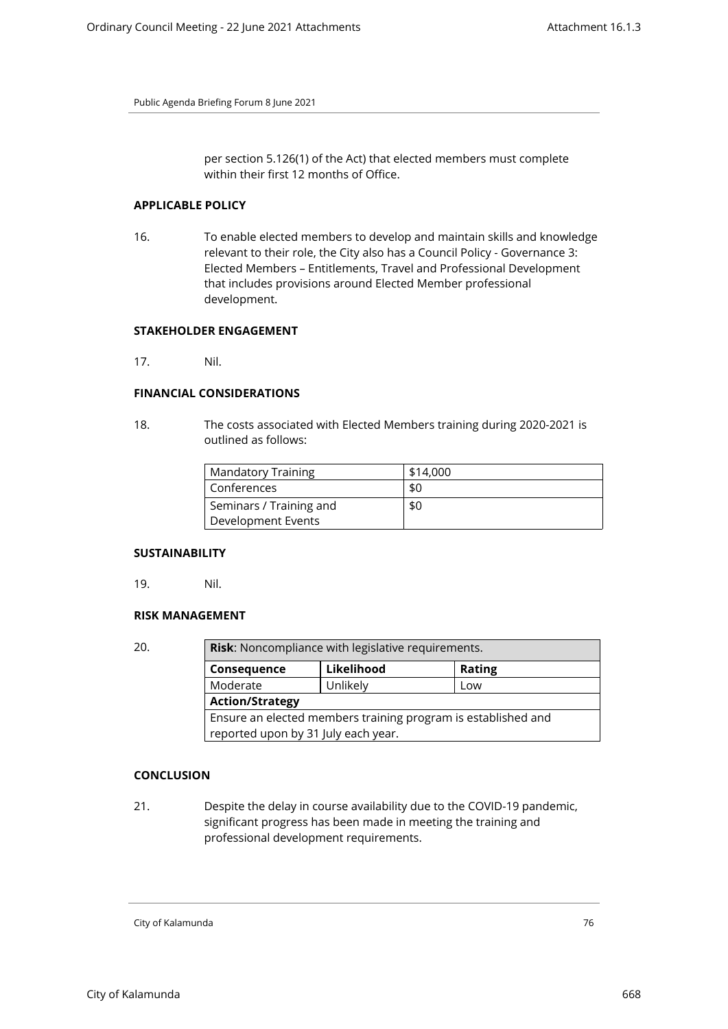per section 5.126(1) of the Act) that elected members must complete within their first 12 months of Office.

**APPLICABLE POLICY**

16. To enable elected members to develop and maintain skills and knowledge relevant to their role, the City also has a Council Policy - Governance 3: Elected Members – Entitlements, Travel and Professional Development that includes provisions around Elected Member professional development.

**STAKEHOLDER ENGAGEMENT**

17. Nil.

**FINANCIAL CONSIDERATIONS**

18. The costs associated with Elected Members training during 2020-2021 is outlined as follows:

| | |
|---|---|
| Mandatory Training | $14,000 |
| Conferences | $0 |
| Seminars / Training and Development Events | $0 |

**SUSTAINABILITY**

19. Nil.

**RISK MANAGEMENT**

20.

| **Risk**: Noncompliance with legislative requirements. | | |
|---|---|---|
| **Consequence** | **Likelihood** | **Rating** |
| Moderate | Unlikely | Low |
| **Action/Strategy** | | |
| Ensure an elected members training program is established and reported upon by 31 July each year. | | |

**CONCLUSION**

21. Despite the delay in course availability due to the COVID-19 pandemic, significant progress has been made in meeting the training and professional development requirements.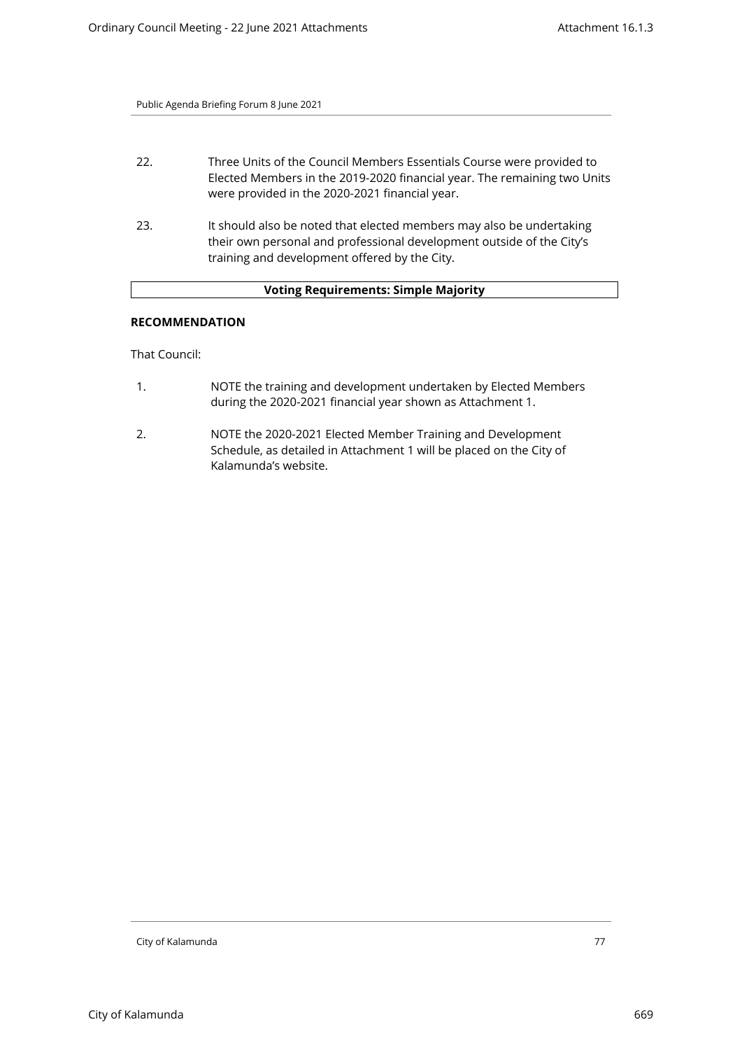22. Three Units of the Council Members Essentials Course were provided to Elected Members in the 2019-2020 financial year. The remaining two Units were provided in the 2020-2021 financial year.

23. It should also be noted that elected members may also be undertaking their own personal and professional development outside of the City's training and development offered by the City.

**Voting Requirements: Simple Majority**

**RECOMMENDATION**

That Council:

1. NOTE the training and development undertaken by Elected Members during the 2020-2021 financial year shown as Attachment 1.

2. NOTE the 2020-2021 Elected Member Training and Development Schedule, as detailed in Attachment 1 will be placed on the City of Kalamunda's website.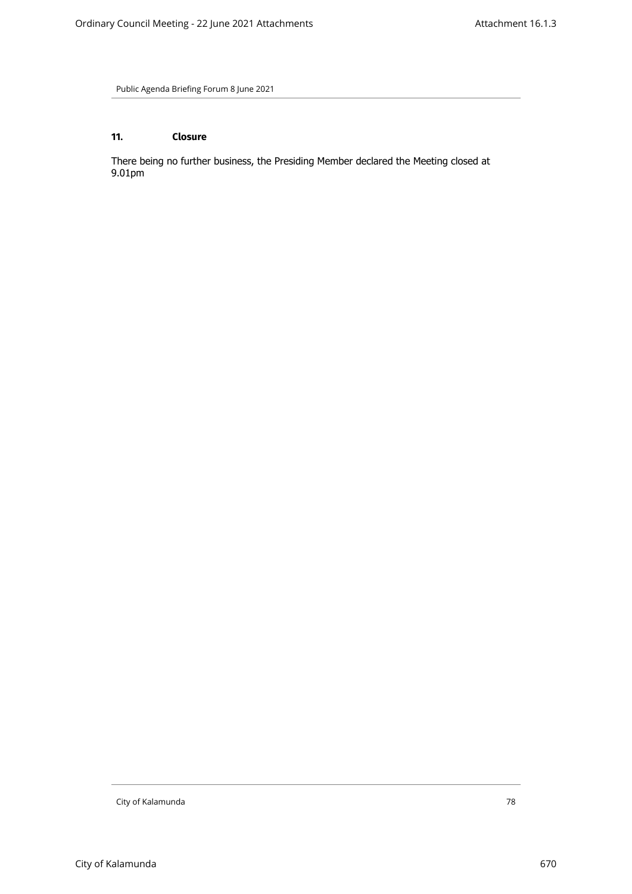## 11. Closure

There being no further business, the Presiding Member declared the Meeting closed at 9.01pm